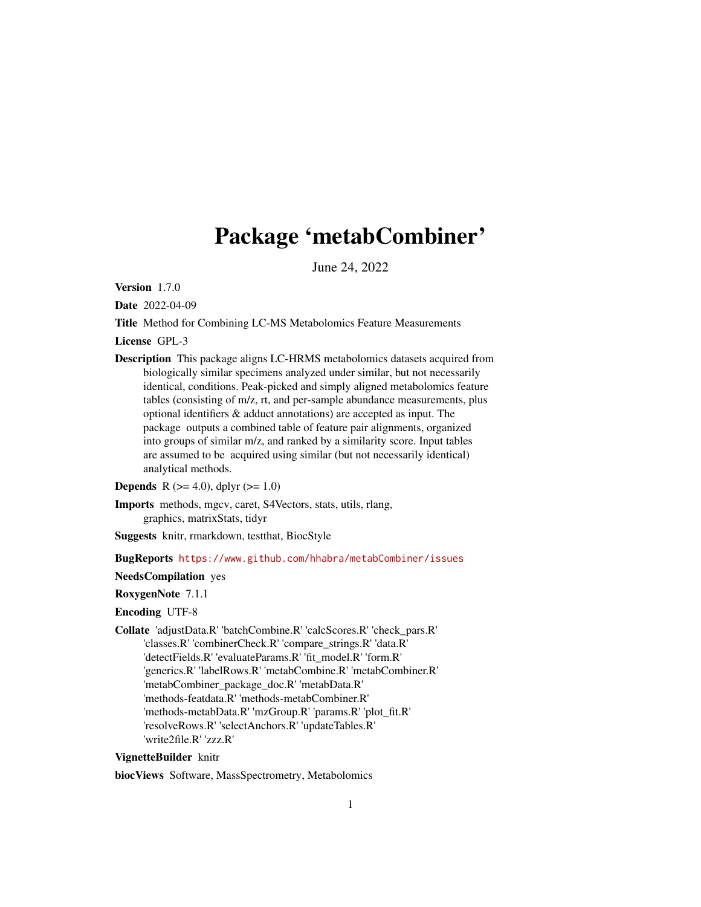# Package 'metabCombiner'

June 24, 2022

**Version** 1.7.0

**Date** 2022-04-09

**Title** Method for Combining LC-MS Metabolomics Feature Measurements

**License** GPL-3

**Description** This package aligns LC-HRMS metabolomics datasets acquired from biologically similar specimens analyzed under similar, but not necessarily identical, conditions. Peak-picked and simply aligned metabolomics feature tables (consisting of m/z, rt, and per-sample abundance measurements, plus optional identifiers & adduct annotations) are accepted as input. The package outputs a combined table of feature pair alignments, organized into groups of similar m/z, and ranked by a similarity score. Input tables are assumed to be acquired using similar (but not necessarily identical) analytical methods.

**Depends** R (>= 4.0), dplyr (>= 1.0)

**Imports** methods, mgcv, caret, S4Vectors, stats, utils, rlang, graphics, matrixStats, tidyr

**Suggests** knitr, rmarkdown, testthat, BiocStyle

**BugReports** https://www.github.com/hhabra/metabCombiner/issues

**NeedsCompilation** yes

**RoxygenNote** 7.1.1

**Encoding** UTF-8

**Collate** 'adjustData.R' 'batchCombine.R' 'calcScores.R' 'check_pars.R' 'classes.R' 'combinerCheck.R' 'compare_strings.R' 'data.R' 'detectFields.R' 'evaluateParams.R' 'fit_model.R' 'form.R' 'generics.R' 'labelRows.R' 'metabCombine.R' 'metabCombiner.R' 'metabCombiner_package_doc.R' 'metabData.R' 'methods-featdata.R' 'methods-metabCombiner.R' 'methods-metabData.R' 'mzGroup.R' 'params.R' 'plot_fit.R' 'resolveRows.R' 'selectAnchors.R' 'updateTables.R' 'write2file.R' 'zzz.R'

**VignetteBuilder** knitr

**biocViews** Software, MassSpectrometry, Metabolomics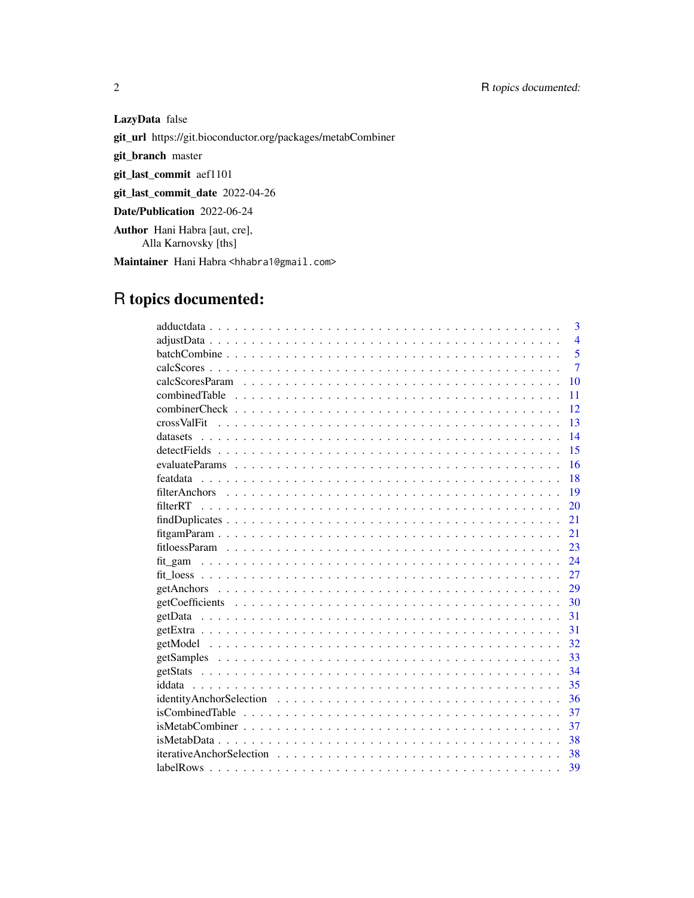**LazyData** false

**git_url** https://git.bioconductor.org/packages/metabCombiner

**git_branch** master

**git_last_commit** aef1101

**git_last_commit_date** 2022-04-26

**Date/Publication** 2022-06-24

**Author** Hani Habra [aut, cre],
Alla Karnovsky [ths]

**Maintainer** Hani Habra <hhabra1@gmail.com>

# R topics documented:

adductdata . . . . . . . . . . . . . . . . . . . . . . . . . . . . . . . . . . . . . . . . 3
adjustData . . . . . . . . . . . . . . . . . . . . . . . . . . . . . . . . . . . . . . . . 4
batchCombine . . . . . . . . . . . . . . . . . . . . . . . . . . . . . . . . . . . . . . 5
calcScores . . . . . . . . . . . . . . . . . . . . . . . . . . . . . . . . . . . . . . . . 7
calcScoresParam . . . . . . . . . . . . . . . . . . . . . . . . . . . . . . . . . . . . . 10
combinedTable . . . . . . . . . . . . . . . . . . . . . . . . . . . . . . . . . . . . . . 11
combinerCheck . . . . . . . . . . . . . . . . . . . . . . . . . . . . . . . . . . . . . . 12
crossValFit . . . . . . . . . . . . . . . . . . . . . . . . . . . . . . . . . . . . . . . 13
datasets . . . . . . . . . . . . . . . . . . . . . . . . . . . . . . . . . . . . . . . . . 14
detectFields . . . . . . . . . . . . . . . . . . . . . . . . . . . . . . . . . . . . . . . 15
evaluateParams . . . . . . . . . . . . . . . . . . . . . . . . . . . . . . . . . . . . . 16
featdata . . . . . . . . . . . . . . . . . . . . . . . . . . . . . . . . . . . . . . . . . 18
filterAnchors . . . . . . . . . . . . . . . . . . . . . . . . . . . . . . . . . . . . . . 19
filterRT . . . . . . . . . . . . . . . . . . . . . . . . . . . . . . . . . . . . . . . . . 20
findDuplicates . . . . . . . . . . . . . . . . . . . . . . . . . . . . . . . . . . . . . . 21
fitgamParam . . . . . . . . . . . . . . . . . . . . . . . . . . . . . . . . . . . . . . . 21
fitloessParam . . . . . . . . . . . . . . . . . . . . . . . . . . . . . . . . . . . . . . 23
fit_gam . . . . . . . . . . . . . . . . . . . . . . . . . . . . . . . . . . . . . . . . . 24
fit_loess . . . . . . . . . . . . . . . . . . . . . . . . . . . . . . . . . . . . . . . . 27
getAnchors . . . . . . . . . . . . . . . . . . . . . . . . . . . . . . . . . . . . . . . 29
getCoefficients . . . . . . . . . . . . . . . . . . . . . . . . . . . . . . . . . . . . . 30
getData . . . . . . . . . . . . . . . . . . . . . . . . . . . . . . . . . . . . . . . . . 31
getExtra . . . . . . . . . . . . . . . . . . . . . . . . . . . . . . . . . . . . . . . . . 31
getModel . . . . . . . . . . . . . . . . . . . . . . . . . . . . . . . . . . . . . . . . 32
getSamples . . . . . . . . . . . . . . . . . . . . . . . . . . . . . . . . . . . . . . . 33
getStats . . . . . . . . . . . . . . . . . . . . . . . . . . . . . . . . . . . . . . . . . 34
iddata . . . . . . . . . . . . . . . . . . . . . . . . . . . . . . . . . . . . . . . . . . 35
identityAnchorSelection . . . . . . . . . . . . . . . . . . . . . . . . . . . . . . . . . 36
isCombinedTable . . . . . . . . . . . . . . . . . . . . . . . . . . . . . . . . . . . . 37
isMetabCombiner . . . . . . . . . . . . . . . . . . . . . . . . . . . . . . . . . . . . 37
isMetabData . . . . . . . . . . . . . . . . . . . . . . . . . . . . . . . . . . . . . . . 38
iterativeAnchorSelection . . . . . . . . . . . . . . . . . . . . . . . . . . . . . . . . 38
labelRows . . . . . . . . . . . . . . . . . . . . . . . . . . . . . . . . . . . . . . . . 39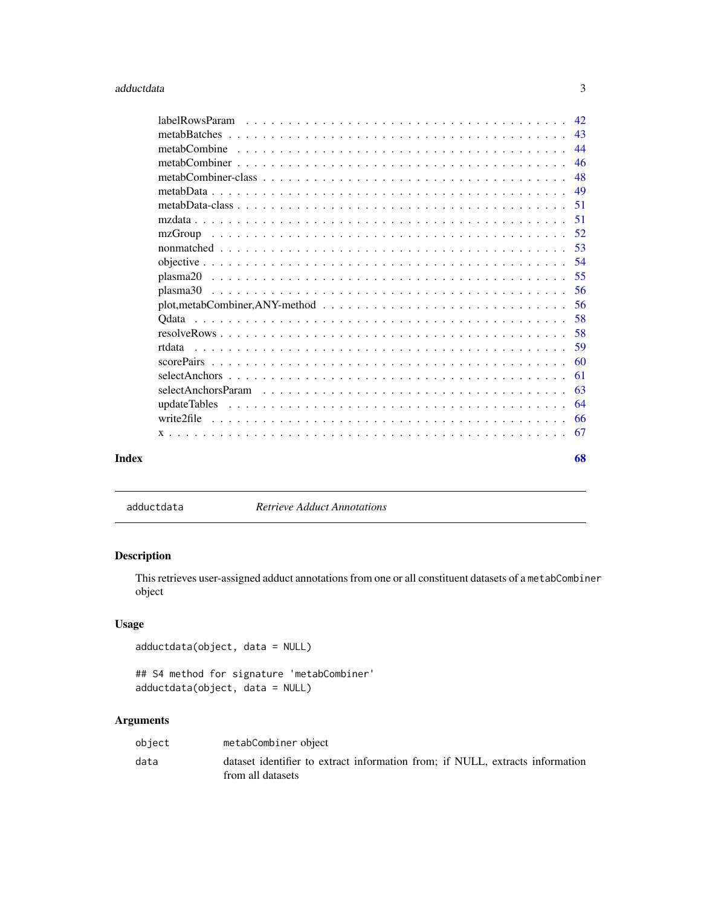labelRowsParam . . . . . . . . . . . . . . . . . . . . . . . . . . . . . . . . . . . 42
metabBatches . . . . . . . . . . . . . . . . . . . . . . . . . . . . . . . . . . . . 43
metabCombine . . . . . . . . . . . . . . . . . . . . . . . . . . . . . . . . . . . . 44
metabCombiner . . . . . . . . . . . . . . . . . . . . . . . . . . . . . . . . . . . 46
metabCombiner-class . . . . . . . . . . . . . . . . . . . . . . . . . . . . . . . 48
metabData . . . . . . . . . . . . . . . . . . . . . . . . . . . . . . . . . . . . . 49
metabData-class . . . . . . . . . . . . . . . . . . . . . . . . . . . . . . . . . . 51
mzdata . . . . . . . . . . . . . . . . . . . . . . . . . . . . . . . . . . . . . . . 51
mzGroup . . . . . . . . . . . . . . . . . . . . . . . . . . . . . . . . . . . . . . 52
nonmatched . . . . . . . . . . . . . . . . . . . . . . . . . . . . . . . . . . . . 53
objective . . . . . . . . . . . . . . . . . . . . . . . . . . . . . . . . . . . . . . 54
plasma20 . . . . . . . . . . . . . . . . . . . . . . . . . . . . . . . . . . . . . . 55
plasma30 . . . . . . . . . . . . . . . . . . . . . . . . . . . . . . . . . . . . . . 56
plot,metabCombiner,ANY-method . . . . . . . . . . . . . . . . . . . . . . . . 56
Qdata . . . . . . . . . . . . . . . . . . . . . . . . . . . . . . . . . . . . . . . 58
resolveRows . . . . . . . . . . . . . . . . . . . . . . . . . . . . . . . . . . . . 58
rtdata . . . . . . . . . . . . . . . . . . . . . . . . . . . . . . . . . . . . . . . 59
scorePairs . . . . . . . . . . . . . . . . . . . . . . . . . . . . . . . . . . . . . 60
selectAnchors . . . . . . . . . . . . . . . . . . . . . . . . . . . . . . . . . . . 61
selectAnchorsParam . . . . . . . . . . . . . . . . . . . . . . . . . . . . . . . . 63
updateTables . . . . . . . . . . . . . . . . . . . . . . . . . . . . . . . . . . . 64
write2file . . . . . . . . . . . . . . . . . . . . . . . . . . . . . . . . . . . . . 66
x . . . . . . . . . . . . . . . . . . . . . . . . . . . . . . . . . . . . . . . . . 67

**Index** **68**

---

## adductdata — *Retrieve Adduct Annotations*

### Description

This retrieves user-assigned adduct annotations from one or all constituent datasets of a `metabCombiner` object

### Usage

```
adductdata(object, data = NULL)

## S4 method for signature 'metabCombiner'
adductdata(object, data = NULL)
```

### Arguments

| | |
|---|---|
| `object` | `metabCombiner` object |
| `data` | dataset identifier to extract information from; if NULL, extracts information from all datasets |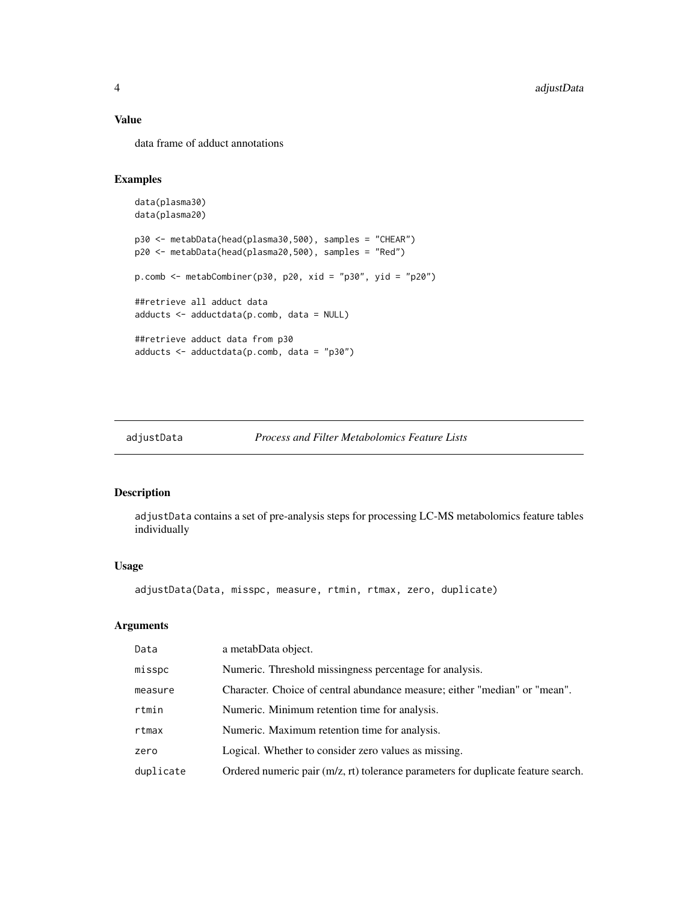### Value

data frame of adduct annotations

### Examples

```
data(plasma30)
data(plasma20)

p30 <- metabData(head(plasma30,500), samples = "CHEAR")
p20 <- metabData(head(plasma20,500), samples = "Red")

p.comb <- metabCombiner(p30, p20, xid = "p30", yid = "p20")

##retrieve all adduct data
adducts <- adductdata(p.comb, data = NULL)

##retrieve adduct data from p30
adducts <- adductdata(p.comb, data = "p30")
```

---

## adjustData — *Process and Filter Metabolomics Feature Lists*

### Description

`adjustData` contains a set of pre-analysis steps for processing LC-MS metabolomics feature tables individually

### Usage

```
adjustData(Data, misspc, measure, rtmin, rtmax, zero, duplicate)
```

### Arguments

| Argument | Description |
|---|---|
| Data | a metabData object. |
| misspc | Numeric. Threshold missingness percentage for analysis. |
| measure | Character. Choice of central abundance measure; either "median" or "mean". |
| rtmin | Numeric. Minimum retention time for analysis. |
| rtmax | Numeric. Maximum retention time for analysis. |
| zero | Logical. Whether to consider zero values as missing. |
| duplicate | Ordered numeric pair (m/z, rt) tolerance parameters for duplicate feature search. |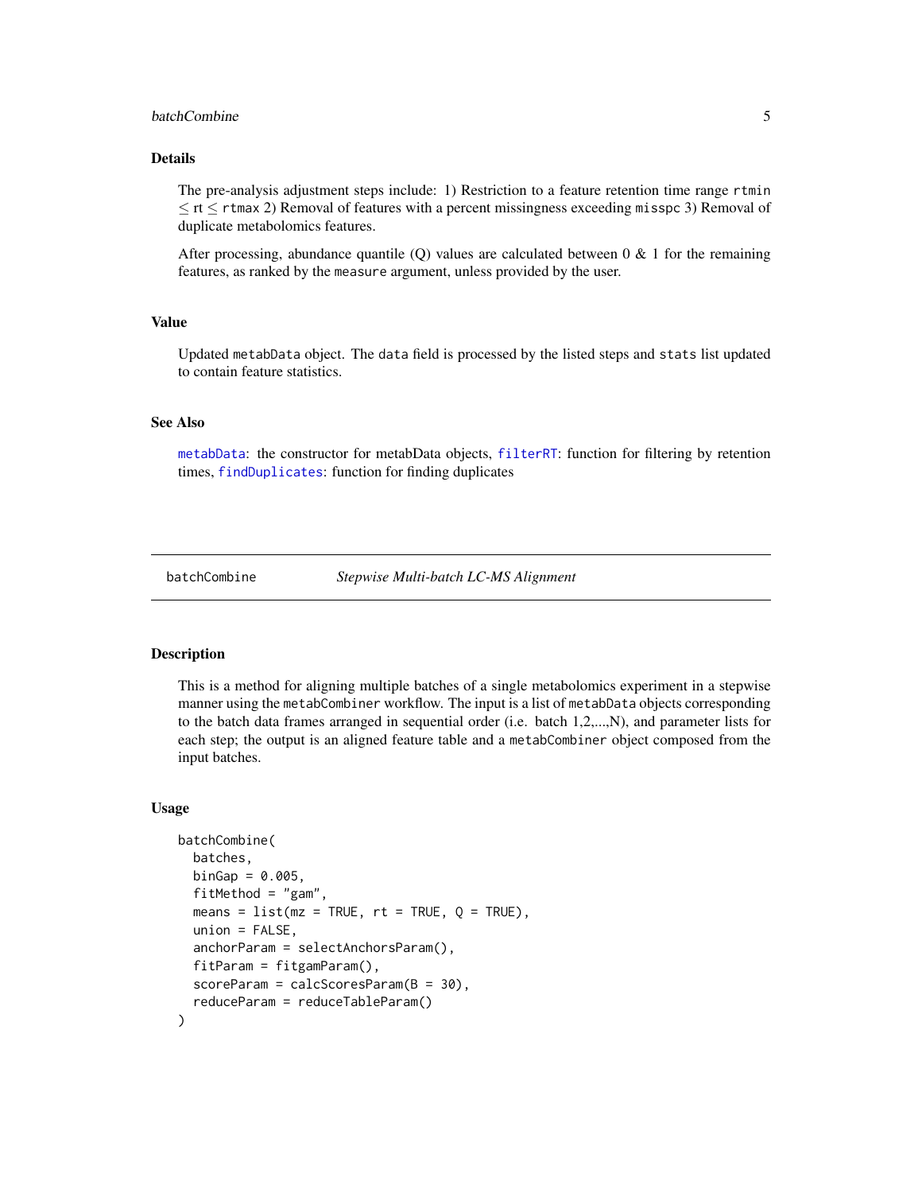## Details

The pre-analysis adjustment steps include: 1) Restriction to a feature retention time range `rtmin` $\leq$ rt $\leq$ `rtmax` 2) Removal of features with a percent missingness exceeding `misspc` 3) Removal of duplicate metabolomics features.

After processing, abundance quantile (Q) values are calculated between 0 & 1 for the remaining features, as ranked by the `measure` argument, unless provided by the user.

## Value

Updated `metabData` object. The `data` field is processed by the listed steps and `stats` list updated to contain feature statistics.

## See Also

`metabData`: the constructor for metabData objects, `filterRT`: function for filtering by retention times, `findDuplicates`: function for finding duplicates

---

# batchCombine *Stepwise Multi-batch LC-MS Alignment*

---

## Description

This is a method for aligning multiple batches of a single metabolomics experiment in a stepwise manner using the `metabCombiner` workflow. The input is a list of `metabData` objects corresponding to the batch data frames arranged in sequential order (i.e. batch 1,2,...,N), and parameter lists for each step; the output is an aligned feature table and a `metabCombiner` object composed from the input batches.

## Usage

```
batchCombine(
  batches,
  binGap = 0.005,
  fitMethod = "gam",
  means = list(mz = TRUE, rt = TRUE, Q = TRUE),
  union = FALSE,
  anchorParam = selectAnchorsParam(),
  fitParam = fitgamParam(),
  scoreParam = calcScoresParam(B = 30),
  reduceParam = reduceTableParam()
)
```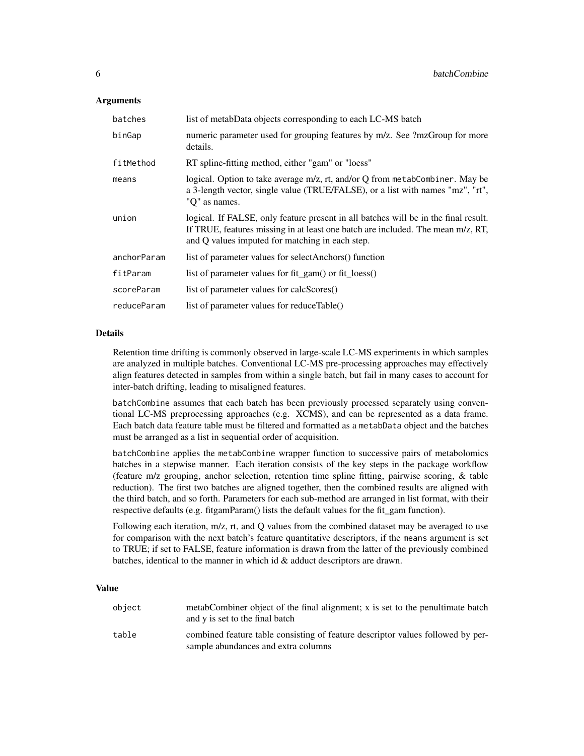### Arguments

| | |
|---|---|
| batches | list of metabData objects corresponding to each LC-MS batch |
| binGap | numeric parameter used for grouping features by m/z. See ?mzGroup for more details. |
| fitMethod | RT spline-fitting method, either "gam" or "loess" |
| means | logical. Option to take average m/z, rt, and/or Q from metabCombiner. May be a 3-length vector, single value (TRUE/FALSE), or a list with names "mz", "rt", "Q" as names. |
| union | logical. If FALSE, only feature present in all batches will be in the final result. If TRUE, features missing in at least one batch are included. The mean m/z, RT, and Q values imputed for matching in each step. |
| anchorParam | list of parameter values for selectAnchors() function |
| fitParam | list of parameter values for fit_gam() or fit_loess() |
| scoreParam | list of parameter values for calcScores() |
| reduceParam | list of parameter values for reduceTable() |

### Details

Retention time drifting is commonly observed in large-scale LC-MS experiments in which samples are analyzed in multiple batches. Conventional LC-MS pre-processing approaches may effectively align features detected in samples from within a single batch, but fail in many cases to account for inter-batch drifting, leading to misaligned features.

batchCombine assumes that each batch has been previously processed separately using conventional LC-MS preprocessing approaches (e.g. XCMS), and can be represented as a data frame. Each batch data feature table must be filtered and formatted as a metabData object and the batches must be arranged as a list in sequential order of acquisition.

batchCombine applies the metabCombine wrapper function to successive pairs of metabolomics batches in a stepwise manner. Each iteration consists of the key steps in the package workflow (feature m/z grouping, anchor selection, retention time spline fitting, pairwise scoring, & table reduction). The first two batches are aligned together, then the combined results are aligned with the third batch, and so forth. Parameters for each sub-method are arranged in list format, with their respective defaults (e.g. fitgamParam() lists the default values for the fit_gam function).

Following each iteration, m/z, rt, and Q values from the combined dataset may be averaged to use for comparison with the next batch's feature quantitative descriptors, if the means argument is set to TRUE; if set to FALSE, feature information is drawn from the latter of the previously combined batches, identical to the manner in which id & adduct descriptors are drawn.

### Value

| | |
|---|---|
| object | metabCombiner object of the final alignment; x is set to the penultimate batch and y is set to the final batch |
| table | combined feature table consisting of feature descriptor values followed by per-sample abundances and extra columns |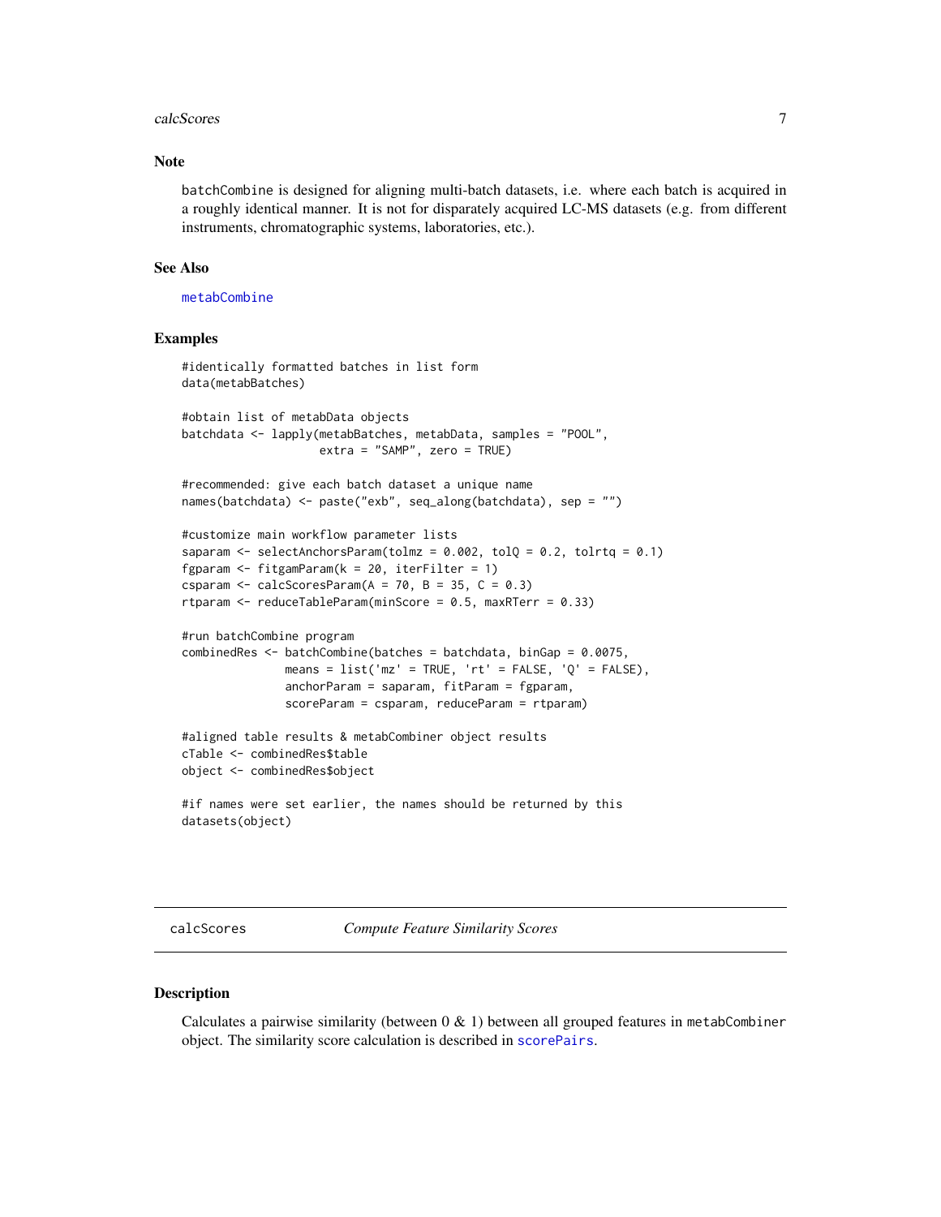## Note

batchCombine is designed for aligning multi-batch datasets, i.e. where each batch is acquired in a roughly identical manner. It is not for disparately acquired LC-MS datasets (e.g. from different instruments, chromatographic systems, laboratories, etc.).

## See Also

metabCombine

## Examples

```
#identically formatted batches in list form
data(metabBatches)

#obtain list of metabData objects
batchdata <- lapply(metabBatches, metabData, samples = "POOL",
                    extra = "SAMP", zero = TRUE)

#recommended: give each batch dataset a unique name
names(batchdata) <- paste("exb", seq_along(batchdata), sep = "")

#customize main workflow parameter lists
saparam <- selectAnchorsParam(tolmz = 0.002, tolQ = 0.2, tolrtq = 0.1)
fgparam <- fitgamParam(k = 20, iterFilter = 1)
csparam <- calcScoresParam(A = 70, B = 35, C = 0.3)
rtparam <- reduceTableParam(minScore = 0.5, maxRTerr = 0.33)

#run batchCombine program
combinedRes <- batchCombine(batches = batchdata, binGap = 0.0075,
               means = list('mz' = TRUE, 'rt' = FALSE, 'Q' = FALSE),
               anchorParam = saparam, fitParam = fgparam,
               scoreParam = csparam, reduceParam = rtparam)

#aligned table results & metabCombiner object results
cTable <- combinedRes$table
object <- combinedRes$object

#if names were set earlier, the names should be returned by this
datasets(object)
```

---

# calcScores *Compute Feature Similarity Scores*

## Description

Calculates a pairwise similarity (between 0 & 1) between all grouped features in metabCombiner object. The similarity score calculation is described in scorePairs.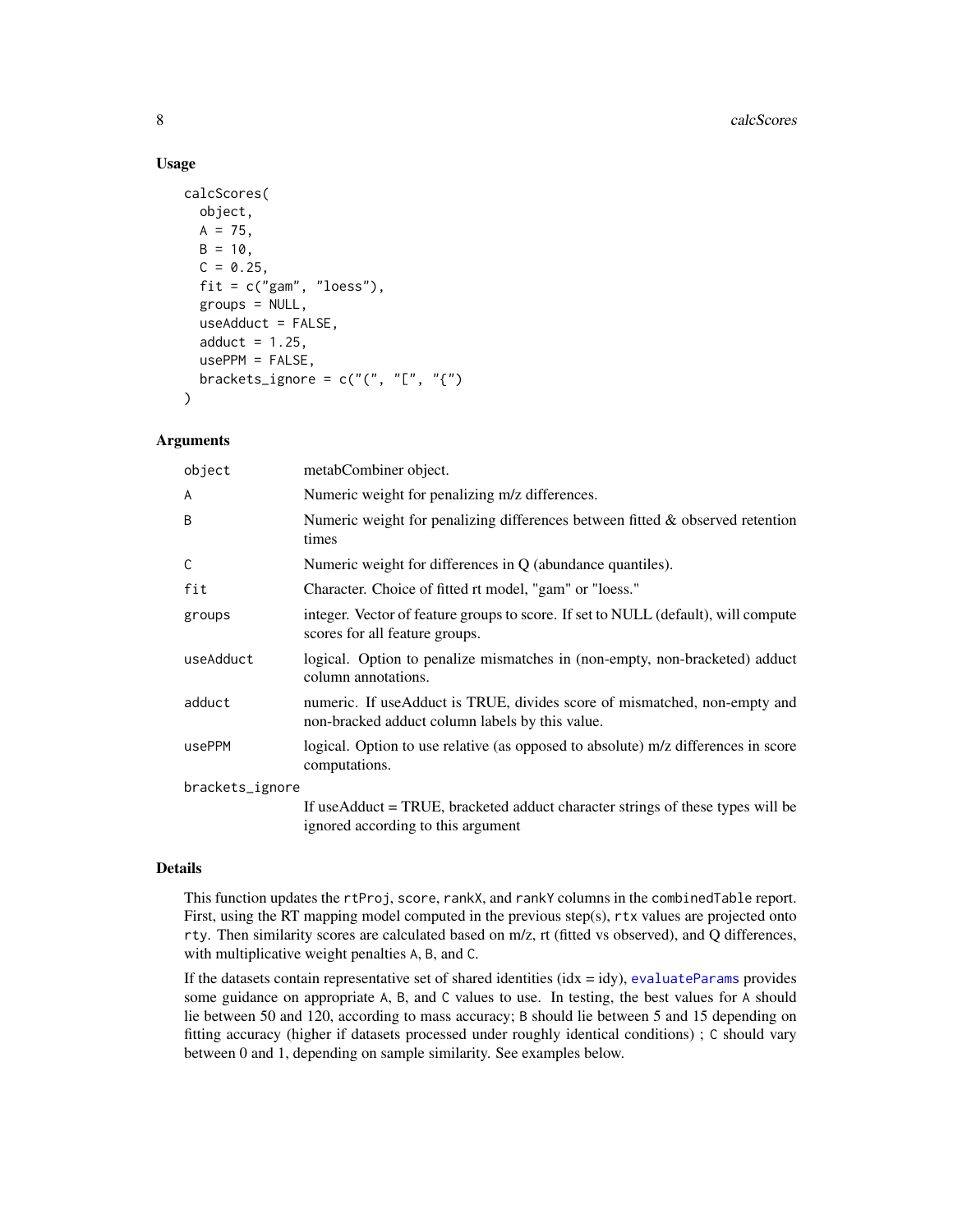### Usage

```
calcScores(
  object,
  A = 75,
  B = 10,
  C = 0.25,
  fit = c("gam", "loess"),
  groups = NULL,
  useAdduct = FALSE,
  adduct = 1.25,
  usePPM = FALSE,
  brackets_ignore = c("(", "[", "{")
)
```

### Arguments

| Argument | Description |
|---|---|
| object | metabCombiner object. |
| A | Numeric weight for penalizing m/z differences. |
| B | Numeric weight for penalizing differences between fitted & observed retention times |
| C | Numeric weight for differences in Q (abundance quantiles). |
| fit | Character. Choice of fitted rt model, "gam" or "loess." |
| groups | integer. Vector of feature groups to score. If set to NULL (default), will compute scores for all feature groups. |
| useAdduct | logical. Option to penalize mismatches in (non-empty, non-bracketed) adduct column annotations. |
| adduct | numeric. If useAdduct is TRUE, divides score of mismatched, non-empty and non-bracked adduct column labels by this value. |
| usePPM | logical. Option to use relative (as opposed to absolute) m/z differences in score computations. |
| brackets_ignore | If useAdduct = TRUE, bracketed adduct character strings of these types will be ignored according to this argument |

### Details

This function updates the rtProj, score, rankX, and rankY columns in the combinedTable report. First, using the RT mapping model computed in the previous step(s), rtx values are projected onto rty. Then similarity scores are calculated based on m/z, rt (fitted vs observed), and Q differences, with multiplicative weight penalties A, B, and C.

If the datasets contain representative set of shared identities (idx = idy), evaluateParams provides some guidance on appropriate A, B, and C values to use. In testing, the best values for A should lie between 50 and 120, according to mass accuracy; B should lie between 5 and 15 depending on fitting accuracy (higher if datasets processed under roughly identical conditions) ; C should vary between 0 and 1, depending on sample similarity. See examples below.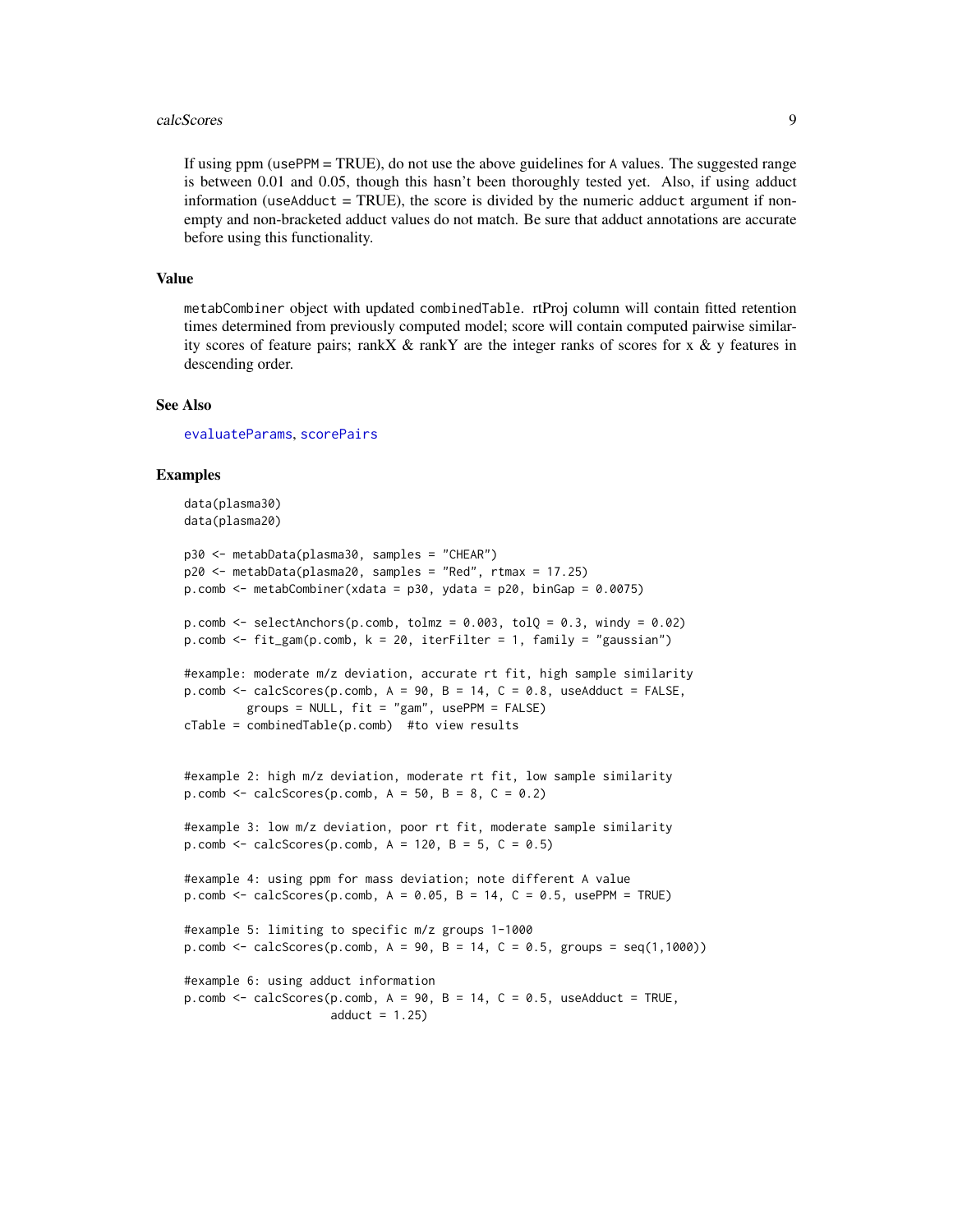If using ppm (usePPM = TRUE), do not use the above guidelines for A values. The suggested range is between 0.01 and 0.05, though this hasn't been thoroughly tested yet. Also, if using adduct information (useAdduct = TRUE), the score is divided by the numeric adduct argument if non-empty and non-bracketed adduct values do not match. Be sure that adduct annotations are accurate before using this functionality.

## Value

metabCombiner object with updated combinedTable. rtProj column will contain fitted retention times determined from previously computed model; score will contain computed pairwise similarity scores of feature pairs; rankX & rankY are the integer ranks of scores for x & y features in descending order.

## See Also

evaluateParams, scorePairs

## Examples

```
data(plasma30)
data(plasma20)

p30 <- metabData(plasma30, samples = "CHEAR")
p20 <- metabData(plasma20, samples = "Red", rtmax = 17.25)
p.comb <- metabCombiner(xdata = p30, ydata = p20, binGap = 0.0075)

p.comb <- selectAnchors(p.comb, tolmz = 0.003, tolQ = 0.3, windy = 0.02)
p.comb <- fit_gam(p.comb, k = 20, iterFilter = 1, family = "gaussian")

#example: moderate m/z deviation, accurate rt fit, high sample similarity
p.comb <- calcScores(p.comb, A = 90, B = 14, C = 0.8, useAdduct = FALSE,
        groups = NULL, fit = "gam", usePPM = FALSE)
cTable = combinedTable(p.comb)  #to view results


#example 2: high m/z deviation, moderate rt fit, low sample similarity
p.comb <- calcScores(p.comb, A = 50, B = 8, C = 0.2)

#example 3: low m/z deviation, poor rt fit, moderate sample similarity
p.comb <- calcScores(p.comb, A = 120, B = 5, C = 0.5)

#example 4: using ppm for mass deviation; note different A value
p.comb <- calcScores(p.comb, A = 0.05, B = 14, C = 0.5, usePPM = TRUE)

#example 5: limiting to specific m/z groups 1-1000
p.comb <- calcScores(p.comb, A = 90, B = 14, C = 0.5, groups = seq(1,1000))

#example 6: using adduct information
p.comb <- calcScores(p.comb, A = 90, B = 14, C = 0.5, useAdduct = TRUE,
                    adduct = 1.25)
```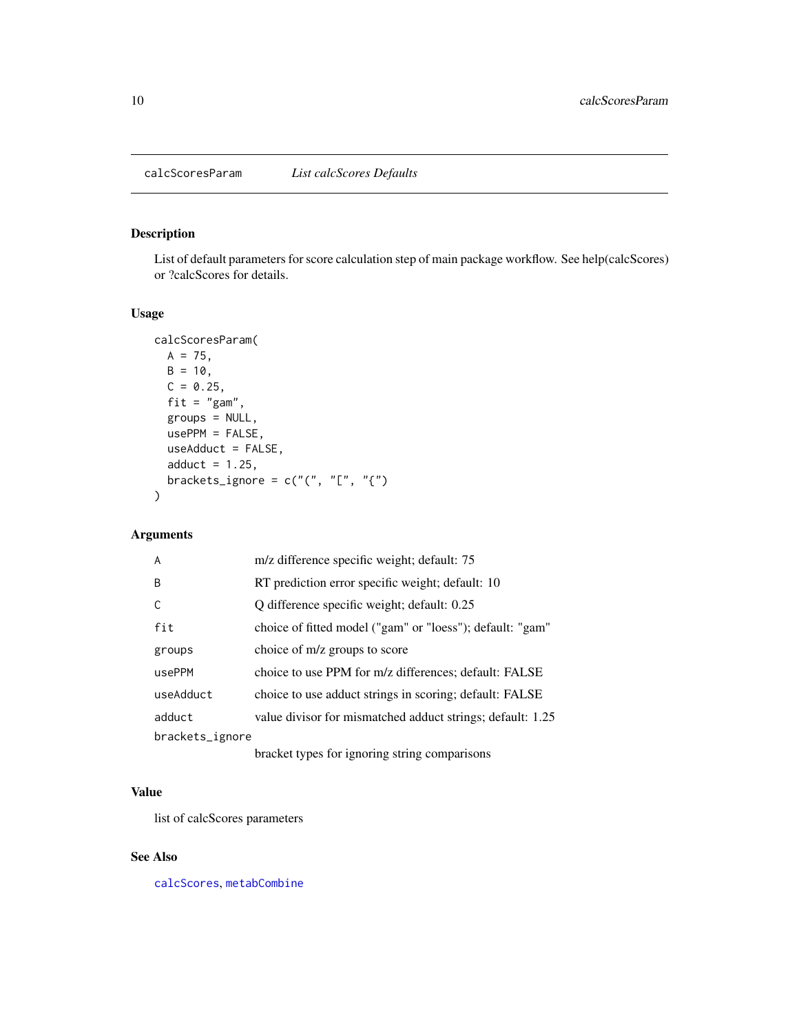# calcScoresParam — *List calcScores Defaults*

## Description

List of default parameters for score calculation step of main package workflow. See help(calcScores) or ?calcScores for details.

## Usage

```
calcScoresParam(
  A = 75,
  B = 10,
  C = 0.25,
  fit = "gam",
  groups = NULL,
  usePPM = FALSE,
  useAdduct = FALSE,
  adduct = 1.25,
  brackets_ignore = c("(", "[", "{")
)
```

## Arguments

| | |
|---|---|
| `A` | m/z difference specific weight; default: 75 |
| `B` | RT prediction error specific weight; default: 10 |
| `C` | Q difference specific weight; default: 0.25 |
| `fit` | choice of fitted model ("gam" or "loess"); default: "gam" |
| `groups` | choice of m/z groups to score |
| `usePPM` | choice to use PPM for m/z differences; default: FALSE |
| `useAdduct` | choice to use adduct strings in scoring; default: FALSE |
| `adduct` | value divisor for mismatched adduct strings; default: 1.25 |
| `brackets_ignore` | bracket types for ignoring string comparisons |

## Value

list of calcScores parameters

## See Also

calcScores, metabCombine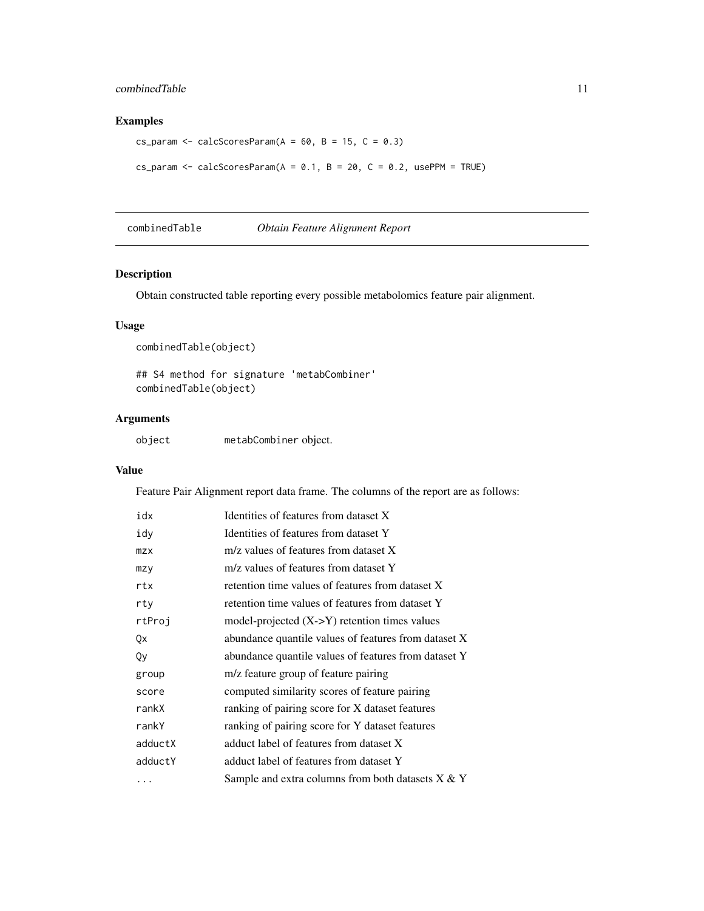### Examples

```
cs_param <- calcScoresParam(A = 60, B = 15, C = 0.3)

cs_param <- calcScoresParam(A = 0.1, B = 20, C = 0.2, usePPM = TRUE)
```

## combinedTable *Obtain Feature Alignment Report*

### Description

Obtain constructed table reporting every possible metabolomics feature pair alignment.

### Usage

```
combinedTable(object)

## S4 method for signature 'metabCombiner'
combinedTable(object)
```

### Arguments

| | |
|---|---|
| object | metabCombiner object. |

### Value

Feature Pair Alignment report data frame. The columns of the report are as follows:

| | |
|---|---|
| idx | Identities of features from dataset X |
| idy | Identities of features from dataset Y |
| mzx | m/z values of features from dataset X |
| mzy | m/z values of features from dataset Y |
| rtx | retention time values of features from dataset X |
| rty | retention time values of features from dataset Y |
| rtProj | model-projected (X->Y) retention times values |
| Qx | abundance quantile values of features from dataset X |
| Qy | abundance quantile values of features from dataset Y |
| group | m/z feature group of feature pairing |
| score | computed similarity scores of feature pairing |
| rankX | ranking of pairing score for X dataset features |
| rankY | ranking of pairing score for Y dataset features |
| adductX | adduct label of features from dataset X |
| adductY | adduct label of features from dataset Y |
| ... | Sample and extra columns from both datasets X & Y |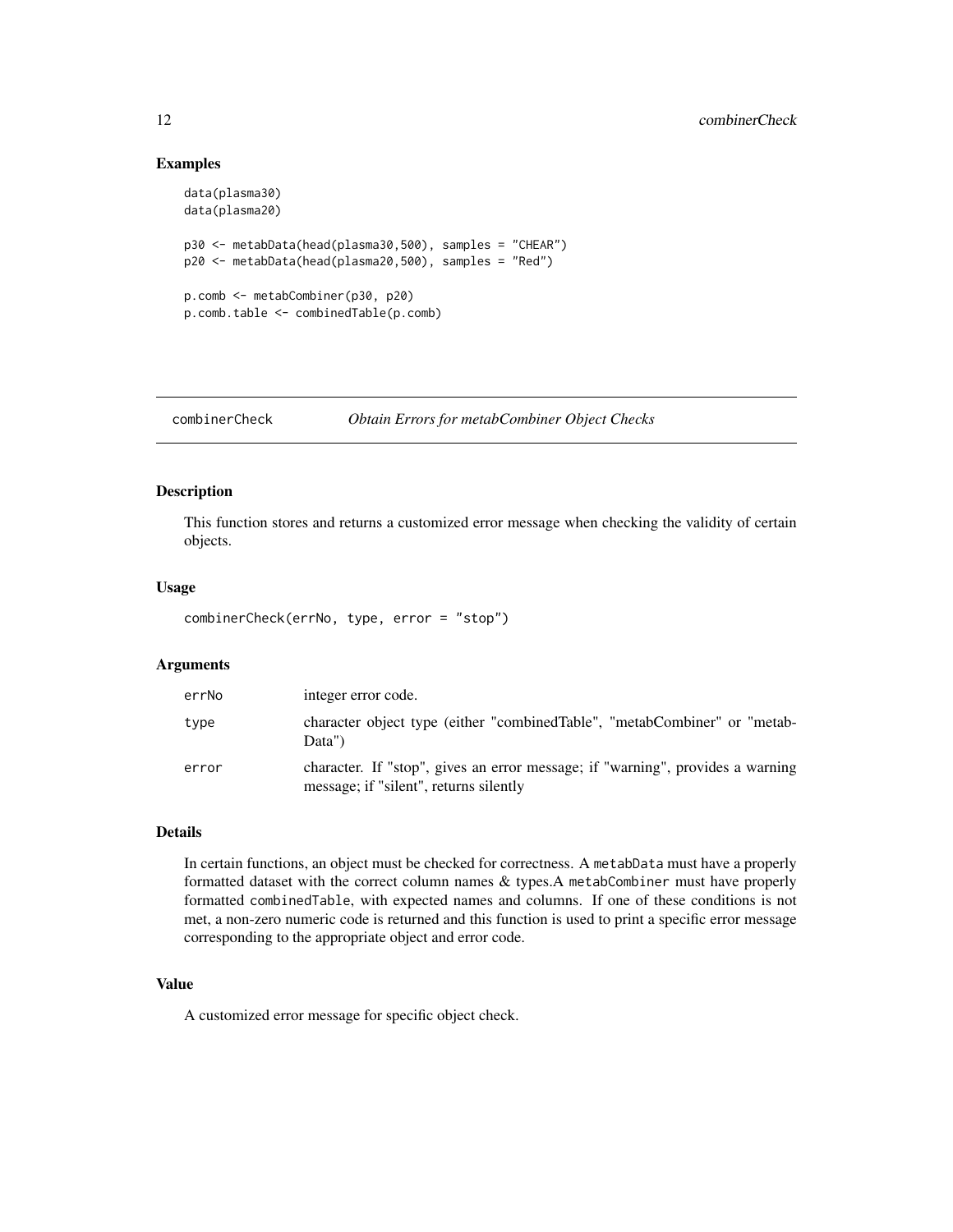### Examples

```
data(plasma30)
data(plasma20)

p30 <- metabData(head(plasma30,500), samples = "CHEAR")
p20 <- metabData(head(plasma20,500), samples = "Red")

p.comb <- metabCombiner(p30, p20)
p.comb.table <- combinedTable(p.comb)
```

---

## combinerCheck *Obtain Errors for metabCombiner Object Checks*

---

### Description

This function stores and returns a customized error message when checking the validity of certain objects.

### Usage

```
combinerCheck(errNo, type, error = "stop")
```

### Arguments

| | |
|---|---|
| errNo | integer error code. |
| type | character object type (either "combinedTable", "metabCombiner" or "metabData") |
| error | character. If "stop", gives an error message; if "warning", provides a warning message; if "silent", returns silently |

### Details

In certain functions, an object must be checked for correctness. A `metabData` must have a properly formatted dataset with the correct column names & types.A `metabCombiner` must have properly formatted `combinedTable`, with expected names and columns. If one of these conditions is not met, a non-zero numeric code is returned and this function is used to print a specific error message corresponding to the appropriate object and error code.

### Value

A customized error message for specific object check.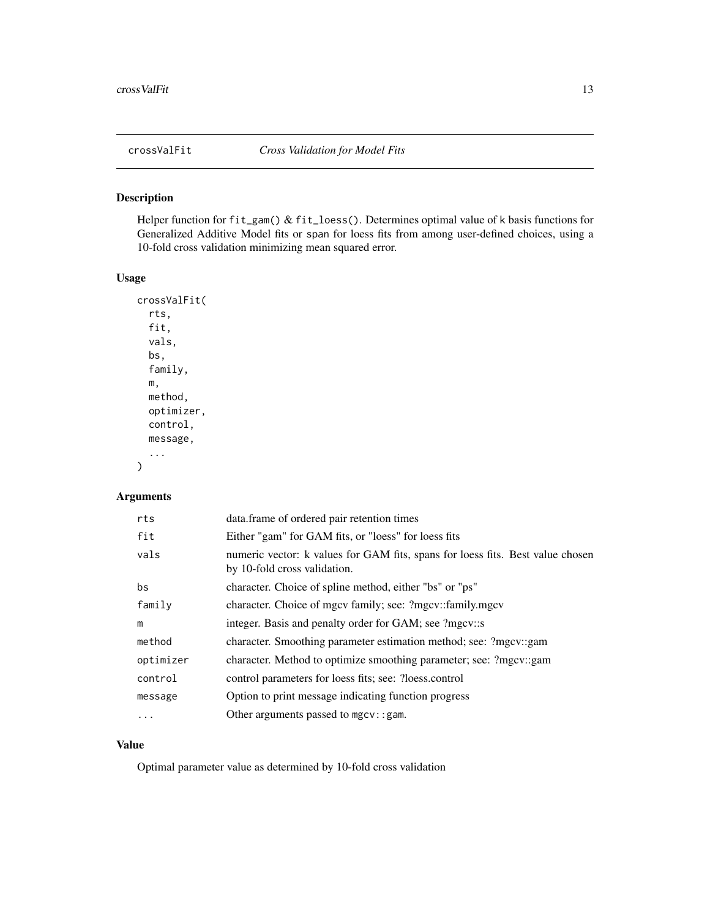## crossValFit *Cross Validation for Model Fits*

### Description

Helper function for `fit_gam()` & `fit_loess()`. Determines optimal value of `k` basis functions for Generalized Additive Model fits or `span` for loess fits from among user-defined choices, using a 10-fold cross validation minimizing mean squared error.

### Usage

```
crossValFit(
  rts,
  fit,
  vals,
  bs,
  family,
  m,
  method,
  optimizer,
  control,
  message,
  ...
)
```

### Arguments

| | |
|---|---|
| `rts` | data.frame of ordered pair retention times |
| `fit` | Either "gam" for GAM fits, or "loess" for loess fits |
| `vals` | numeric vector: k values for GAM fits, spans for loess fits. Best value chosen by 10-fold cross validation. |
| `bs` | character. Choice of spline method, either "bs" or "ps" |
| `family` | character. Choice of mgcv family; see: ?mgcv::family.mgcv |
| `m` | integer. Basis and penalty order for GAM; see ?mgcv::s |
| `method` | character. Smoothing parameter estimation method; see: ?mgcv::gam |
| `optimizer` | character. Method to optimize smoothing parameter; see: ?mgcv::gam |
| `control` | control parameters for loess fits; see: ?loess.control |
| `message` | Option to print message indicating function progress |
| `...` | Other arguments passed to `mgcv::gam`. |

### Value

Optimal parameter value as determined by 10-fold cross validation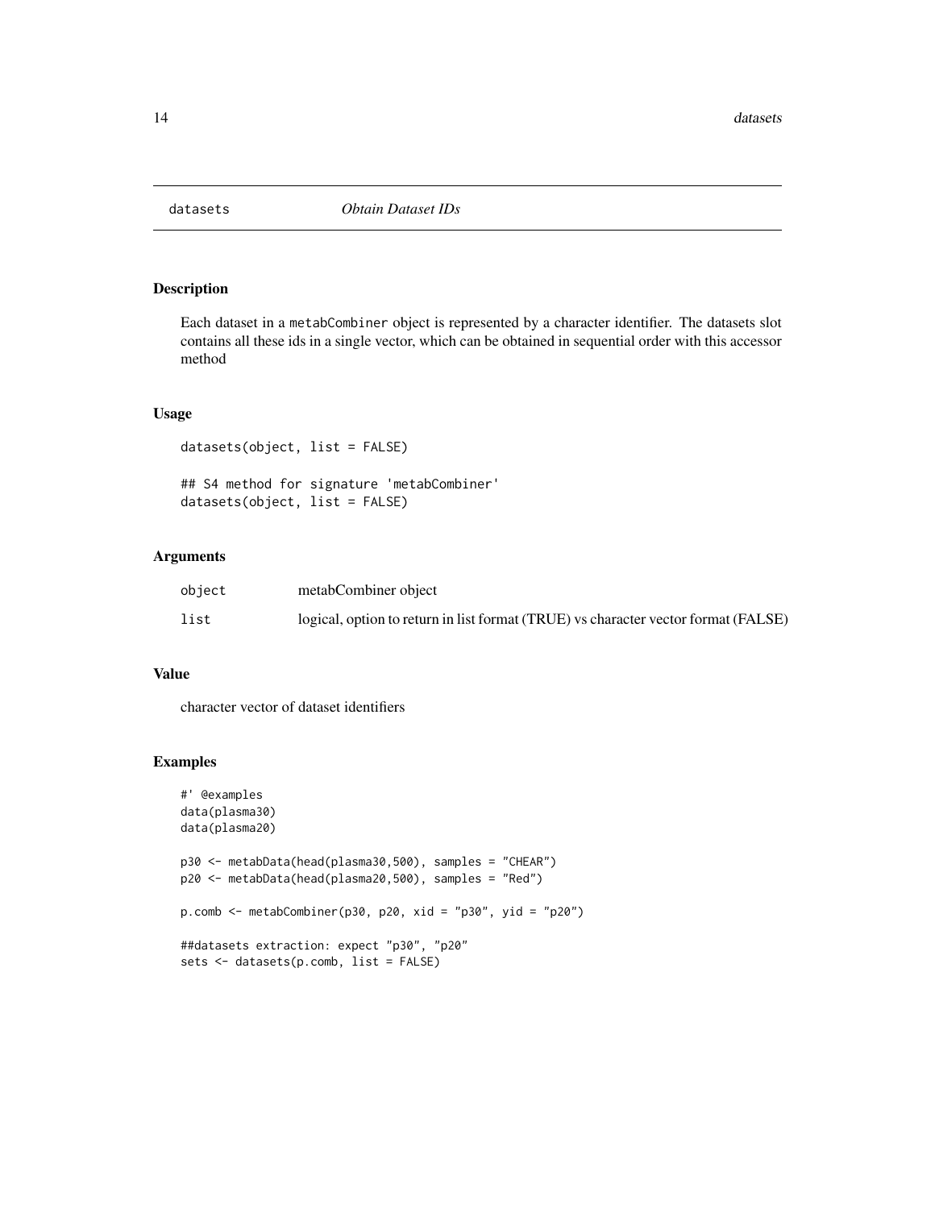## datasets — *Obtain Dataset IDs*

### Description

Each dataset in a `metabCombiner` object is represented by a character identifier. The datasets slot contains all these ids in a single vector, which can be obtained in sequential order with this accessor method

### Usage

```
datasets(object, list = FALSE)

## S4 method for signature 'metabCombiner'
datasets(object, list = FALSE)
```

### Arguments

| | |
|---|---|
| `object` | metabCombiner object |
| `list` | logical, option to return in list format (TRUE) vs character vector format (FALSE) |

### Value

character vector of dataset identifiers

### Examples

```
#' @examples
data(plasma30)
data(plasma20)

p30 <- metabData(head(plasma30,500), samples = "CHEAR")
p20 <- metabData(head(plasma20,500), samples = "Red")

p.comb <- metabCombiner(p30, p20, xid = "p30", yid = "p20")

##datasets extraction: expect "p30", "p20"
sets <- datasets(p.comb, list = FALSE)
```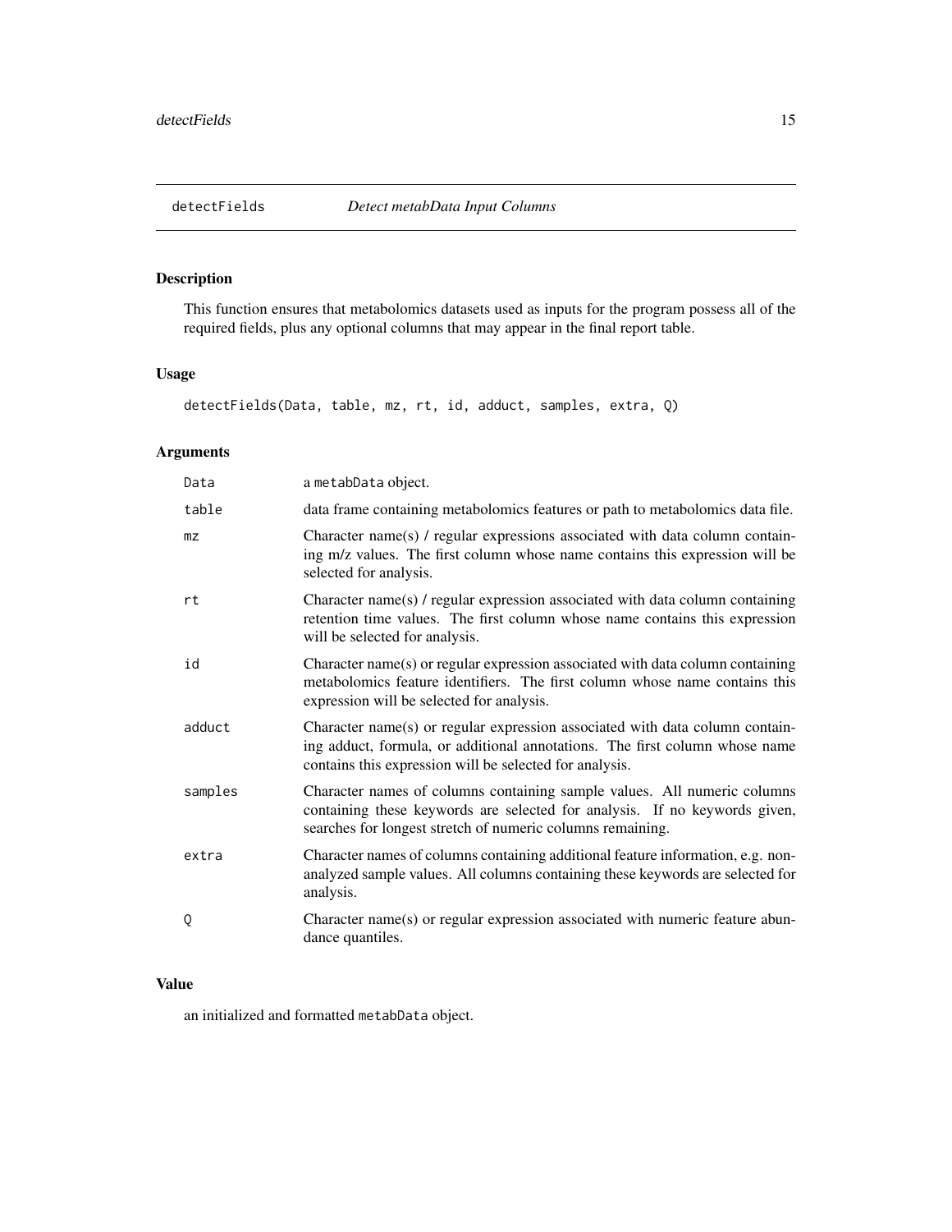# detectFields *Detect metabData Input Columns*

## Description

This function ensures that metabolomics datasets used as inputs for the program possess all of the required fields, plus any optional columns that may appear in the final report table.

## Usage

```
detectFields(Data, table, mz, rt, id, adduct, samples, extra, Q)
```

## Arguments

| | |
|---|---|
| Data | a metabData object. |
| table | data frame containing metabolomics features or path to metabolomics data file. |
| mz | Character name(s) / regular expressions associated with data column containing m/z values. The first column whose name contains this expression will be selected for analysis. |
| rt | Character name(s) / regular expression associated with data column containing retention time values. The first column whose name contains this expression will be selected for analysis. |
| id | Character name(s) or regular expression associated with data column containing metabolomics feature identifiers. The first column whose name contains this expression will be selected for analysis. |
| adduct | Character name(s) or regular expression associated with data column containing adduct, formula, or additional annotations. The first column whose name contains this expression will be selected for analysis. |
| samples | Character names of columns containing sample values. All numeric columns containing these keywords are selected for analysis. If no keywords given, searches for longest stretch of numeric columns remaining. |
| extra | Character names of columns containing additional feature information, e.g. non-analyzed sample values. All columns containing these keywords are selected for analysis. |
| Q | Character name(s) or regular expression associated with numeric feature abundance quantiles. |

## Value

an initialized and formatted metabData object.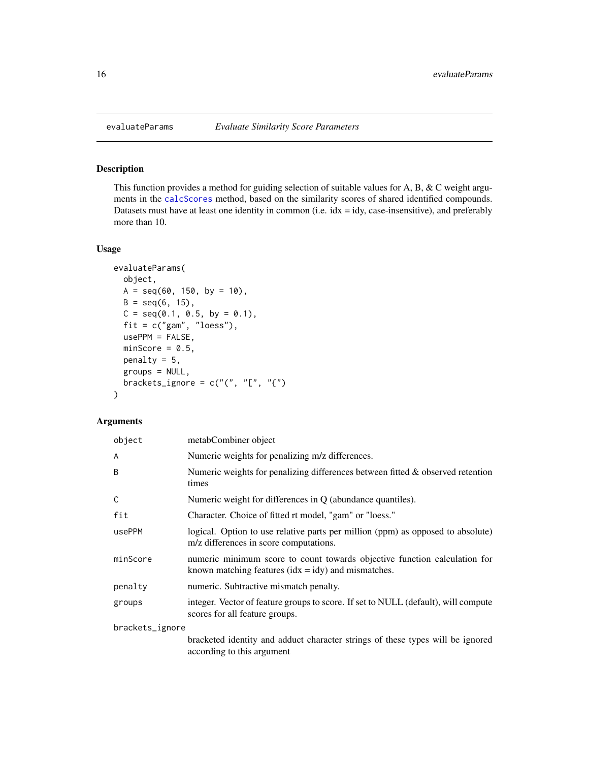# evaluateParams — *Evaluate Similarity Score Parameters*

## Description

This function provides a method for guiding selection of suitable values for A, B, & C weight arguments in the calcScores method, based on the similarity scores of shared identified compounds. Datasets must have at least one identity in common (i.e. idx = idy, case-insensitive), and preferably more than 10.

## Usage

```
evaluateParams(
  object,
  A = seq(60, 150, by = 10),
  B = seq(6, 15),
  C = seq(0.1, 0.5, by = 0.1),
  fit = c("gam", "loess"),
  usePPM = FALSE,
  minScore = 0.5,
  penalty = 5,
  groups = NULL,
  brackets_ignore = c("(", "[", "{")
)
```

## Arguments

| Argument | Description |
|---|---|
| `object` | metabCombiner object |
| `A` | Numeric weights for penalizing m/z differences. |
| `B` | Numeric weights for penalizing differences between fitted & observed retention times |
| `C` | Numeric weight for differences in Q (abundance quantiles). |
| `fit` | Character. Choice of fitted rt model, "gam" or "loess." |
| `usePPM` | logical. Option to use relative parts per million (ppm) as opposed to absolute) m/z differences in score computations. |
| `minScore` | numeric minimum score to count towards objective function calculation for known matching features (idx = idy) and mismatches. |
| `penalty` | numeric. Subtractive mismatch penalty. |
| `groups` | integer. Vector of feature groups to score. If set to NULL (default), will compute scores for all feature groups. |
| `brackets_ignore` | bracketed identity and adduct character strings of these types will be ignored according to this argument |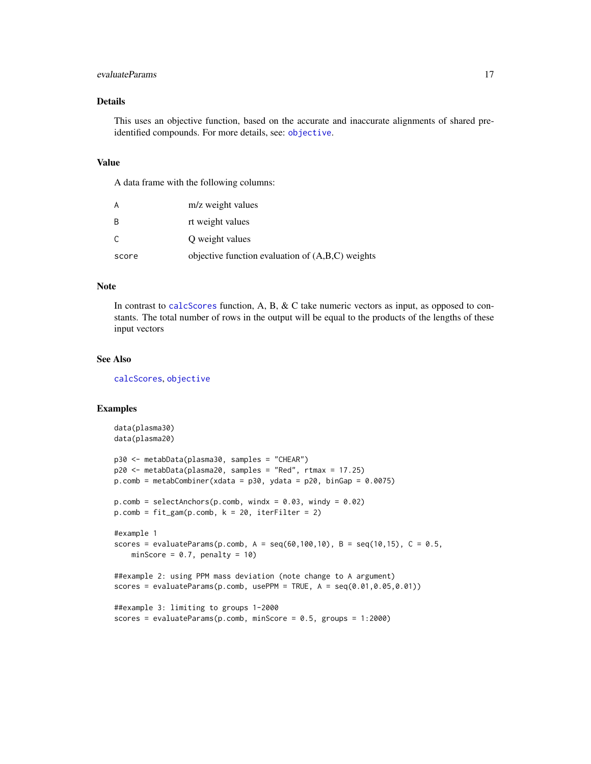### Details

This uses an objective function, based on the accurate and inaccurate alignments of shared pre-identified compounds. For more details, see: `objective`.

### Value

A data frame with the following columns:

| | |
|---|---|
| `A` | m/z weight values |
| `B` | rt weight values |
| `C` | Q weight values |
| `score` | objective function evaluation of (A,B,C) weights |

### Note

In contrast to `calcScores` function, A, B, & C take numeric vectors as input, as opposed to constants. The total number of rows in the output will be equal to the products of the lengths of these input vectors

### See Also

`calcScores`, `objective`

### Examples

```
data(plasma30)
data(plasma20)

p30 <- metabData(plasma30, samples = "CHEAR")
p20 <- metabData(plasma20, samples = "Red", rtmax = 17.25)
p.comb = metabCombiner(xdata = p30, ydata = p20, binGap = 0.0075)

p.comb = selectAnchors(p.comb, windx = 0.03, windy = 0.02)
p.comb = fit_gam(p.comb, k = 20, iterFilter = 2)

#example 1
scores = evaluateParams(p.comb, A = seq(60,100,10), B = seq(10,15), C = 0.5,
    minScore = 0.7, penalty = 10)

##example 2: using PPM mass deviation (note change to A argument)
scores = evaluateParams(p.comb, usePPM = TRUE, A = seq(0.01,0.05,0.01))

##example 3: limiting to groups 1-2000
scores = evaluateParams(p.comb, minScore = 0.5, groups = 1:2000)
```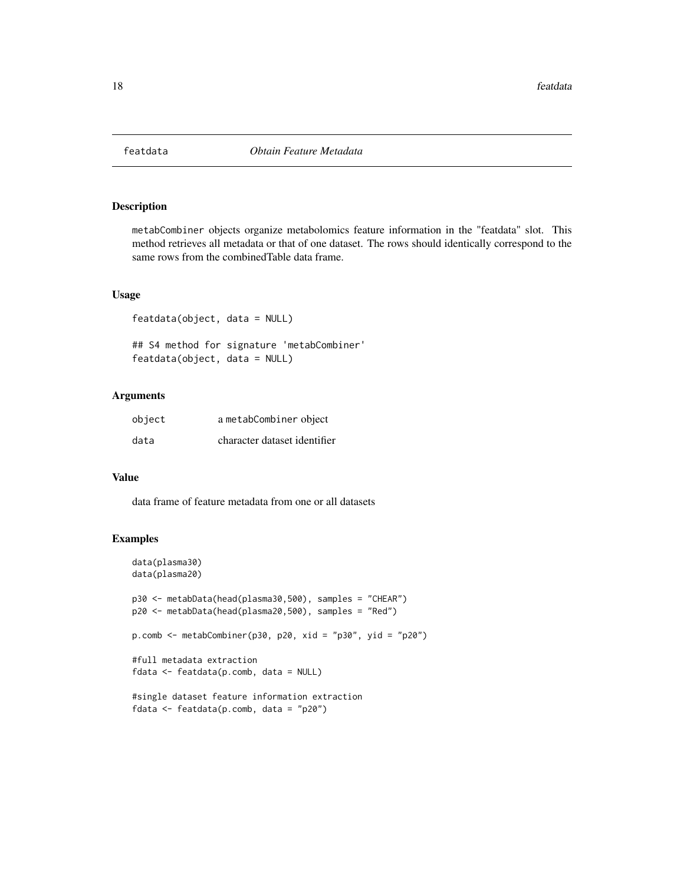# featdata *Obtain Feature Metadata*

## Description

metabCombiner objects organize metabolomics feature information in the "featdata" slot. This method retrieves all metadata or that of one dataset. The rows should identically correspond to the same rows from the combinedTable data frame.

## Usage

```
featdata(object, data = NULL)

## S4 method for signature 'metabCombiner'
featdata(object, data = NULL)
```

## Arguments

| | |
|---|---|
| object | a metabCombiner object |
| data | character dataset identifier |

## Value

data frame of feature metadata from one or all datasets

## Examples

```
data(plasma30)
data(plasma20)

p30 <- metabData(head(plasma30,500), samples = "CHEAR")
p20 <- metabData(head(plasma20,500), samples = "Red")

p.comb <- metabCombiner(p30, p20, xid = "p30", yid = "p20")

#full metadata extraction
fdata <- featdata(p.comb, data = NULL)

#single dataset feature information extraction
fdata <- featdata(p.comb, data = "p20")
```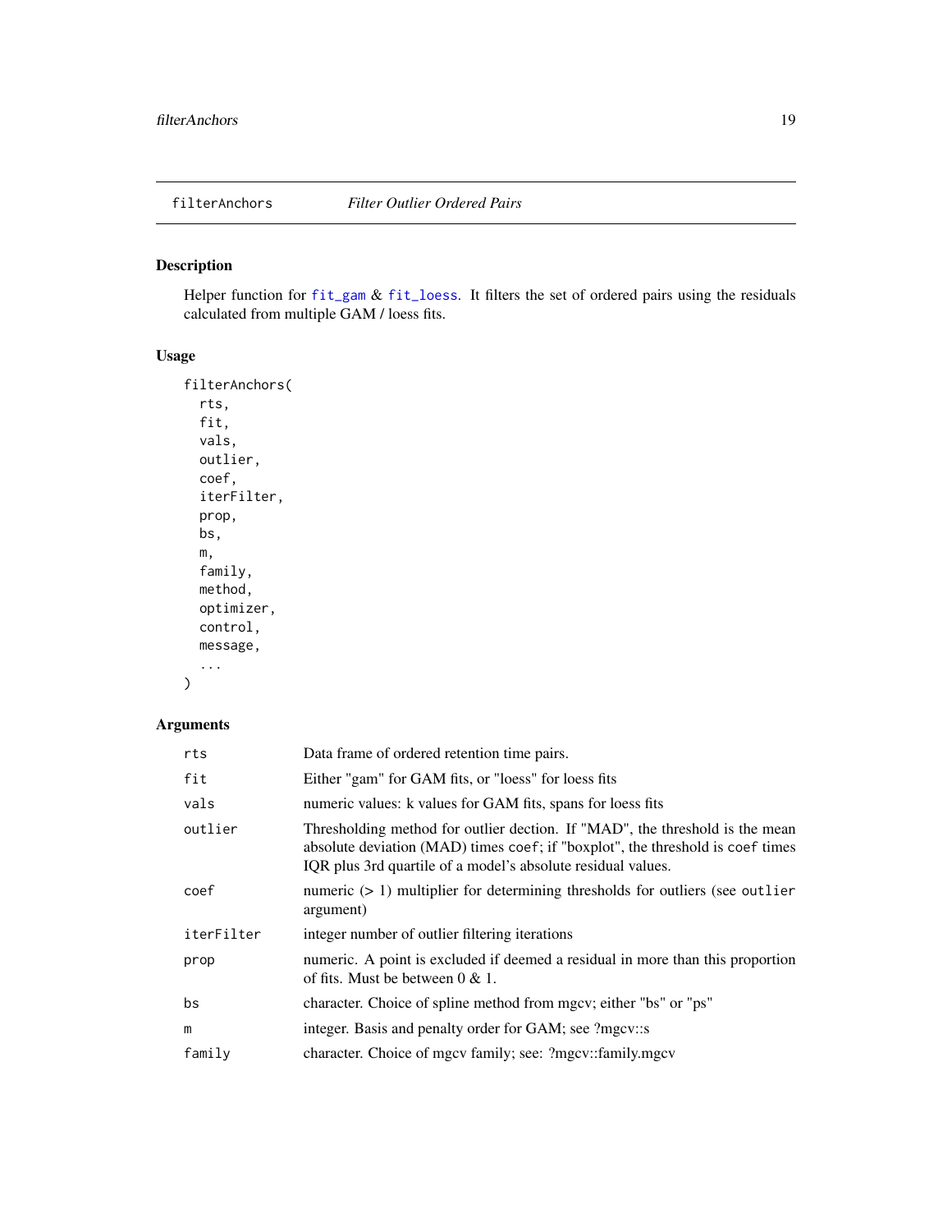filterAnchors *Filter Outlier Ordered Pairs*

## Description

Helper function for fit_gam & fit_loess. It filters the set of ordered pairs using the residuals calculated from multiple GAM / loess fits.

## Usage

```
filterAnchors(
  rts,
  fit,
  vals,
  outlier,
  coef,
  iterFilter,
  prop,
  bs,
  m,
  family,
  method,
  optimizer,
  control,
  message,
  ...
)
```

## Arguments

| | |
|---|---|
| `rts` | Data frame of ordered retention time pairs. |
| `fit` | Either "gam" for GAM fits, or "loess" for loess fits |
| `vals` | numeric values: k values for GAM fits, spans for loess fits |
| `outlier` | Thresholding method for outlier dection. If "MAD", the threshold is the mean absolute deviation (MAD) times `coef`; if "boxplot", the threshold is `coef` times IQR plus 3rd quartile of a model's absolute residual values. |
| `coef` | numeric (> 1) multiplier for determining thresholds for outliers (see `outlier` argument) |
| `iterFilter` | integer number of outlier filtering iterations |
| `prop` | numeric. A point is excluded if deemed a residual in more than this proportion of fits. Must be between 0 & 1. |
| `bs` | character. Choice of spline method from mgcv; either "bs" or "ps" |
| `m` | integer. Basis and penalty order for GAM; see ?mgcv::s |
| `family` | character. Choice of mgcv family; see: ?mgcv::family.mgcv |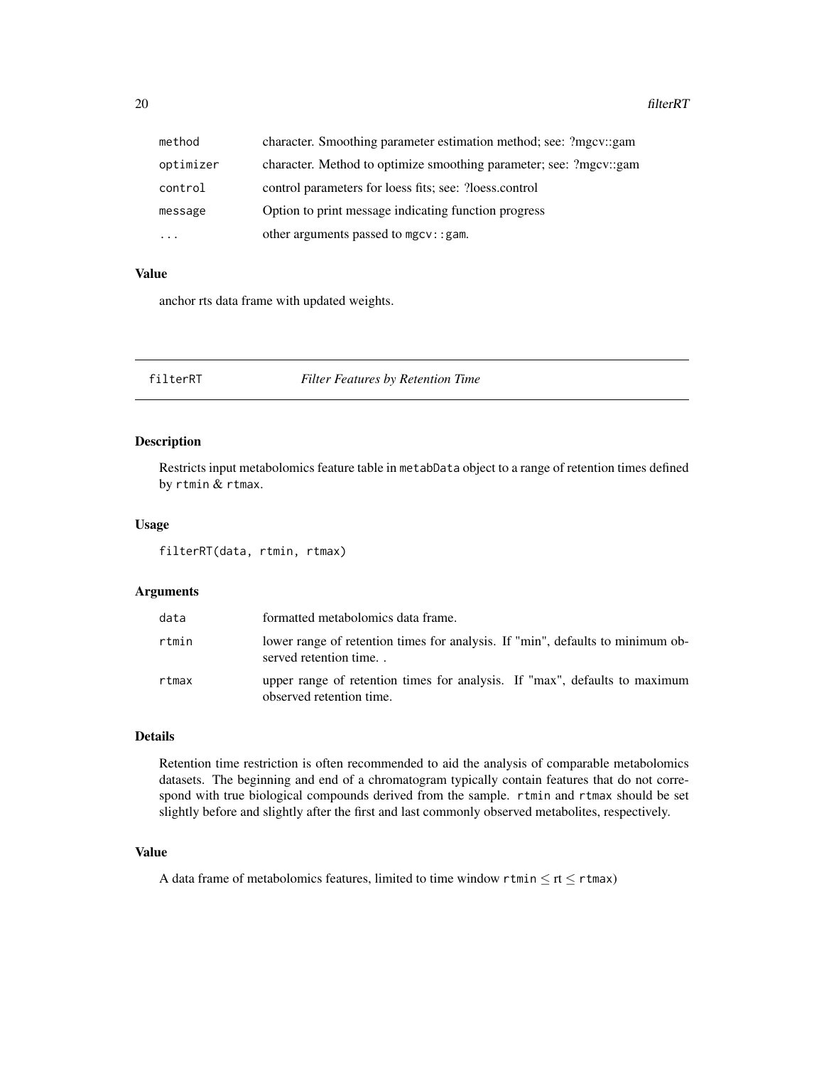| | |
|---|---|
| method | character. Smoothing parameter estimation method; see: ?mgcv::gam |
| optimizer | character. Method to optimize smoothing parameter; see: ?mgcv::gam |
| control | control parameters for loess fits; see: ?loess.control |
| message | Option to print message indicating function progress |
| ... | other arguments passed to mgcv::gam. |

### Value

anchor rts data frame with updated weights.

---

## filterRT — *Filter Features by Retention Time*

### Description

Restricts input metabolomics feature table in `metabData` object to a range of retention times defined by `rtmin` & `rtmax`.

### Usage

```
filterRT(data, rtmin, rtmax)
```

### Arguments

| | |
|---|---|
| data | formatted metabolomics data frame. |
| rtmin | lower range of retention times for analysis. If "min", defaults to minimum observed retention time. . |
| rtmax | upper range of retention times for analysis. If "max", defaults to maximum observed retention time. |

### Details

Retention time restriction is often recommended to aid the analysis of comparable metabolomics datasets. The beginning and end of a chromatogram typically contain features that do not correspond with true biological compounds derived from the sample. `rtmin` and `rtmax` should be set slightly before and slightly after the first and last commonly observed metabolites, respectively.

### Value

A data frame of metabolomics features, limited to time window `rtmin` $\leq$ rt $\leq$ `rtmax`)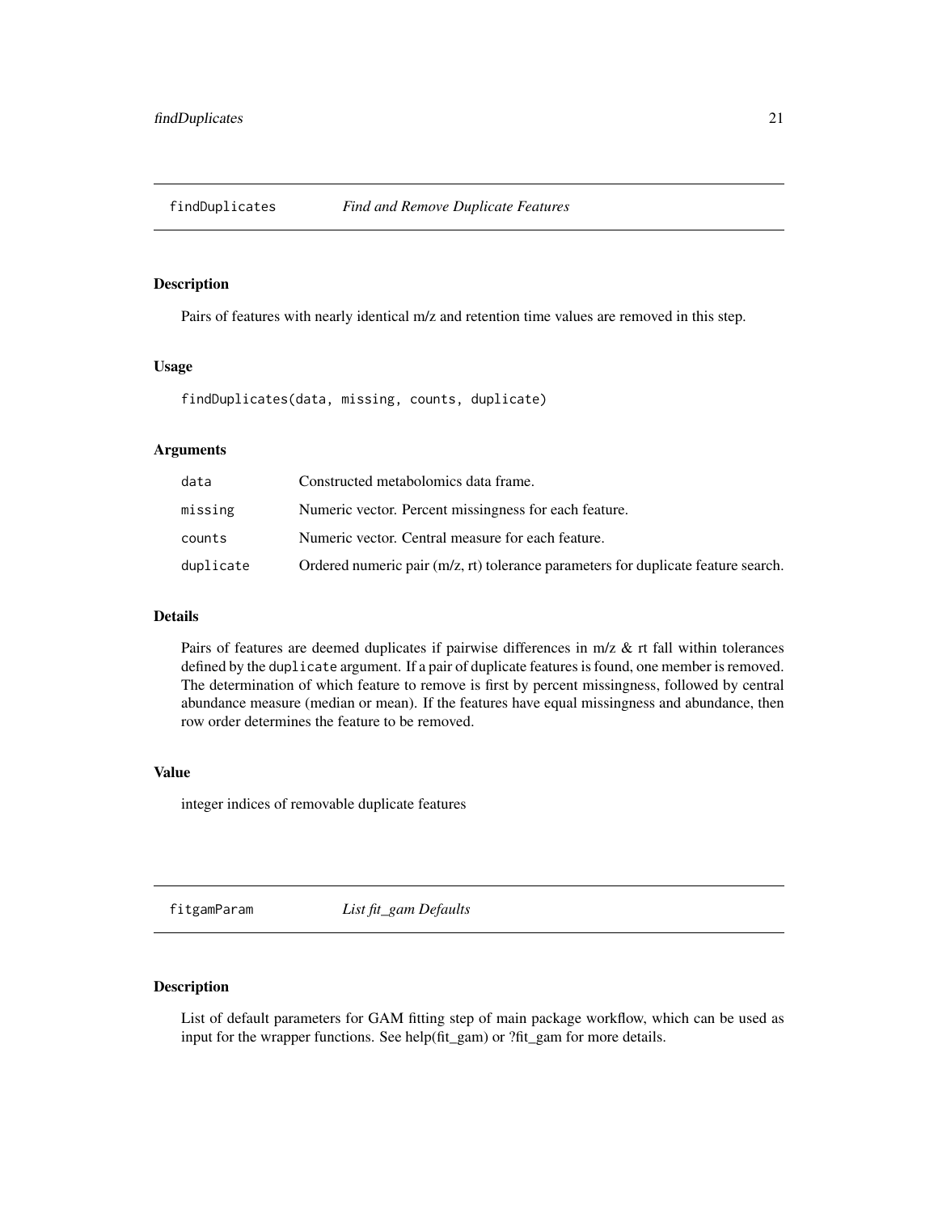## findDuplicates — *Find and Remove Duplicate Features*

### Description

Pairs of features with nearly identical m/z and retention time values are removed in this step.

### Usage

```
findDuplicates(data, missing, counts, duplicate)
```

### Arguments

| | |
|---|---|
| data | Constructed metabolomics data frame. |
| missing | Numeric vector. Percent missingness for each feature. |
| counts | Numeric vector. Central measure for each feature. |
| duplicate | Ordered numeric pair (m/z, rt) tolerance parameters for duplicate feature search. |

### Details

Pairs of features are deemed duplicates if pairwise differences in m/z & rt fall within tolerances defined by the `duplicate` argument. If a pair of duplicate features is found, one member is removed. The determination of which feature to remove is first by percent missingness, followed by central abundance measure (median or mean). If the features have equal missingness and abundance, then row order determines the feature to be removed.

### Value

integer indices of removable duplicate features

## fitgamParam — *List fit_gam Defaults*

### Description

List of default parameters for GAM fitting step of main package workflow, which can be used as input for the wrapper functions. See help(fit_gam) or ?fit_gam for more details.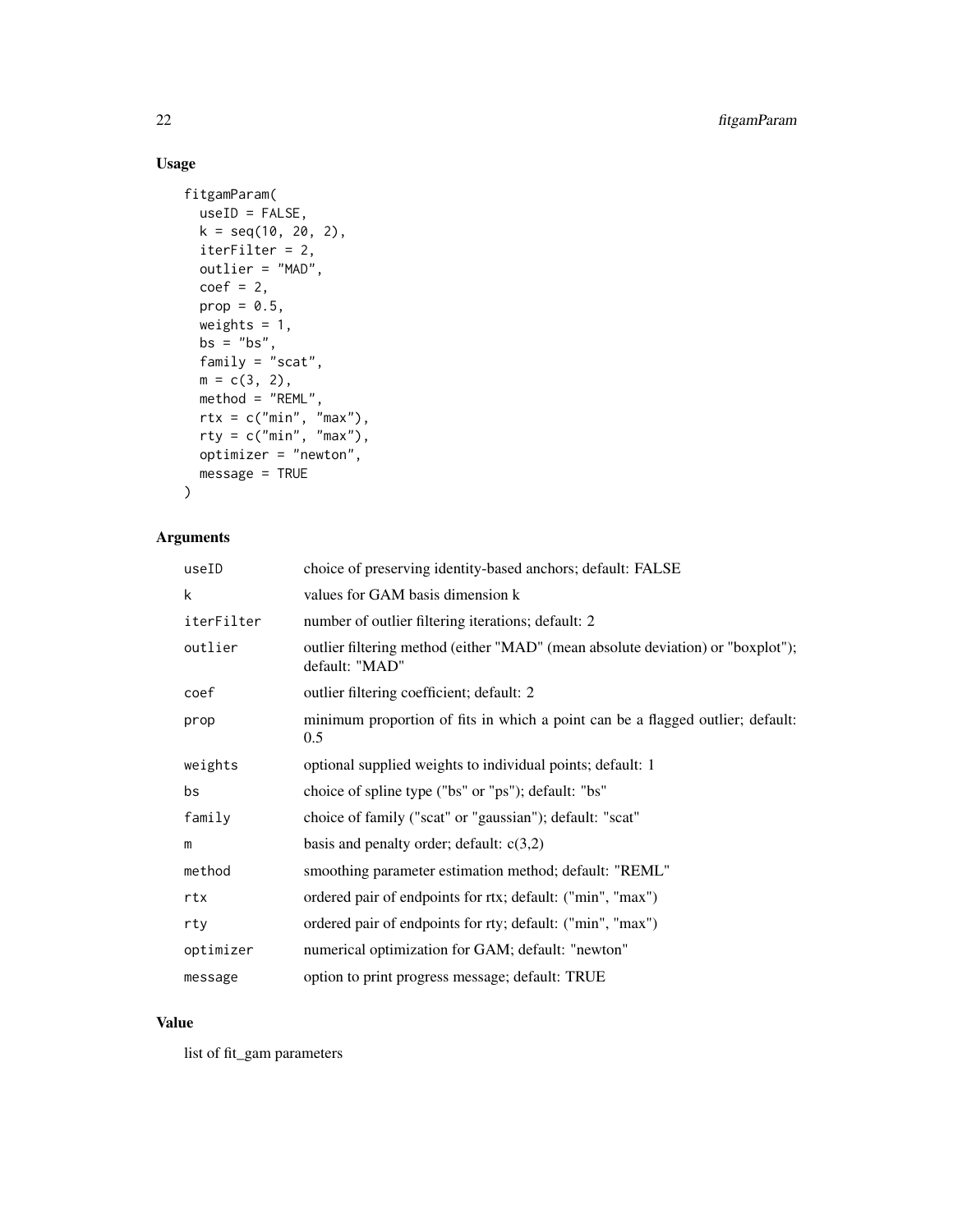## Usage

```
fitgamParam(
  useID = FALSE,
  k = seq(10, 20, 2),
  iterFilter = 2,
  outlier = "MAD",
  coef = 2,
  prop = 0.5,
  weights = 1,
  bs = "bs",
  family = "scat",
  m = c(3, 2),
  method = "REML",
  rtx = c("min", "max"),
  rty = c("min", "max"),
  optimizer = "newton",
  message = TRUE
)
```

## Arguments

| | |
|---|---|
| useID | choice of preserving identity-based anchors; default: FALSE |
| k | values for GAM basis dimension k |
| iterFilter | number of outlier filtering iterations; default: 2 |
| outlier | outlier filtering method (either "MAD" (mean absolute deviation) or "boxplot"); default: "MAD" |
| coef | outlier filtering coefficient; default: 2 |
| prop | minimum proportion of fits in which a point can be a flagged outlier; default: 0.5 |
| weights | optional supplied weights to individual points; default: 1 |
| bs | choice of spline type ("bs" or "ps"); default: "bs" |
| family | choice of family ("scat" or "gaussian"); default: "scat" |
| m | basis and penalty order; default: c(3,2) |
| method | smoothing parameter estimation method; default: "REML" |
| rtx | ordered pair of endpoints for rtx; default: ("min", "max") |
| rty | ordered pair of endpoints for rty; default: ("min", "max") |
| optimizer | numerical optimization for GAM; default: "newton" |
| message | option to print progress message; default: TRUE |

## Value

list of fit_gam parameters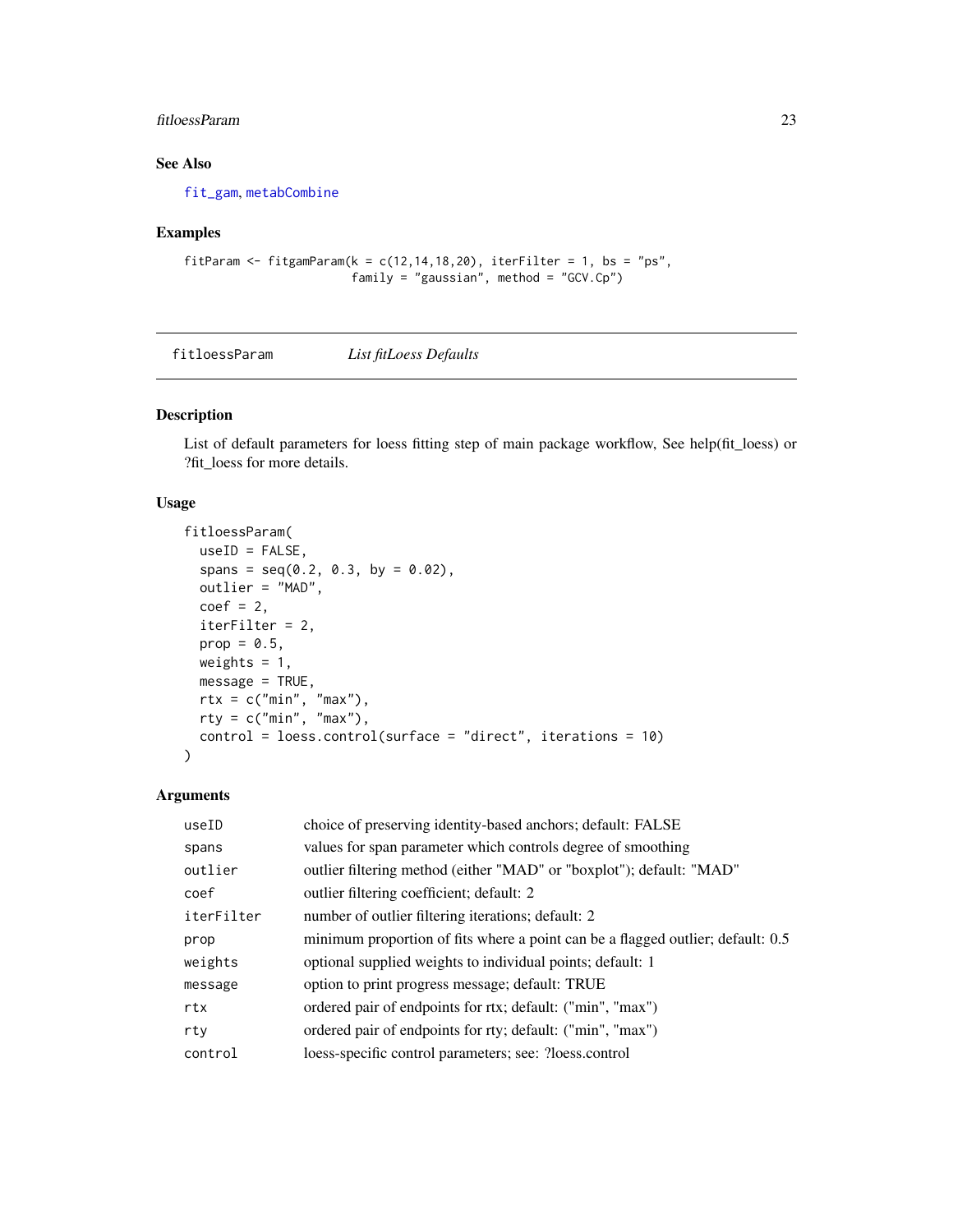### See Also

fit_gam, metabCombine

### Examples

```
fitParam <- fitgamParam(k = c(12,14,18,20), iterFilter = 1, bs = "ps",
                        family = "gaussian", method = "GCV.Cp")
```

---

## fitloessParam *List fitLoess Defaults*

---

### Description

List of default parameters for loess fitting step of main package workflow, See help(fit_loess) or ?fit_loess for more details.

### Usage

```
fitloessParam(
  useID = FALSE,
  spans = seq(0.2, 0.3, by = 0.02),
  outlier = "MAD",
  coef = 2,
  iterFilter = 2,
  prop = 0.5,
  weights = 1,
  message = TRUE,
  rtx = c("min", "max"),
  rty = c("min", "max"),
  control = loess.control(surface = "direct", iterations = 10)
)
```

### Arguments

| | |
|---|---|
| useID | choice of preserving identity-based anchors; default: FALSE |
| spans | values for span parameter which controls degree of smoothing |
| outlier | outlier filtering method (either "MAD" or "boxplot"); default: "MAD" |
| coef | outlier filtering coefficient; default: 2 |
| iterFilter | number of outlier filtering iterations; default: 2 |
| prop | minimum proportion of fits where a point can be a flagged outlier; default: 0.5 |
| weights | optional supplied weights to individual points; default: 1 |
| message | option to print progress message; default: TRUE |
| rtx | ordered pair of endpoints for rtx; default: ("min", "max") |
| rty | ordered pair of endpoints for rty; default: ("min", "max") |
| control | loess-specific control parameters; see: ?loess.control |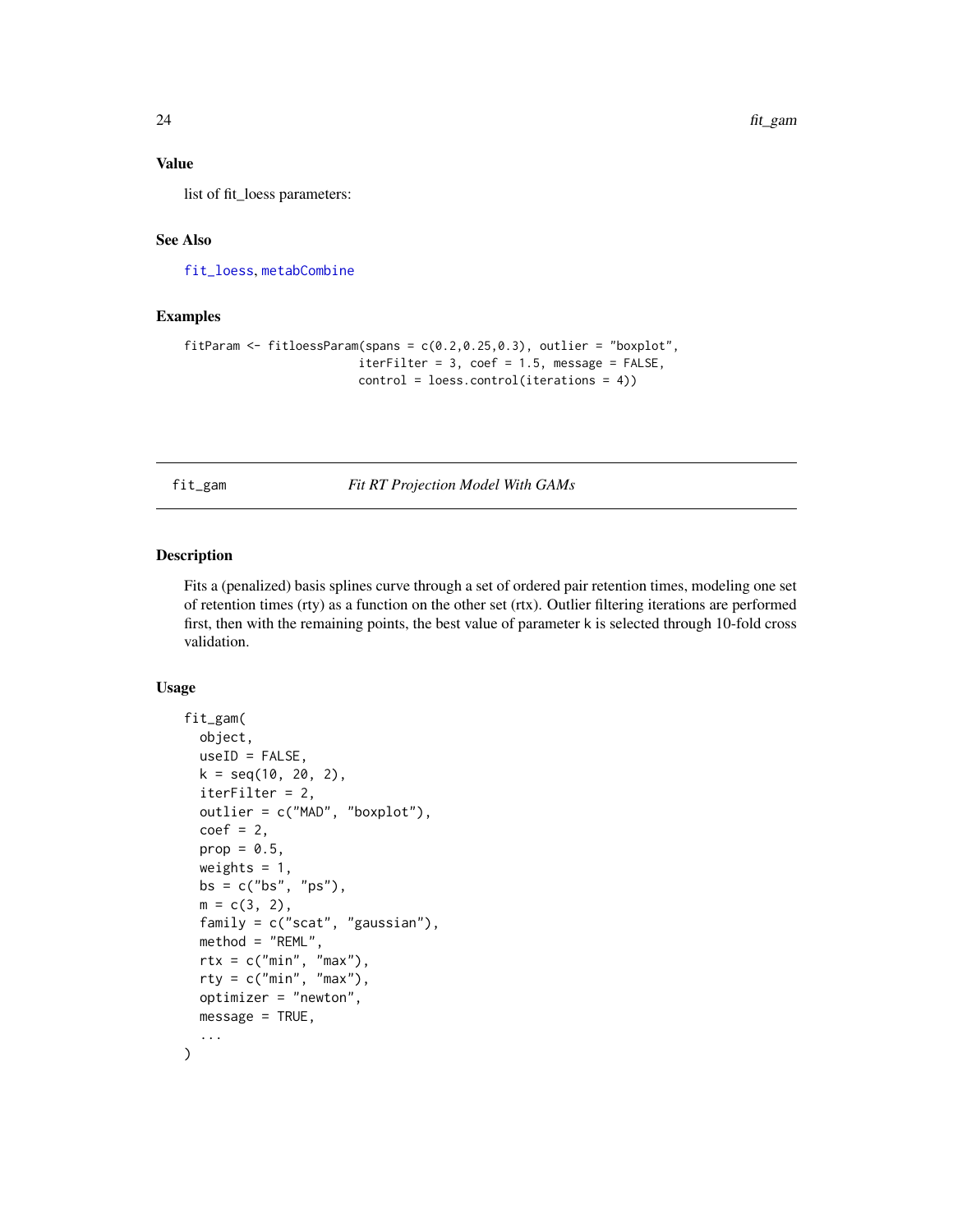## Value

list of fit_loess parameters:

## See Also

fit_loess, metabCombine

## Examples

```
fitParam <- fitloessParam(spans = c(0.2,0.25,0.3), outlier = "boxplot",
                          iterFilter = 3, coef = 1.5, message = FALSE,
                          control = loess.control(iterations = 4))
```

---

# fit_gam — *Fit RT Projection Model With GAMs*

## Description

Fits a (penalized) basis splines curve through a set of ordered pair retention times, modeling one set of retention times (rty) as a function on the other set (rtx). Outlier filtering iterations are performed first, then with the remaining points, the best value of parameter k is selected through 10-fold cross validation.

## Usage

```
fit_gam(
  object,
  useID = FALSE,
  k = seq(10, 20, 2),
  iterFilter = 2,
  outlier = c("MAD", "boxplot"),
  coef = 2,
  prop = 0.5,
  weights = 1,
  bs = c("bs", "ps"),
  m = c(3, 2),
  family = c("scat", "gaussian"),
  method = "REML",
  rtx = c("min", "max"),
  rty = c("min", "max"),
  optimizer = "newton",
  message = TRUE,
  ...
)
```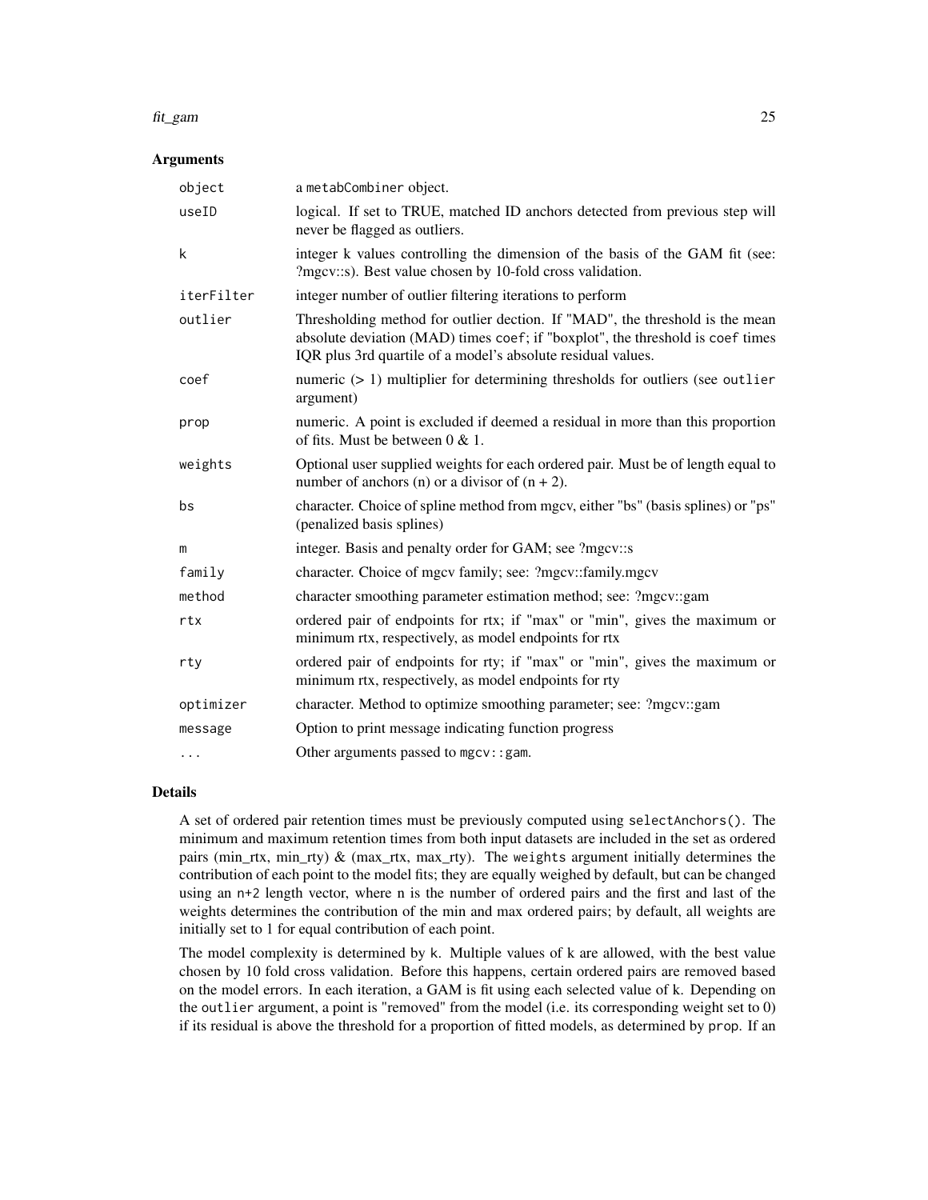### Arguments

| | |
|---|---|
| object | a metabCombiner object. |
| useID | logical. If set to TRUE, matched ID anchors detected from previous step will never be flagged as outliers. |
| k | integer k values controlling the dimension of the basis of the GAM fit (see: ?mgcv::s). Best value chosen by 10-fold cross validation. |
| iterFilter | integer number of outlier filtering iterations to perform |
| outlier | Thresholding method for outlier dection. If "MAD", the threshold is the mean absolute deviation (MAD) times `coef`; if "boxplot", the threshold is `coef` times IQR plus 3rd quartile of a model's absolute residual values. |
| coef | numeric (> 1) multiplier for determining thresholds for outliers (see `outlier` argument) |
| prop | numeric. A point is excluded if deemed a residual in more than this proportion of fits. Must be between 0 & 1. |
| weights | Optional user supplied weights for each ordered pair. Must be of length equal to number of anchors (n) or a divisor of (n + 2). |
| bs | character. Choice of spline method from mgcv, either "bs" (basis splines) or "ps" (penalized basis splines) |
| m | integer. Basis and penalty order for GAM; see ?mgcv::s |
| family | character. Choice of mgcv family; see: ?mgcv::family.mgcv |
| method | character smoothing parameter estimation method; see: ?mgcv::gam |
| rtx | ordered pair of endpoints for rtx; if "max" or "min", gives the maximum or minimum rtx, respectively, as model endpoints for rtx |
| rty | ordered pair of endpoints for rty; if "max" or "min", gives the maximum or minimum rtx, respectively, as model endpoints for rty |
| optimizer | character. Method to optimize smoothing parameter; see: ?mgcv::gam |
| message | Option to print message indicating function progress |
| ... | Other arguments passed to `mgcv::gam`. |

### Details

A set of ordered pair retention times must be previously computed using `selectAnchors()`. The minimum and maximum retention times from both input datasets are included in the set as ordered pairs (min_rtx, min_rty) & (max_rtx, max_rty). The `weights` argument initially determines the contribution of each point to the model fits; they are equally weighed by default, but can be changed using an `n+2` length vector, where n is the number of ordered pairs and the first and last of the weights determines the contribution of the min and max ordered pairs; by default, all weights are initially set to 1 for equal contribution of each point.

The model complexity is determined by `k`. Multiple values of k are allowed, with the best value chosen by 10 fold cross validation. Before this happens, certain ordered pairs are removed based on the model errors. In each iteration, a GAM is fit using each selected value of k. Depending on the `outlier` argument, a point is "removed" from the model (i.e. its corresponding weight set to 0) if its residual is above the threshold for a proportion of fitted models, as determined by `prop`. If an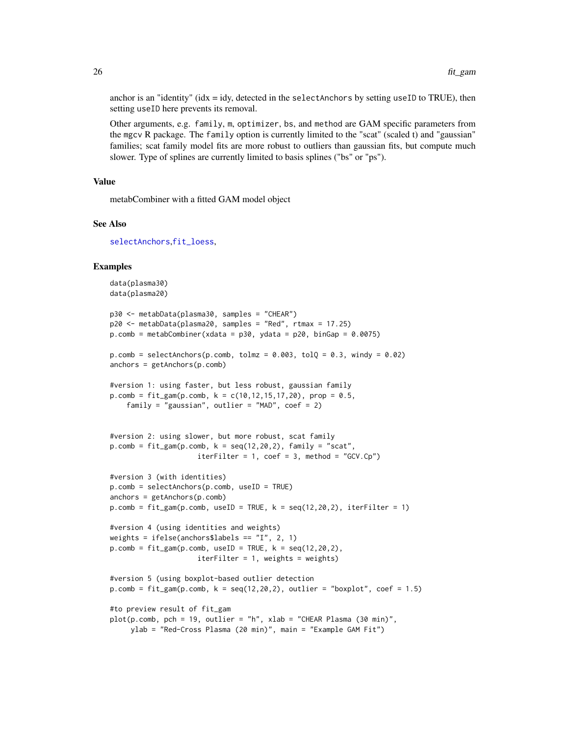anchor is an "identity" (idx = idy, detected in the `selectAnchors` by setting `useID` to TRUE), then setting `useID` here prevents its removal.

Other arguments, e.g. `family`, `m`, `optimizer`, `bs`, and `method` are GAM specific parameters from the `mgcv` R package. The `family` option is currently limited to the "scat" (scaled t) and "gaussian" families; scat family model fits are more robust to outliers than gaussian fits, but compute much slower. Type of splines are currently limited to basis splines ("bs" or "ps").

### Value

metabCombiner with a fitted GAM model object

### See Also

selectAnchors, fit_loess,

### Examples

```
data(plasma30)
data(plasma20)

p30 <- metabData(plasma30, samples = "CHEAR")
p20 <- metabData(plasma20, samples = "Red", rtmax = 17.25)
p.comb = metabCombiner(xdata = p30, ydata = p20, binGap = 0.0075)

p.comb = selectAnchors(p.comb, tolmz = 0.003, tolQ = 0.3, windy = 0.02)
anchors = getAnchors(p.comb)

#version 1: using faster, but less robust, gaussian family
p.comb = fit_gam(p.comb, k = c(10,12,15,17,20), prop = 0.5,
    family = "gaussian", outlier = "MAD", coef = 2)


#version 2: using slower, but more robust, scat family
p.comb = fit_gam(p.comb, k = seq(12,20,2), family = "scat",
                    iterFilter = 1, coef = 3, method = "GCV.Cp")

#version 3 (with identities)
p.comb = selectAnchors(p.comb, useID = TRUE)
anchors = getAnchors(p.comb)
p.comb = fit_gam(p.comb, useID = TRUE, k = seq(12,20,2), iterFilter = 1)

#version 4 (using identities and weights)
weights = ifelse(anchors$labels == "I", 2, 1)
p.comb = fit_gam(p.comb, useID = TRUE, k = seq(12,20,2),
                    iterFilter = 1, weights = weights)

#version 5 (using boxplot-based outlier detection
p.comb = fit_gam(p.comb, k = seq(12,20,2), outlier = "boxplot", coef = 1.5)

#to preview result of fit_gam
plot(p.comb, pch = 19, outlier = "h", xlab = "CHEAR Plasma (30 min)",
     ylab = "Red-Cross Plasma (20 min)", main = "Example GAM Fit")
```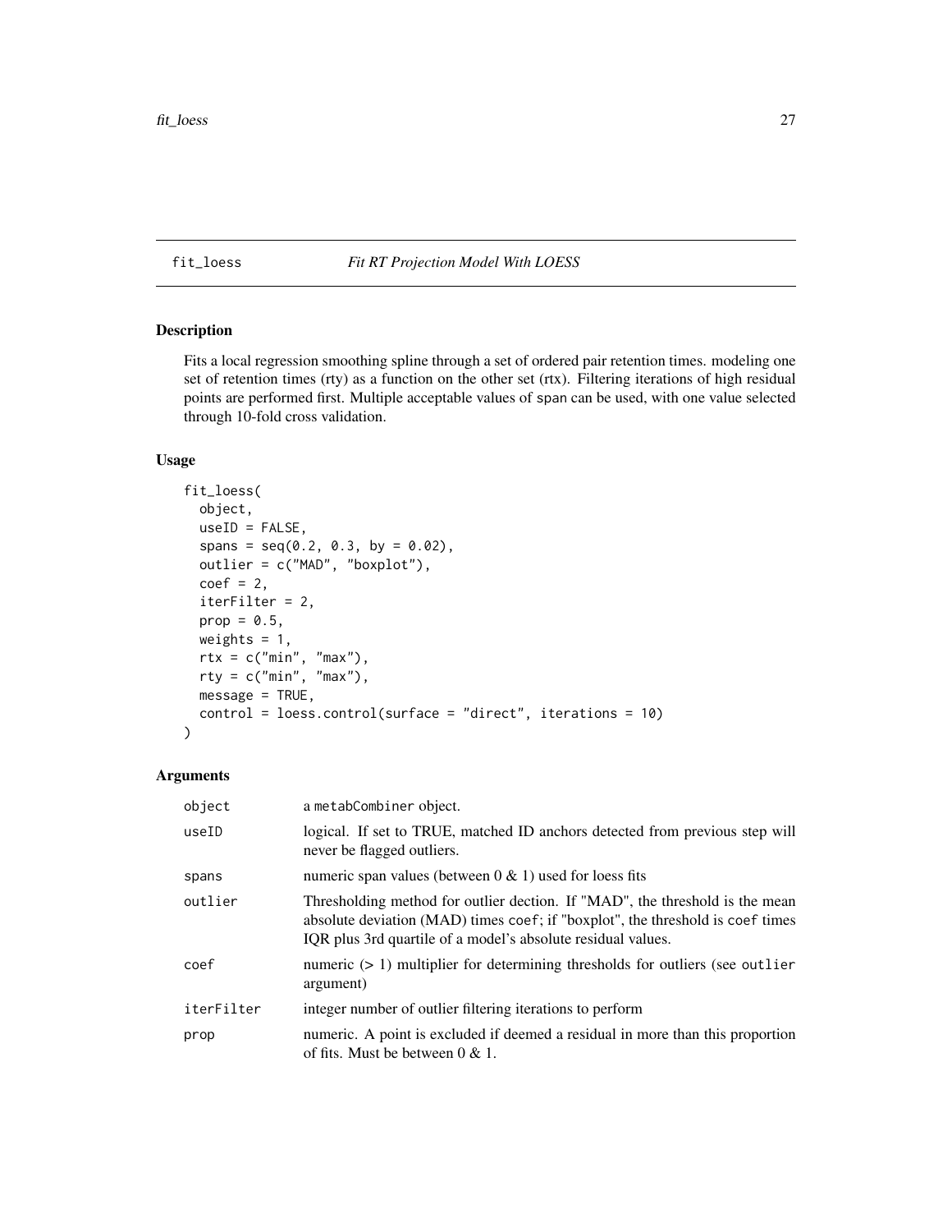fit_loess *Fit RT Projection Model With LOESS*

## Description

Fits a local regression smoothing spline through a set of ordered pair retention times. modeling one set of retention times (rty) as a function on the other set (rtx). Filtering iterations of high residual points are performed first. Multiple acceptable values of span can be used, with one value selected through 10-fold cross validation.

## Usage

```
fit_loess(
  object,
  useID = FALSE,
  spans = seq(0.2, 0.3, by = 0.02),
  outlier = c("MAD", "boxplot"),
  coef = 2,
  iterFilter = 2,
  prop = 0.5,
  weights = 1,
  rtx = c("min", "max"),
  rty = c("min", "max"),
  message = TRUE,
  control = loess.control(surface = "direct", iterations = 10)
)
```

## Arguments

| | |
|---|---|
| object | a metabCombiner object. |
| useID | logical. If set to TRUE, matched ID anchors detected from previous step will never be flagged outliers. |
| spans | numeric span values (between 0 & 1) used for loess fits |
| outlier | Thresholding method for outlier dection. If "MAD", the threshold is the mean absolute deviation (MAD) times coef; if "boxplot", the threshold is coef times IQR plus 3rd quartile of a model's absolute residual values. |
| coef | numeric (> 1) multiplier for determining thresholds for outliers (see outlier argument) |
| iterFilter | integer number of outlier filtering iterations to perform |
| prop | numeric. A point is excluded if deemed a residual in more than this proportion of fits. Must be between 0 & 1. |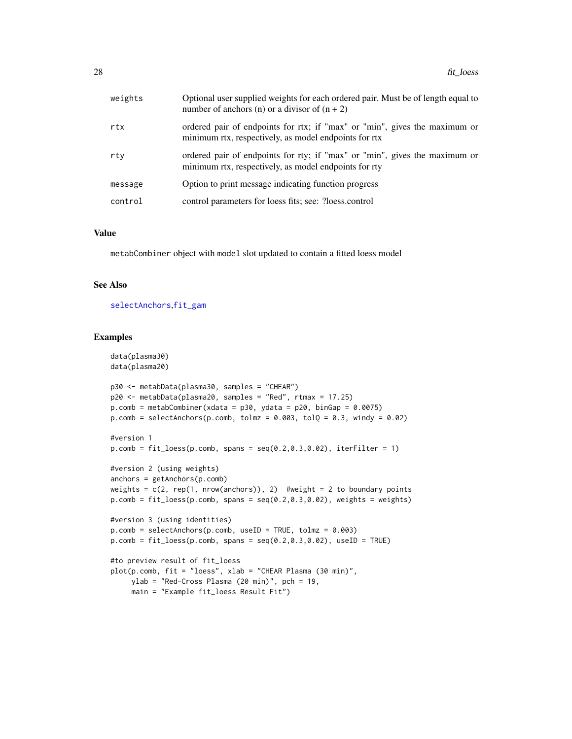| | |
|---|---|
| weights | Optional user supplied weights for each ordered pair. Must be of length equal to number of anchors (n) or a divisor of (n + 2) |
| rtx | ordered pair of endpoints for rtx; if "max" or "min", gives the maximum or minimum rtx, respectively, as model endpoints for rtx |
| rty | ordered pair of endpoints for rty; if "max" or "min", gives the maximum or minimum rtx, respectively, as model endpoints for rty |
| message | Option to print message indicating function progress |
| control | control parameters for loess fits; see: ?loess.control |

### Value

metabCombiner object with model slot updated to contain a fitted loess model

### See Also

selectAnchors,fit_gam

### Examples

```
data(plasma30)
data(plasma20)

p30 <- metabData(plasma30, samples = "CHEAR")
p20 <- metabData(plasma20, samples = "Red", rtmax = 17.25)
p.comb = metabCombiner(xdata = p30, ydata = p20, binGap = 0.0075)
p.comb = selectAnchors(p.comb, tolmz = 0.003, tolQ = 0.3, windy = 0.02)

#version 1
p.comb = fit_loess(p.comb, spans = seq(0.2,0.3,0.02), iterFilter = 1)

#version 2 (using weights)
anchors = getAnchors(p.comb)
weights = c(2, rep(1, nrow(anchors)), 2)  #weight = 2 to boundary points
p.comb = fit_loess(p.comb, spans = seq(0.2,0.3,0.02), weights = weights)

#version 3 (using identities)
p.comb = selectAnchors(p.comb, useID = TRUE, tolmz = 0.003)
p.comb = fit_loess(p.comb, spans = seq(0.2,0.3,0.02), useID = TRUE)

#to preview result of fit_loess
plot(p.comb, fit = "loess", xlab = "CHEAR Plasma (30 min)",
     ylab = "Red-Cross Plasma (20 min)", pch = 19,
     main = "Example fit_loess Result Fit")
```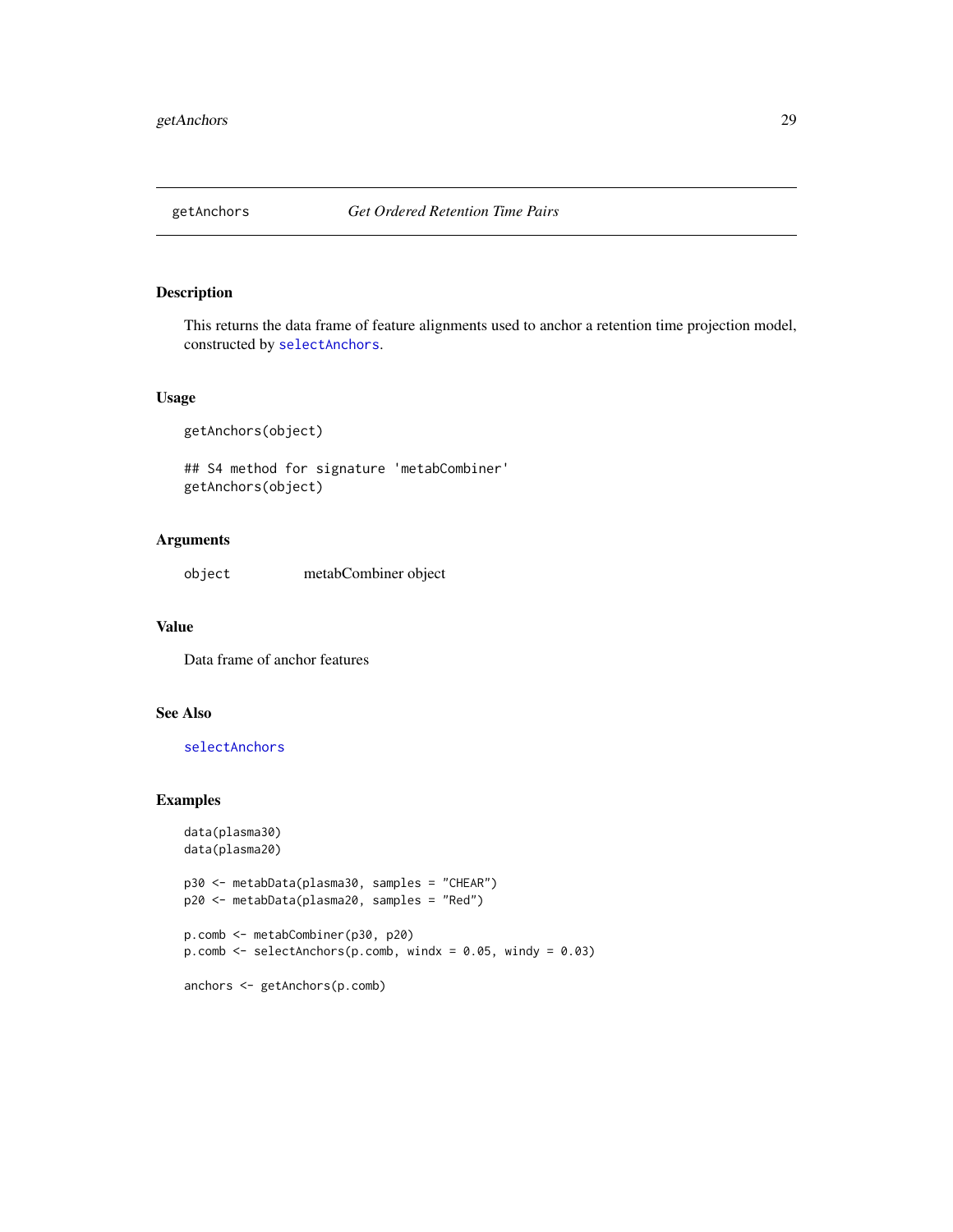## getAnchors *Get Ordered Retention Time Pairs*

### Description

This returns the data frame of feature alignments used to anchor a retention time projection model, constructed by selectAnchors.

### Usage

```
getAnchors(object)

## S4 method for signature 'metabCombiner'
getAnchors(object)
```

### Arguments

| | |
|---|---|
| object | metabCombiner object |

### Value

Data frame of anchor features

### See Also

selectAnchors

### Examples

```
data(plasma30)
data(plasma20)

p30 <- metabData(plasma30, samples = "CHEAR")
p20 <- metabData(plasma20, samples = "Red")

p.comb <- metabCombiner(p30, p20)
p.comb <- selectAnchors(p.comb, windx = 0.05, windy = 0.03)

anchors <- getAnchors(p.comb)
```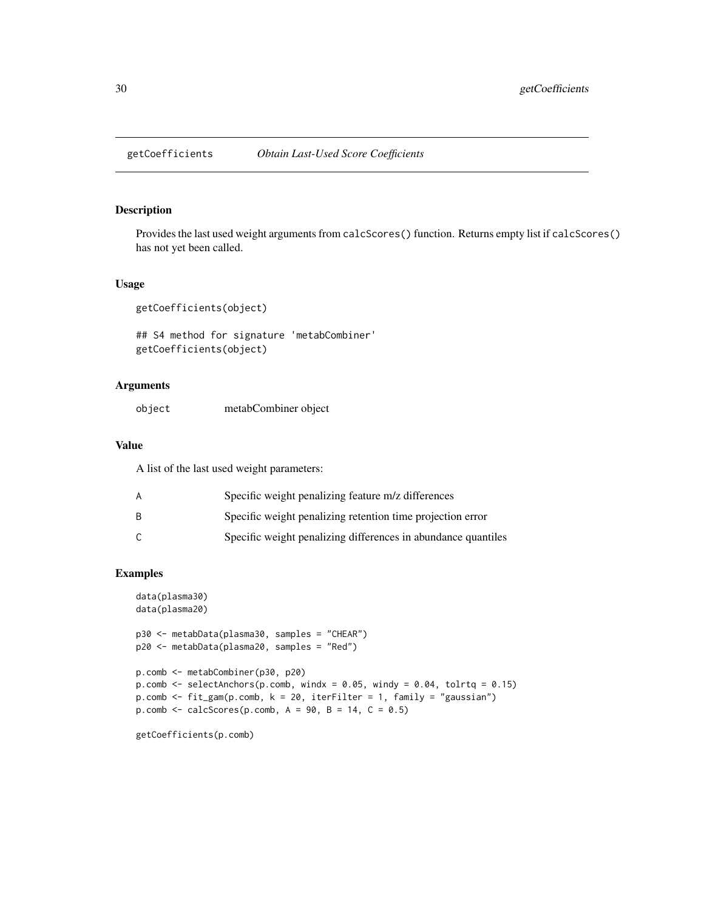## getCoefficients *Obtain Last-Used Score Coefficients*

### Description

Provides the last used weight arguments from `calcScores()` function. Returns empty list if `calcScores()` has not yet been called.

### Usage

```
getCoefficients(object)

## S4 method for signature 'metabCombiner'
getCoefficients(object)
```

### Arguments

| | |
|---|---|
| `object` | metabCombiner object |

### Value

A list of the last used weight parameters:

| | |
|---|---|
| A | Specific weight penalizing feature m/z differences |
| B | Specific weight penalizing retention time projection error |
| C | Specific weight penalizing differences in abundance quantiles |

### Examples

```
data(plasma30)
data(plasma20)

p30 <- metabData(plasma30, samples = "CHEAR")
p20 <- metabData(plasma20, samples = "Red")

p.comb <- metabCombiner(p30, p20)
p.comb <- selectAnchors(p.comb, windx = 0.05, windy = 0.04, tolrtq = 0.15)
p.comb <- fit_gam(p.comb, k = 20, iterFilter = 1, family = "gaussian")
p.comb <- calcScores(p.comb, A = 90, B = 14, C = 0.5)

getCoefficients(p.comb)
```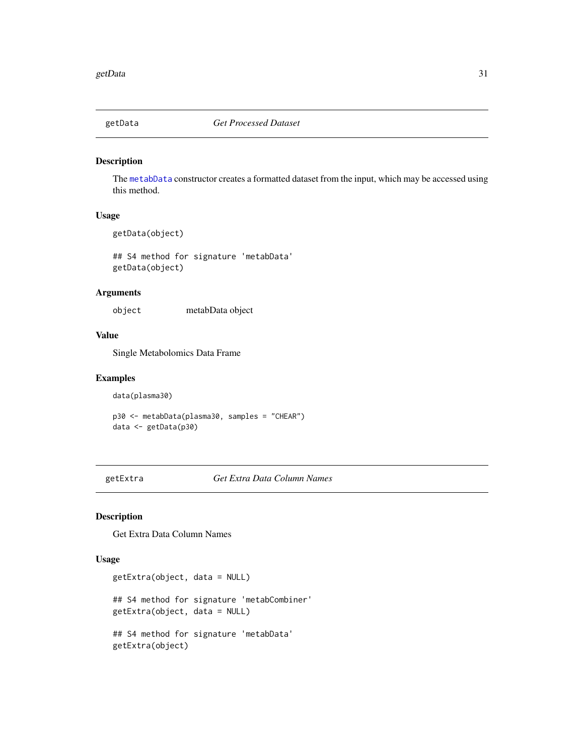## getData *Get Processed Dataset*

### Description

The metabData constructor creates a formatted dataset from the input, which may be accessed using this method.

### Usage

```
getData(object)

## S4 method for signature 'metabData'
getData(object)
```

### Arguments

object     metabData object

### Value

Single Metabolomics Data Frame

### Examples

```
data(plasma30)

p30 <- metabData(plasma30, samples = "CHEAR")
data <- getData(p30)
```

## getExtra *Get Extra Data Column Names*

### Description

Get Extra Data Column Names

### Usage

```
getExtra(object, data = NULL)

## S4 method for signature 'metabCombiner'
getExtra(object, data = NULL)

## S4 method for signature 'metabData'
getExtra(object)
```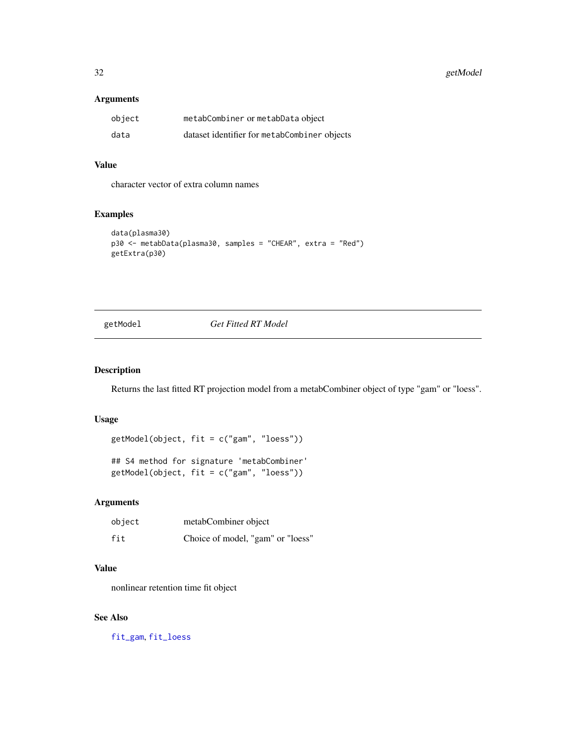### Arguments

| | |
|---|---|
| object | metabCombiner or metabData object |
| data | dataset identifier for metabCombiner objects |

### Value

character vector of extra column names

### Examples

```
data(plasma30)
p30 <- metabData(plasma30, samples = "CHEAR", extra = "Red")
getExtra(p30)
```

---

## getModel — *Get Fitted RT Model*

### Description

Returns the last fitted RT projection model from a metabCombiner object of type "gam" or "loess".

### Usage

```
getModel(object, fit = c("gam", "loess"))

## S4 method for signature 'metabCombiner'
getModel(object, fit = c("gam", "loess"))
```

### Arguments

| | |
|---|---|
| object | metabCombiner object |
| fit | Choice of model, "gam" or "loess" |

### Value

nonlinear retention time fit object

### See Also

fit_gam, fit_loess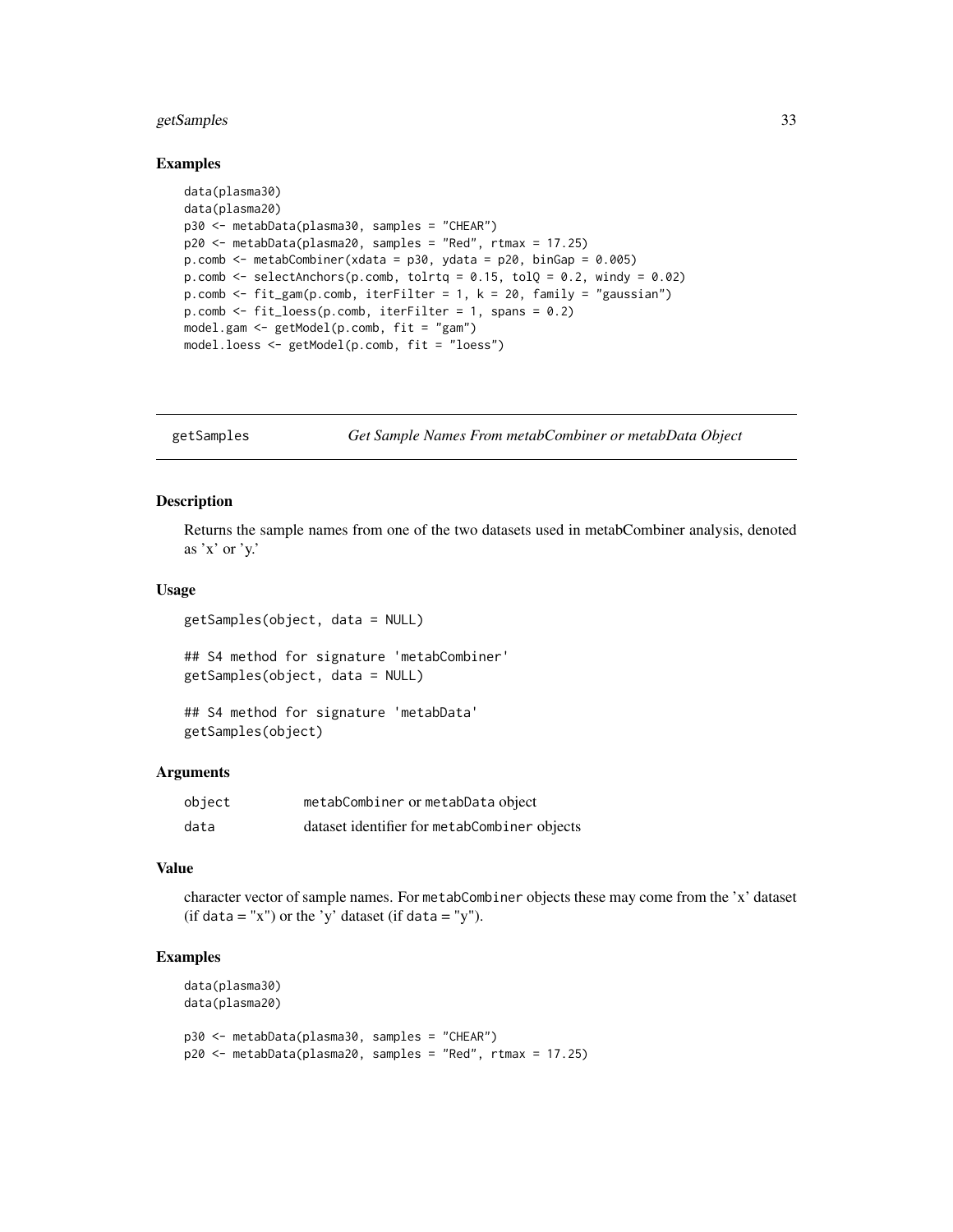## Examples

```
data(plasma30)
data(plasma20)
p30 <- metabData(plasma30, samples = "CHEAR")
p20 <- metabData(plasma20, samples = "Red", rtmax = 17.25)
p.comb <- metabCombiner(xdata = p30, ydata = p20, binGap = 0.005)
p.comb <- selectAnchors(p.comb, tolrtq = 0.15, tolQ = 0.2, windy = 0.02)
p.comb <- fit_gam(p.comb, iterFilter = 1, k = 20, family = "gaussian")
p.comb <- fit_loess(p.comb, iterFilter = 1, spans = 0.2)
model.gam <- getModel(p.comb, fit = "gam")
model.loess <- getModel(p.comb, fit = "loess")
```

---

# getSamples — *Get Sample Names From metabCombiner or metabData Object*

## Description

Returns the sample names from one of the two datasets used in metabCombiner analysis, denoted as 'x' or 'y.'

## Usage

```
getSamples(object, data = NULL)

## S4 method for signature 'metabCombiner'
getSamples(object, data = NULL)

## S4 method for signature 'metabData'
getSamples(object)
```

## Arguments

| | |
|---|---|
| object | `metabCombiner` or `metabData` object |
| data | dataset identifier for `metabCombiner` objects |

## Value

character vector of sample names. For `metabCombiner` objects these may come from the 'x' dataset (if `data = "x"`) or the 'y' dataset (if `data = "y"`).

## Examples

```
data(plasma30)
data(plasma20)

p30 <- metabData(plasma30, samples = "CHEAR")
p20 <- metabData(plasma20, samples = "Red", rtmax = 17.25)
```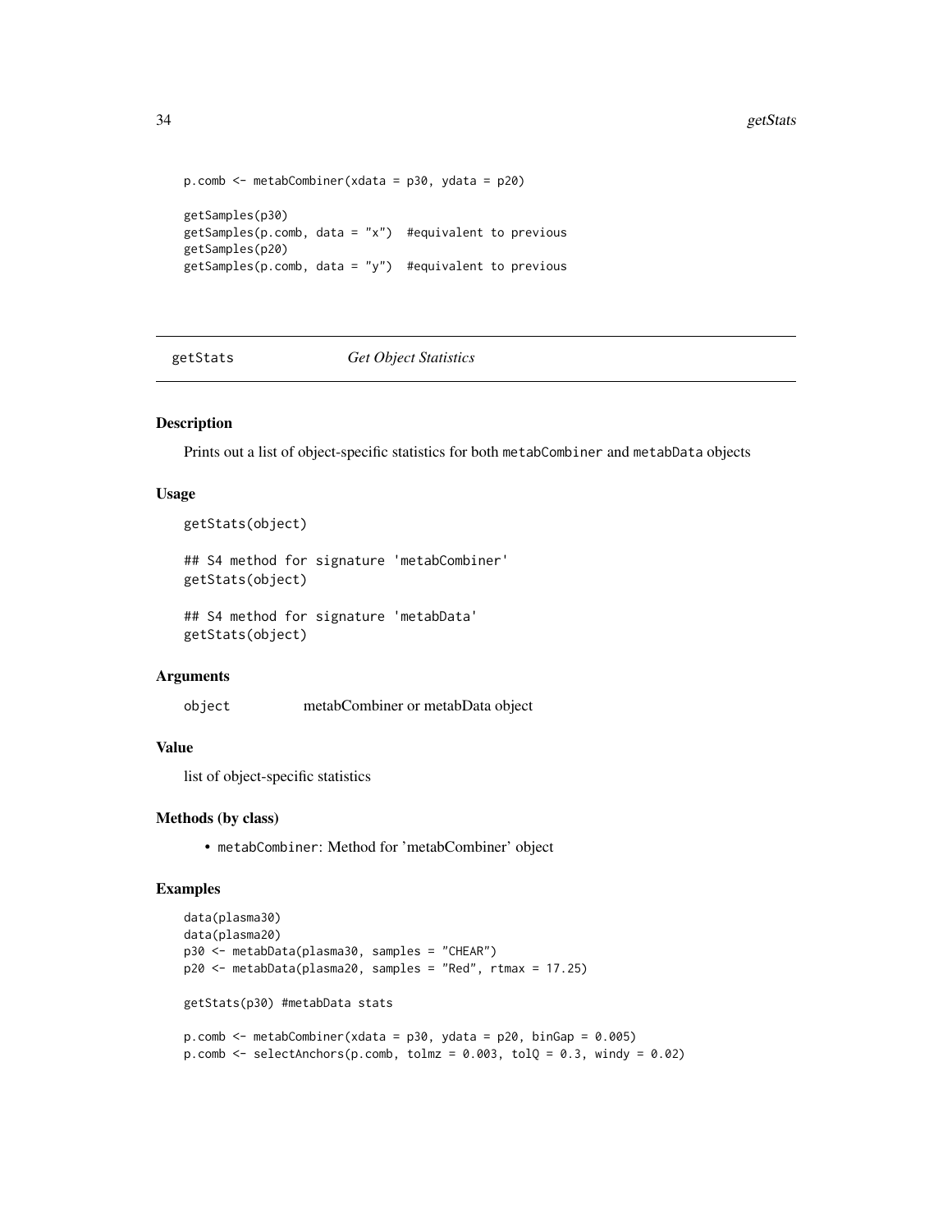```
p.comb <- metabCombiner(xdata = p30, ydata = p20)

getSamples(p30)
getSamples(p.comb, data = "x")  #equivalent to previous
getSamples(p20)
getSamples(p.comb, data = "y")  #equivalent to previous
```

## getStats *Get Object Statistics*

### Description

Prints out a list of object-specific statistics for both `metabCombiner` and `metabData` objects

### Usage

```
getStats(object)

## S4 method for signature 'metabCombiner'
getStats(object)

## S4 method for signature 'metabData'
getStats(object)
```

### Arguments

| | |
|---|---|
| `object` | metabCombiner or metabData object |

### Value

list of object-specific statistics

### Methods (by class)

- `metabCombiner`: Method for 'metabCombiner' object

### Examples

```
data(plasma30)
data(plasma20)
p30 <- metabData(plasma30, samples = "CHEAR")
p20 <- metabData(plasma20, samples = "Red", rtmax = 17.25)

getStats(p30) #metabData stats

p.comb <- metabCombiner(xdata = p30, ydata = p20, binGap = 0.005)
p.comb <- selectAnchors(p.comb, tolmz = 0.003, tolQ = 0.3, windy = 0.02)
```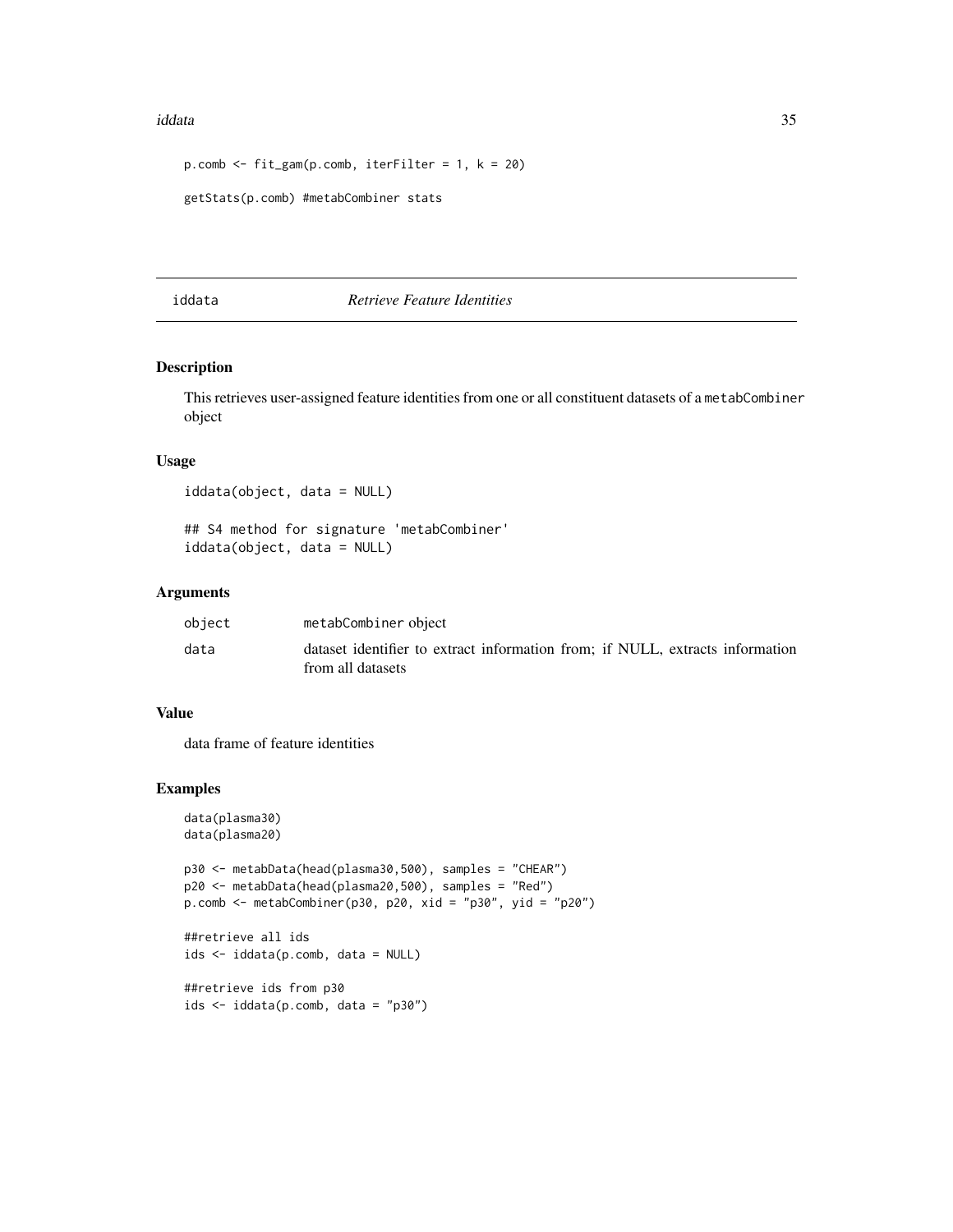```
p.comb <- fit_gam(p.comb, iterFilter = 1, k = 20)

getStats(p.comb) #metabCombiner stats
```

## iddata *Retrieve Feature Identities*

### Description

This retrieves user-assigned feature identities from one or all constituent datasets of a metabCombiner object

### Usage

```
iddata(object, data = NULL)

## S4 method for signature 'metabCombiner'
iddata(object, data = NULL)
```

### Arguments

| | |
|---|---|
| object | metabCombiner object |
| data | dataset identifier to extract information from; if NULL, extracts information from all datasets |

### Value

data frame of feature identities

### Examples

```
data(plasma30)
data(plasma20)

p30 <- metabData(head(plasma30,500), samples = "CHEAR")
p20 <- metabData(head(plasma20,500), samples = "Red")
p.comb <- metabCombiner(p30, p20, xid = "p30", yid = "p20")

##retrieve all ids
ids <- iddata(p.comb, data = NULL)

##retrieve ids from p30
ids <- iddata(p.comb, data = "p30")
```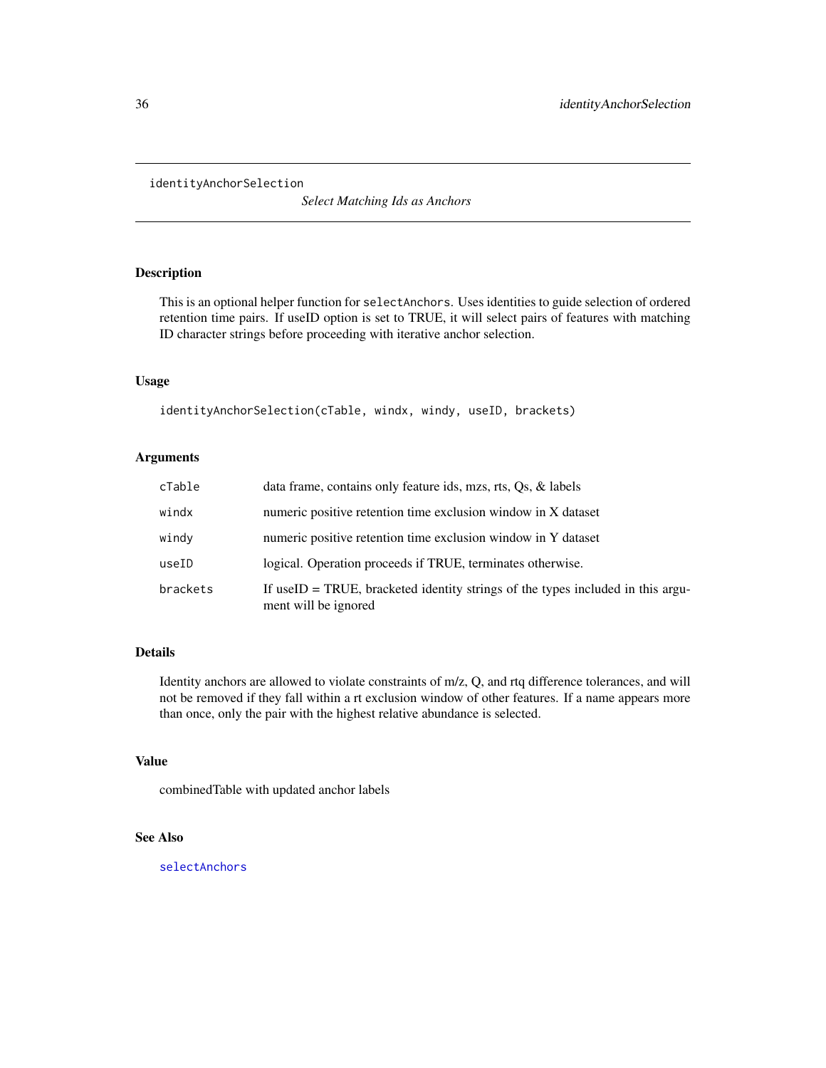# identityAnchorSelection

*Select Matching Ids as Anchors*

## Description

This is an optional helper function for `selectAnchors`. Uses identities to guide selection of ordered retention time pairs. If useID option is set to TRUE, it will select pairs of features with matching ID character strings before proceeding with iterative anchor selection.

## Usage

```
identityAnchorSelection(cTable, windx, windy, useID, brackets)
```

## Arguments

| | |
|---|---|
| cTable | data frame, contains only feature ids, mzs, rts, Qs, & labels |
| windx | numeric positive retention time exclusion window in X dataset |
| windy | numeric positive retention time exclusion window in Y dataset |
| useID | logical. Operation proceeds if TRUE, terminates otherwise. |
| brackets | If useID = TRUE, bracketed identity strings of the types included in this argument will be ignored |

## Details

Identity anchors are allowed to violate constraints of m/z, Q, and rtq difference tolerances, and will not be removed if they fall within a rt exclusion window of other features. If a name appears more than once, only the pair with the highest relative abundance is selected.

## Value

combinedTable with updated anchor labels

## See Also

selectAnchors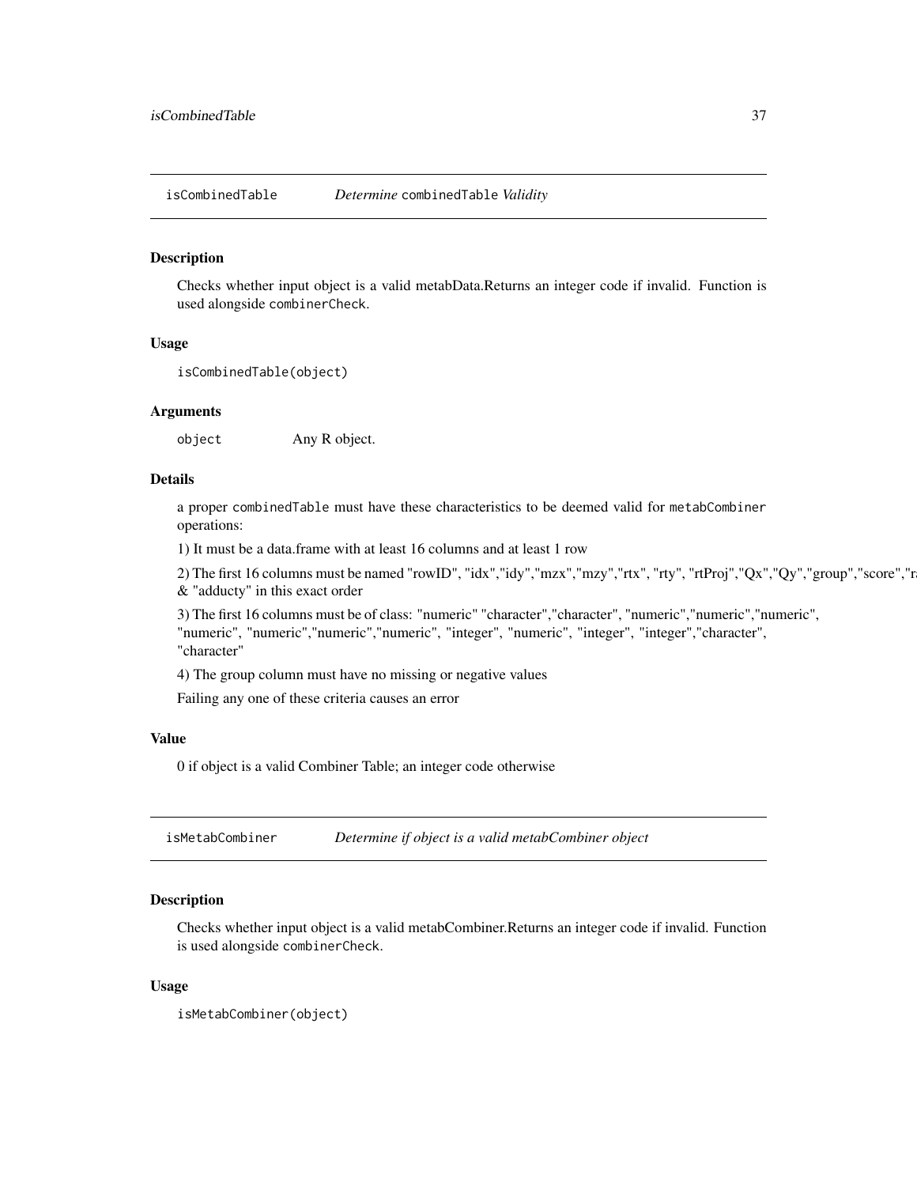## isCombinedTable *Determine* combinedTable *Validity*

### Description

Checks whether input object is a valid metabData.Returns an integer code if invalid. Function is used alongside `combinerCheck`.

### Usage

```
isCombinedTable(object)
```

### Arguments

| | |
|---|---|
| `object` | Any R object. |

### Details

a proper `combinedTable` must have these characteristics to be deemed valid for `metabCombiner` operations:

1) It must be a data.frame with at least 16 columns and at least 1 row

2) The first 16 columns must be named "rowID", "idx","idy","mzx","mzy","rtx", "rty", "rtProj","Qx","Qy","group","score","r
& "adducty" in this exact order

3) The first 16 columns must be of class: "numeric" "character","character", "numeric","numeric","numeric", "numeric", "numeric","numeric","numeric", "integer", "numeric", "integer", "integer","character", "character"

4) The group column must have no missing or negative values

Failing any one of these criteria causes an error

### Value

0 if object is a valid Combiner Table; an integer code otherwise

## isMetabCombiner *Determine if object is a valid metabCombiner object*

### Description

Checks whether input object is a valid metabCombiner.Returns an integer code if invalid. Function is used alongside `combinerCheck`.

### Usage

```
isMetabCombiner(object)
```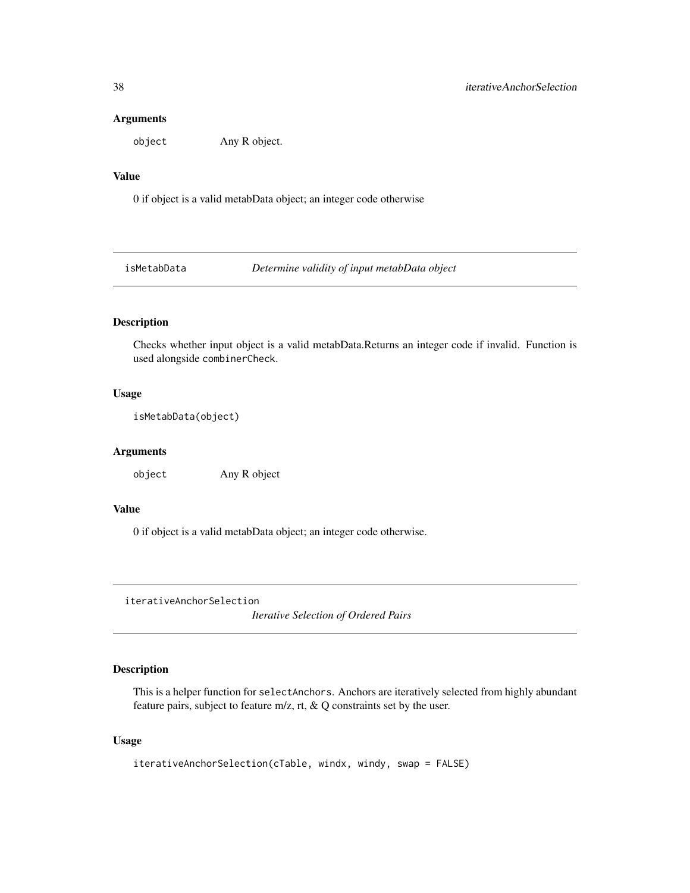### Arguments

`object` Any R object.

### Value

0 if object is a valid metabData object; an integer code otherwise

---

## isMetabData *Determine validity of input metabData object*

### Description

Checks whether input object is a valid metabData.Returns an integer code if invalid. Function is used alongside `combinerCheck`.

### Usage

```
isMetabData(object)
```

### Arguments

`object` Any R object

### Value

0 if object is a valid metabData object; an integer code otherwise.

---

## iterativeAnchorSelection *Iterative Selection of Ordered Pairs*

### Description

This is a helper function for `selectAnchors`. Anchors are iteratively selected from highly abundant feature pairs, subject to feature m/z, rt, & Q constraints set by the user.

### Usage

```
iterativeAnchorSelection(cTable, windx, windy, swap = FALSE)
```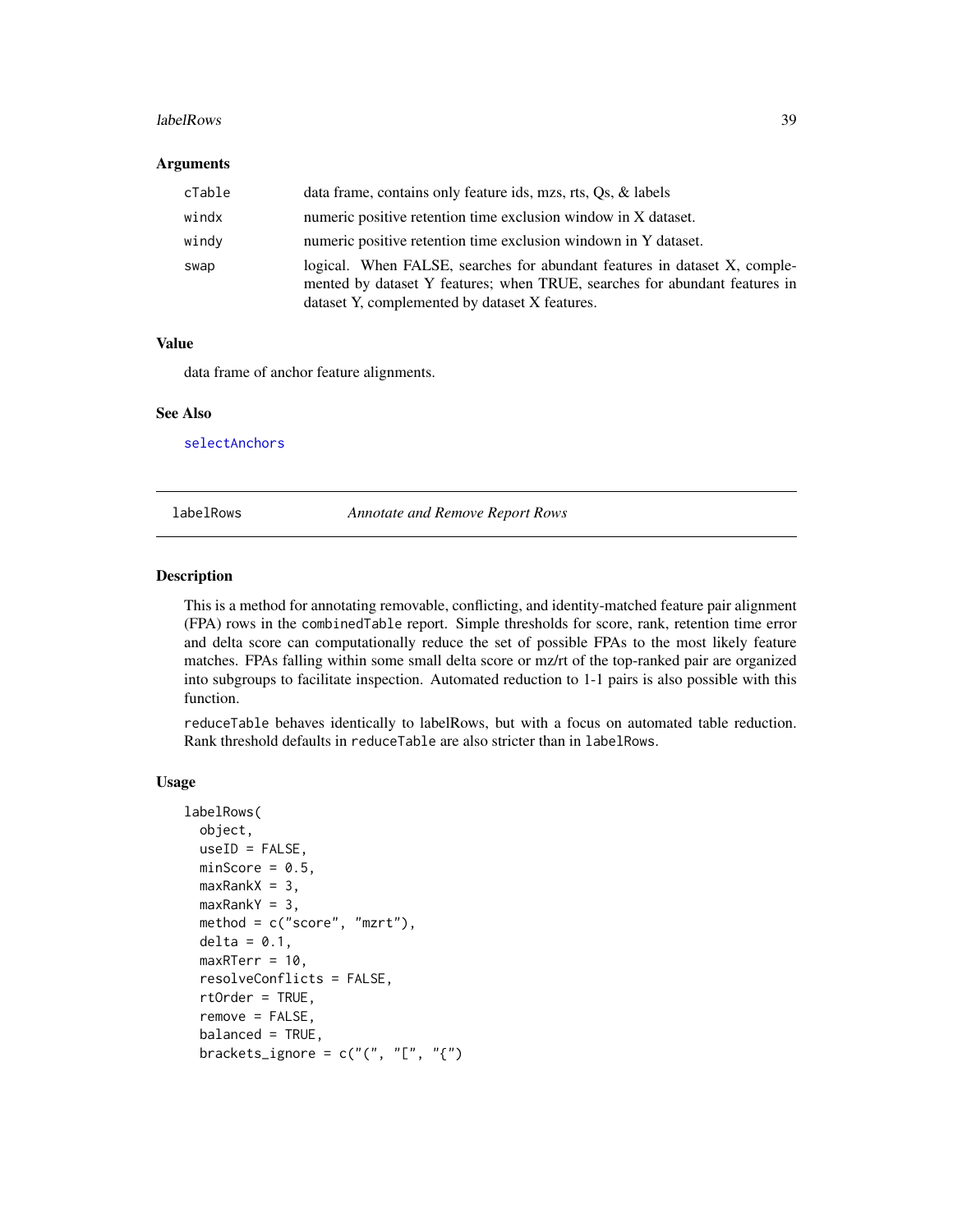## Arguments

| | |
|---|---|
| cTable | data frame, contains only feature ids, mzs, rts, Qs, & labels |
| windx | numeric positive retention time exclusion window in X dataset. |
| windy | numeric positive retention time exclusion windown in Y dataset. |
| swap | logical. When FALSE, searches for abundant features in dataset X, complemented by dataset Y features; when TRUE, searches for abundant features in dataset Y, complemented by dataset X features. |

## Value

data frame of anchor feature alignments.

## See Also

selectAnchors

---

# labelRows — *Annotate and Remove Report Rows*

---

## Description

This is a method for annotating removable, conflicting, and identity-matched feature pair alignment (FPA) rows in the combinedTable report. Simple thresholds for score, rank, retention time error and delta score can computationally reduce the set of possible FPAs to the most likely feature matches. FPAs falling within some small delta score or mz/rt of the top-ranked pair are organized into subgroups to facilitate inspection. Automated reduction to 1-1 pairs is also possible with this function.

reduceTable behaves identically to labelRows, but with a focus on automated table reduction. Rank threshold defaults in reduceTable are also stricter than in labelRows.

## Usage

```
labelRows(
  object,
  useID = FALSE,
  minScore = 0.5,
  maxRankX = 3,
  maxRankY = 3,
  method = c("score", "mzrt"),
  delta = 0.1,
  maxRTerr = 10,
  resolveConflicts = FALSE,
  rtOrder = TRUE,
  remove = FALSE,
  balanced = TRUE,
  brackets_ignore = c("(", "[", "{")
```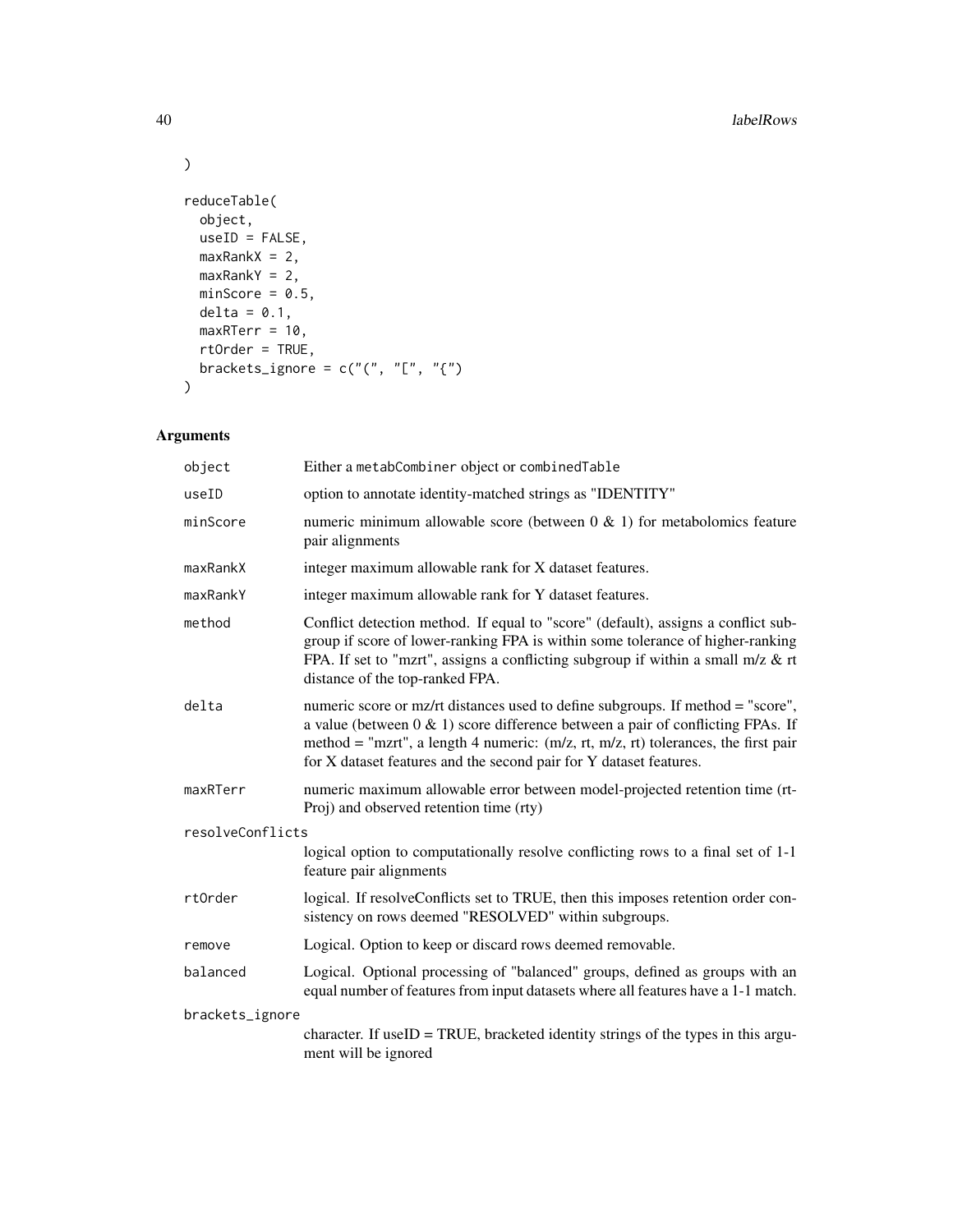```
)

reduceTable(
  object,
  useID = FALSE,
  maxRankX = 2,
  maxRankY = 2,
  minScore = 0.5,
  delta = 0.1,
  maxRTerr = 10,
  rtOrder = TRUE,
  brackets_ignore = c("(", "[", "{")
)
```

## Arguments

| | |
|---|---|
| object | Either a metabCombiner object or combinedTable |
| useID | option to annotate identity-matched strings as "IDENTITY" |
| minScore | numeric minimum allowable score (between 0 & 1) for metabolomics feature pair alignments |
| maxRankX | integer maximum allowable rank for X dataset features. |
| maxRankY | integer maximum allowable rank for Y dataset features. |
| method | Conflict detection method. If equal to "score" (default), assigns a conflict subgroup if score of lower-ranking FPA is within some tolerance of higher-ranking FPA. If set to "mzrt", assigns a conflicting subgroup if within a small m/z & rt distance of the top-ranked FPA. |
| delta | numeric score or mz/rt distances used to define subgroups. If method = "score", a value (between 0 & 1) score difference between a pair of conflicting FPAs. If method = "mzrt", a length 4 numeric: (m/z, rt, m/z, rt) tolerances, the first pair for X dataset features and the second pair for Y dataset features. |
| maxRTerr | numeric maximum allowable error between model-projected retention time (rtProj) and observed retention time (rty) |
| resolveConflicts | logical option to computationally resolve conflicting rows to a final set of 1-1 feature pair alignments |
| rtOrder | logical. If resolveConflicts set to TRUE, then this imposes retention order consistency on rows deemed "RESOLVED" within subgroups. |
| remove | Logical. Option to keep or discard rows deemed removable. |
| balanced | Logical. Optional processing of "balanced" groups, defined as groups with an equal number of features from input datasets where all features have a 1-1 match. |
| brackets_ignore | character. If useID = TRUE, bracketed identity strings of the types in this argument will be ignored |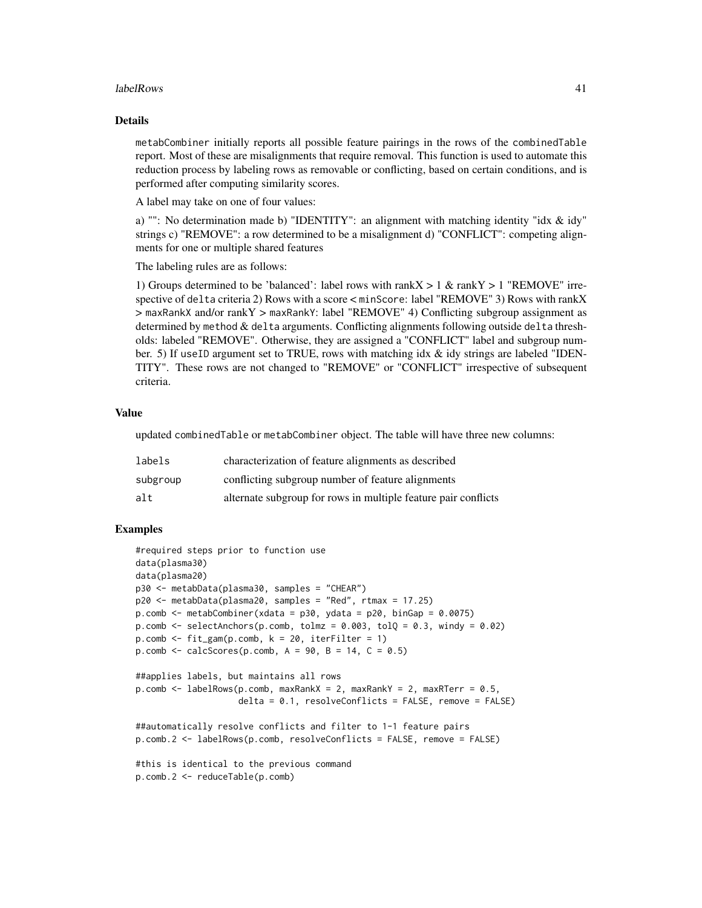## Details

metabCombiner initially reports all possible feature pairings in the rows of the combinedTable report. Most of these are misalignments that require removal. This function is used to automate this reduction process by labeling rows as removable or conflicting, based on certain conditions, and is performed after computing similarity scores.

A label may take on one of four values:

a) "": No determination made b) "IDENTITY": an alignment with matching identity "idx & idy" strings c) "REMOVE": a row determined to be a misalignment d) "CONFLICT": competing alignments for one or multiple shared features

The labeling rules are as follows:

1) Groups determined to be 'balanced': label rows with rankX > 1 & rankY > 1 "REMOVE" irrespective of delta criteria 2) Rows with a score < minScore: label "REMOVE" 3) Rows with rankX > maxRankX and/or rankY > maxRankY: label "REMOVE" 4) Conflicting subgroup assignment as determined by method & delta arguments. Conflicting alignments following outside delta thresholds: labeled "REMOVE". Otherwise, they are assigned a "CONFLICT" label and subgroup number. 5) If useID argument set to TRUE, rows with matching idx & idy strings are labeled "IDENTITY". These rows are not changed to "REMOVE" or "CONFLICT" irrespective of subsequent criteria.

## Value

updated combinedTable or metabCombiner object. The table will have three new columns:

| | |
|---|---|
| labels | characterization of feature alignments as described |
| subgroup | conflicting subgroup number of feature alignments |
| alt | alternate subgroup for rows in multiple feature pair conflicts |

## Examples

```
#required steps prior to function use
data(plasma30)
data(plasma20)
p30 <- metabData(plasma30, samples = "CHEAR")
p20 <- metabData(plasma20, samples = "Red", rtmax = 17.25)
p.comb <- metabCombiner(xdata = p30, ydata = p20, binGap = 0.0075)
p.comb <- selectAnchors(p.comb, tolmz = 0.003, tolQ = 0.3, windy = 0.02)
p.comb <- fit_gam(p.comb, k = 20, iterFilter = 1)
p.comb <- calcScores(p.comb, A = 90, B = 14, C = 0.5)

##applies labels, but maintains all rows
p.comb <- labelRows(p.comb, maxRankX = 2, maxRankY = 2, maxRTerr = 0.5,
                    delta = 0.1, resolveConflicts = FALSE, remove = FALSE)

##automatically resolve conflicts and filter to 1-1 feature pairs
p.comb.2 <- labelRows(p.comb, resolveConflicts = FALSE, remove = FALSE)

#this is identical to the previous command
p.comb.2 <- reduceTable(p.comb)
```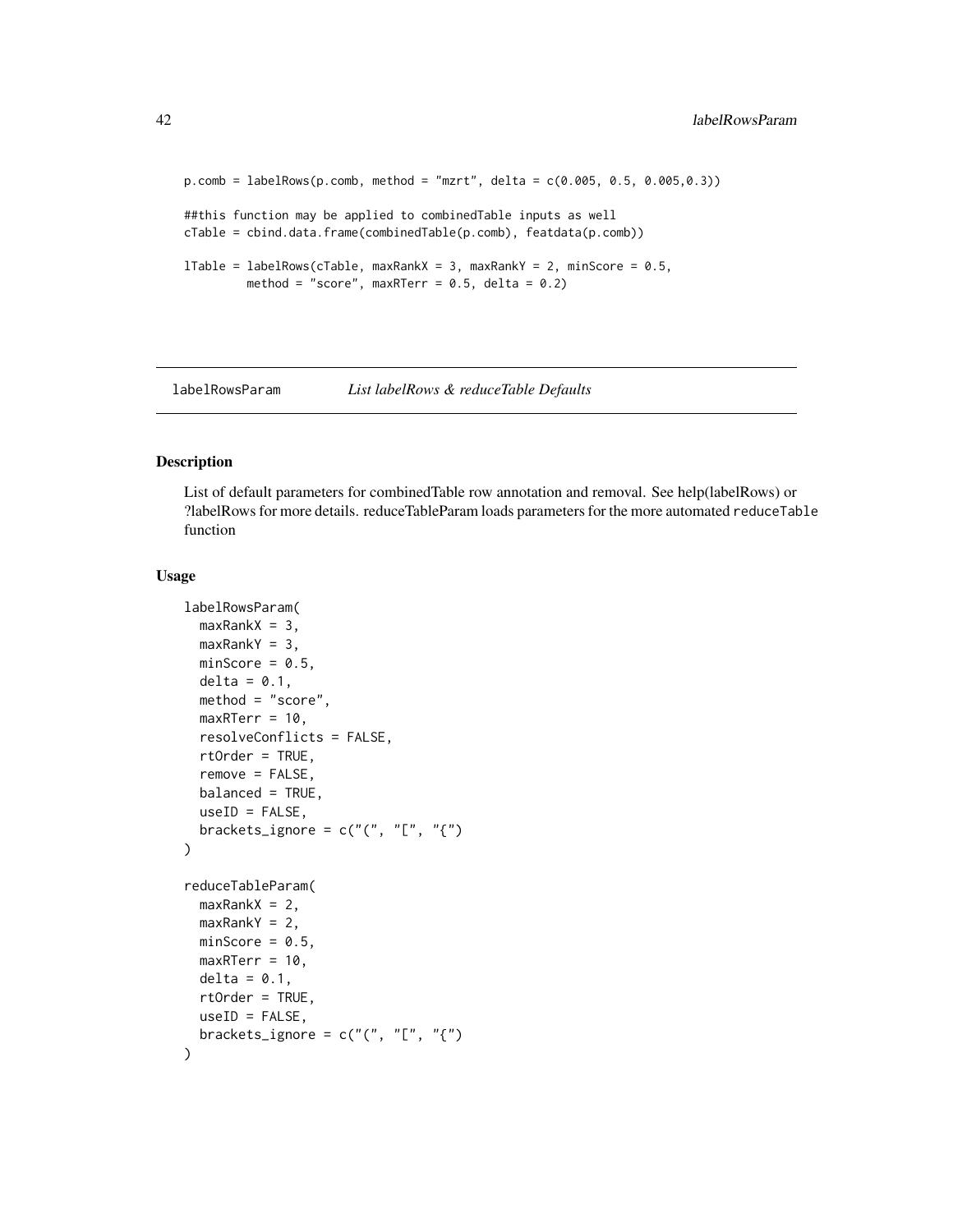```
p.comb = labelRows(p.comb, method = "mzrt", delta = c(0.005, 0.5, 0.005,0.3))

##this function may be applied to combinedTable inputs as well
cTable = cbind.data.frame(combinedTable(p.comb), featdata(p.comb))

lTable = labelRows(cTable, maxRankX = 3, maxRankY = 2, minScore = 0.5,
         method = "score", maxRTerr = 0.5, delta = 0.2)
```

## labelRowsParam *List labelRows & reduceTable Defaults*

### Description

List of default parameters for combinedTable row annotation and removal. See help(labelRows) or ?labelRows for more details. reduceTableParam loads parameters for the more automated `reduceTable` function

### Usage

```
labelRowsParam(
  maxRankX = 3,
  maxRankY = 3,
  minScore = 0.5,
  delta = 0.1,
  method = "score",
  maxRTerr = 10,
  resolveConflicts = FALSE,
  rtOrder = TRUE,
  remove = FALSE,
  balanced = TRUE,
  useID = FALSE,
  brackets_ignore = c("(", "[", "{")
)

reduceTableParam(
  maxRankX = 2,
  maxRankY = 2,
  minScore = 0.5,
  maxRTerr = 10,
  delta = 0.1,
  rtOrder = TRUE,
  useID = FALSE,
  brackets_ignore = c("(", "[", "{")
)
```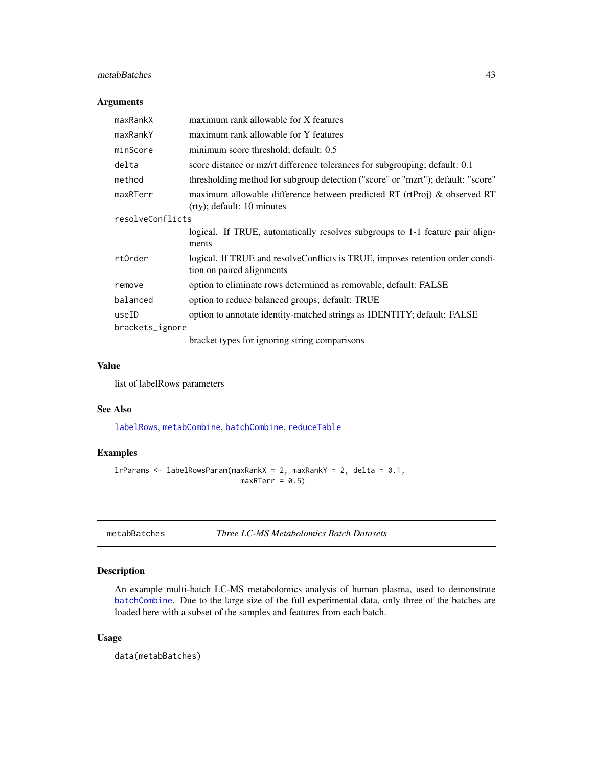### Arguments

| | |
|---|---|
| maxRankX | maximum rank allowable for X features |
| maxRankY | maximum rank allowable for Y features |
| minScore | minimum score threshold; default: 0.5 |
| delta | score distance or mz/rt difference tolerances for subgrouping; default: 0.1 |
| method | thresholding method for subgroup detection ("score" or "mzrt"); default: "score" |
| maxRTerr | maximum allowable difference between predicted RT (rtProj) & observed RT (rty); default: 10 minutes |
| resolveConflicts | logical. If TRUE, automatically resolves subgroups to 1-1 feature pair alignments |
| rtOrder | logical. If TRUE and resolveConflicts is TRUE, imposes retention order condition on paired alignments |
| remove | option to eliminate rows determined as removable; default: FALSE |
| balanced | option to reduce balanced groups; default: TRUE |
| useID | option to annotate identity-matched strings as IDENTITY; default: FALSE |
| brackets_ignore | bracket types for ignoring string comparisons |

### Value

list of labelRows parameters

### See Also

labelRows, metabCombine, batchCombine, reduceTable

### Examples

```
lrParams <- labelRowsParam(maxRankX = 2, maxRankY = 2, delta = 0.1,
                           maxRTerr = 0.5)
```

---

## metabBatches *Three LC-MS Metabolomics Batch Datasets*

### Description

An example multi-batch LC-MS metabolomics analysis of human plasma, used to demonstrate batchCombine. Due to the large size of the full experimental data, only three of the batches are loaded here with a subset of the samples and features from each batch.

### Usage

```
data(metabBatches)
```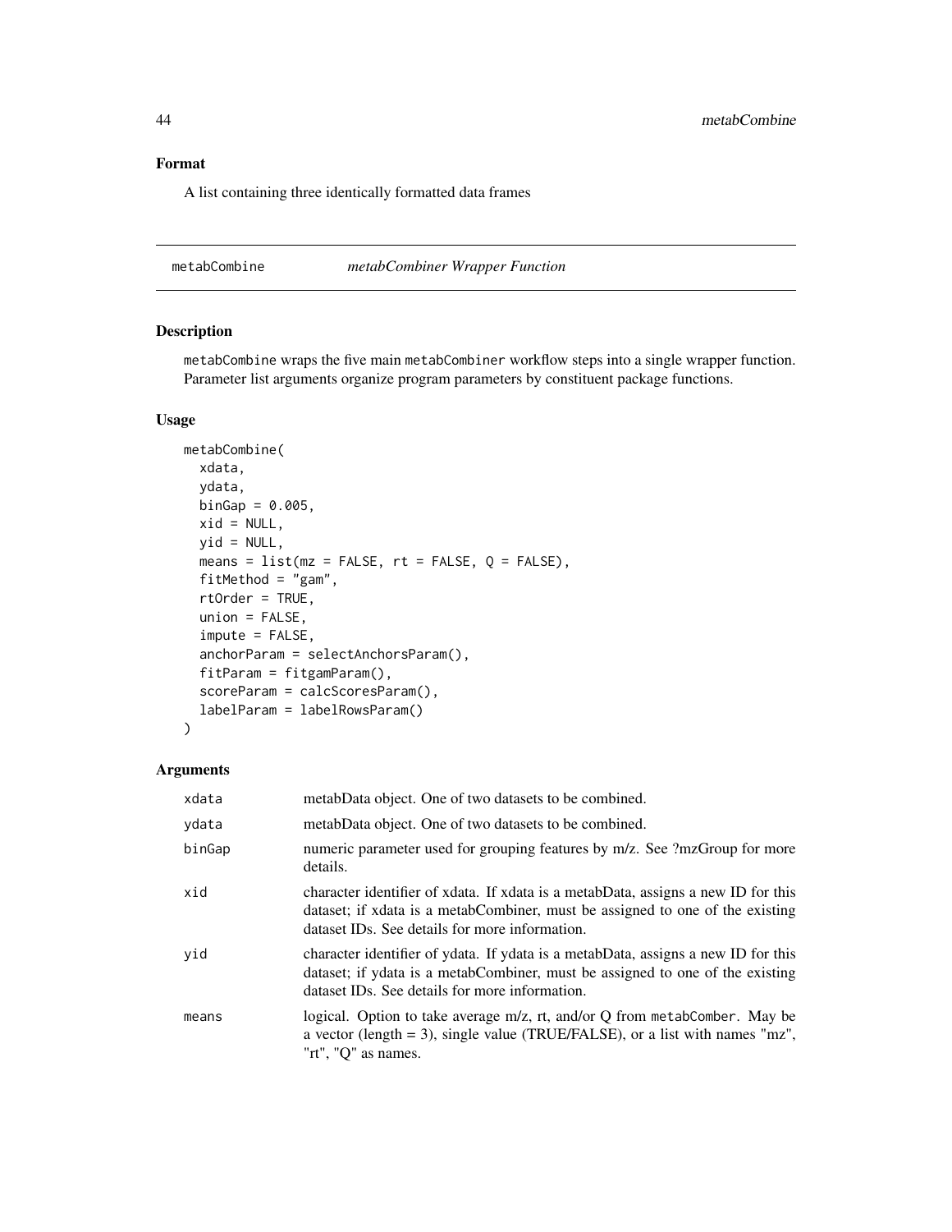## Format

A list containing three identically formatted data frames

---

## metabCombine — *metabCombiner Wrapper Function*

### Description

`metabCombine` wraps the five main `metabCombiner` workflow steps into a single wrapper function. Parameter list arguments organize program parameters by constituent package functions.

### Usage

```
metabCombine(
  xdata,
  ydata,
  binGap = 0.005,
  xid = NULL,
  yid = NULL,
  means = list(mz = FALSE, rt = FALSE, Q = FALSE),
  fitMethod = "gam",
  rtOrder = TRUE,
  union = FALSE,
  impute = FALSE,
  anchorParam = selectAnchorsParam(),
  fitParam = fitgamParam(),
  scoreParam = calcScoresParam(),
  labelParam = labelRowsParam()
)
```

### Arguments

| Argument | Description |
|---|---|
| `xdata` | metabData object. One of two datasets to be combined. |
| `ydata` | metabData object. One of two datasets to be combined. |
| `binGap` | numeric parameter used for grouping features by m/z. See ?mzGroup for more details. |
| `xid` | character identifier of xdata. If xdata is a metabData, assigns a new ID for this dataset; if xdata is a metabCombiner, must be assigned to one of the existing dataset IDs. See details for more information. |
| `yid` | character identifier of ydata. If ydata is a metabData, assigns a new ID for this dataset; if ydata is a metabCombiner, must be assigned to one of the existing dataset IDs. See details for more information. |
| `means` | logical. Option to take average m/z, rt, and/or Q from `metabComber`. May be a vector (length = 3), single value (TRUE/FALSE), or a list with names "mz", "rt", "Q" as names. |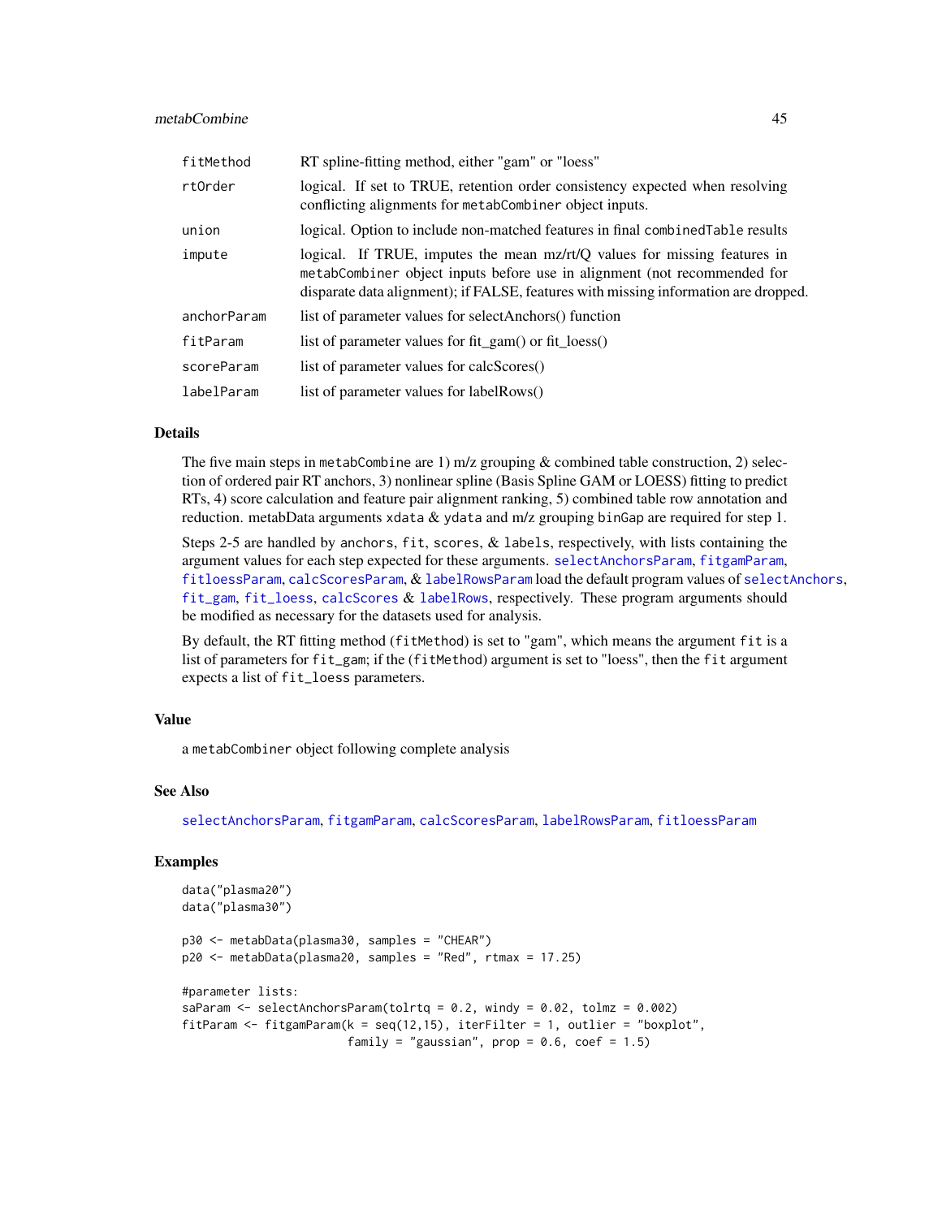| | |
|---|---|
| fitMethod | RT spline-fitting method, either "gam" or "loess" |
| rtOrder | logical. If set to TRUE, retention order consistency expected when resolving conflicting alignments for metabCombiner object inputs. |
| union | logical. Option to include non-matched features in final combinedTable results |
| impute | logical. If TRUE, imputes the mean mz/rt/Q values for missing features in metabCombiner object inputs before use in alignment (not recommended for disparate data alignment); if FALSE, features with missing information are dropped. |
| anchorParam | list of parameter values for selectAnchors() function |
| fitParam | list of parameter values for fit_gam() or fit_loess() |
| scoreParam | list of parameter values for calcScores() |
| labelParam | list of parameter values for labelRows() |

## Details

The five main steps in metabCombine are 1) m/z grouping & combined table construction, 2) selection of ordered pair RT anchors, 3) nonlinear spline (Basis Spline GAM or LOESS) fitting to predict RTs, 4) score calculation and feature pair alignment ranking, 5) combined table row annotation and reduction. metabData arguments xdata & ydata and m/z grouping binGap are required for step 1.

Steps 2-5 are handled by anchors, fit, scores, & labels, respectively, with lists containing the argument values for each step expected for these arguments. selectAnchorsParam, fitgamParam, fitloessParam, calcScoresParam, & labelRowsParam load the default program values of selectAnchors, fit_gam, fit_loess, calcScores & labelRows, respectively. These program arguments should be modified as necessary for the datasets used for analysis.

By default, the RT fitting method (fitMethod) is set to "gam", which means the argument fit is a list of parameters for fit_gam; if the (fitMethod) argument is set to "loess", then the fit argument expects a list of fit_loess parameters.

## Value

a metabCombiner object following complete analysis

## See Also

selectAnchorsParam, fitgamParam, calcScoresParam, labelRowsParam, fitloessParam

## Examples

```
data("plasma20")
data("plasma30")

p30 <- metabData(plasma30, samples = "CHEAR")
p20 <- metabData(plasma20, samples = "Red", rtmax = 17.25)

#parameter lists:
saParam <- selectAnchorsParam(tolrtq = 0.2, windy = 0.02, tolmz = 0.002)
fitParam <- fitgamParam(k = seq(12,15), iterFilter = 1, outlier = "boxplot",
                        family = "gaussian", prop = 0.6, coef = 1.5)
```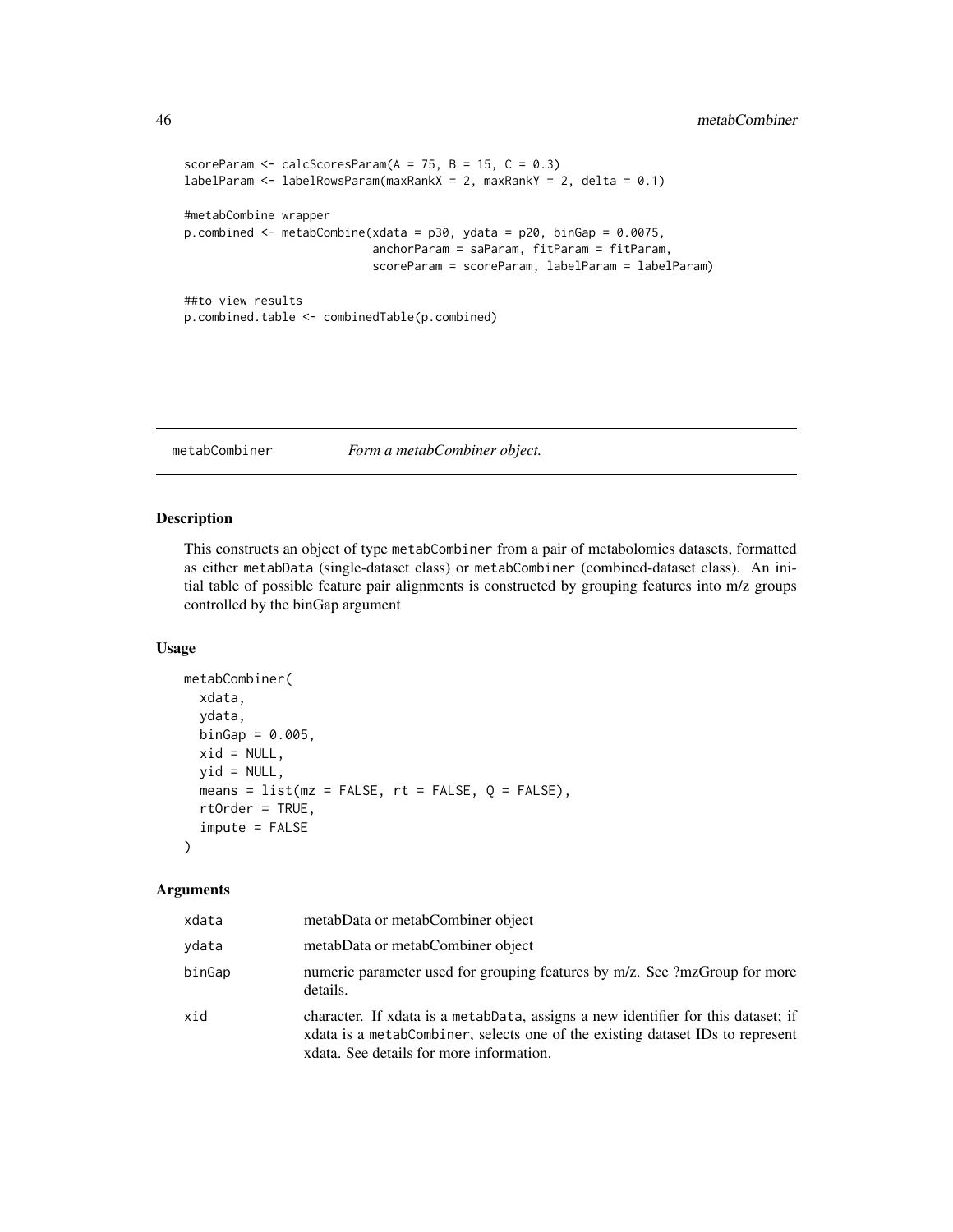```
scoreParam <- calcScoresParam(A = 75, B = 15, C = 0.3)
labelParam <- labelRowsParam(maxRankX = 2, maxRankY = 2, delta = 0.1)

#metabCombine wrapper
p.combined <- metabCombine(xdata = p30, ydata = p20, binGap = 0.0075,
                          anchorParam = saParam, fitParam = fitParam,
                          scoreParam = scoreParam, labelParam = labelParam)

##to view results
p.combined.table <- combinedTable(p.combined)
```

---

## metabCombiner — *Form a metabCombiner object.*

### Description

This constructs an object of type `metabCombiner` from a pair of metabolomics datasets, formatted as either `metabData` (single-dataset class) or `metabCombiner` (combined-dataset class). An initial table of possible feature pair alignments is constructed by grouping features into m/z groups controlled by the binGap argument

### Usage

```
metabCombiner(
  xdata,
  ydata,
  binGap = 0.005,
  xid = NULL,
  yid = NULL,
  means = list(mz = FALSE, rt = FALSE, Q = FALSE),
  rtOrder = TRUE,
  impute = FALSE
)
```

### Arguments

| | |
|---|---|
| `xdata` | metabData or metabCombiner object |
| `ydata` | metabData or metabCombiner object |
| `binGap` | numeric parameter used for grouping features by m/z. See ?mzGroup for more details. |
| `xid` | character. If xdata is a `metabData`, assigns a new identifier for this dataset; if xdata is a `metabCombiner`, selects one of the existing dataset IDs to represent xdata. See details for more information. |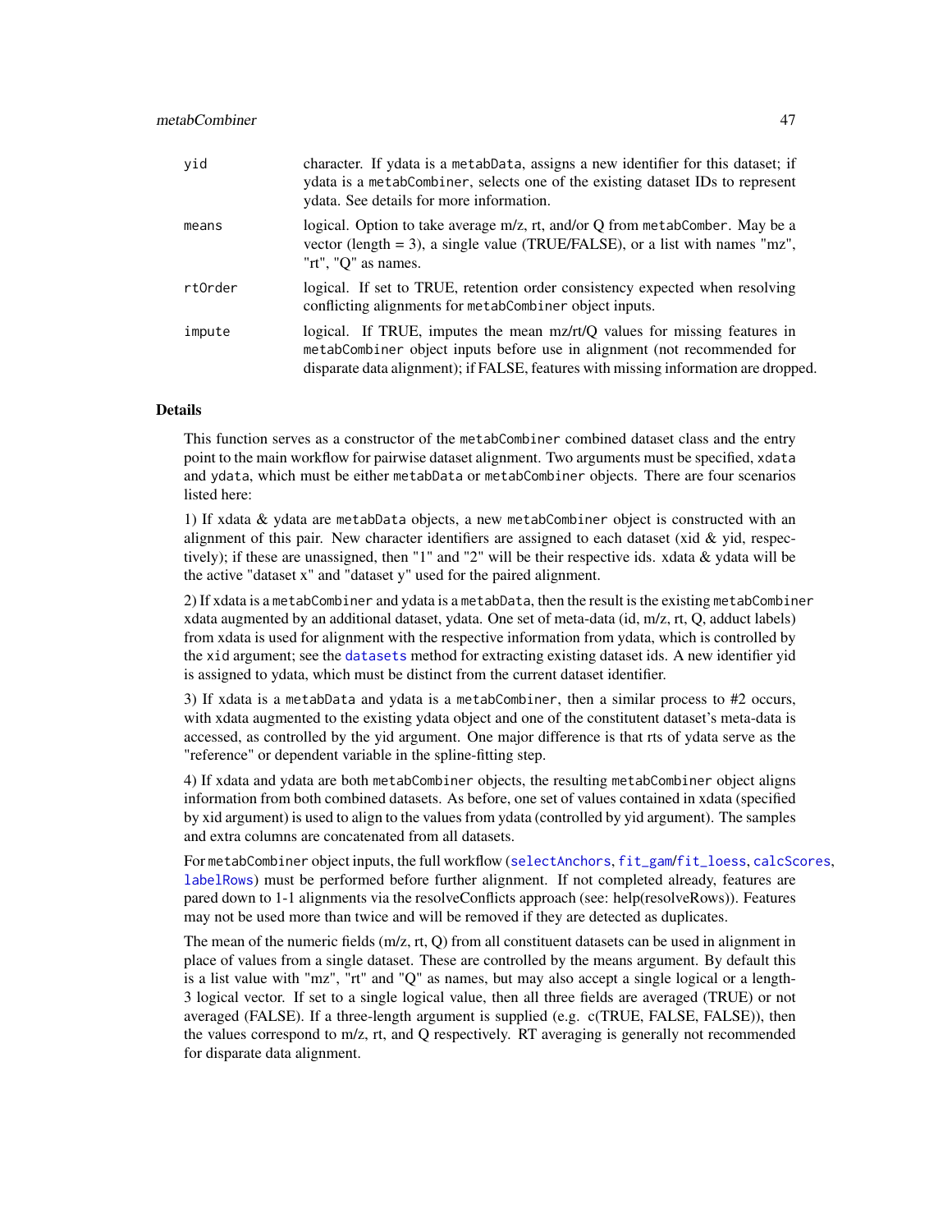| | |
|---|---|
| yid | character. If ydata is a metabData, assigns a new identifier for this dataset; if ydata is a metabCombiner, selects one of the existing dataset IDs to represent ydata. See details for more information. |
| means | logical. Option to take average m/z, rt, and/or Q from metabComber. May be a vector (length = 3), a single value (TRUE/FALSE), or a list with names "mz", "rt", "Q" as names. |
| rtOrder | logical. If set to TRUE, retention order consistency expected when resolving conflicting alignments for metabCombiner object inputs. |
| impute | logical. If TRUE, imputes the mean mz/rt/Q values for missing features in metabCombiner object inputs before use in alignment (not recommended for disparate data alignment); if FALSE, features with missing information are dropped. |

### Details

This function serves as a constructor of the metabCombiner combined dataset class and the entry point to the main workflow for pairwise dataset alignment. Two arguments must be specified, xdata and ydata, which must be either metabData or metabCombiner objects. There are four scenarios listed here:

1) If xdata & ydata are metabData objects, a new metabCombiner object is constructed with an alignment of this pair. New character identifiers are assigned to each dataset (xid & yid, respectively); if these are unassigned, then "1" and "2" will be their respective ids. xdata & ydata will be the active "dataset x" and "dataset y" used for the paired alignment.

2) If xdata is a metabCombiner and ydata is a metabData, then the result is the existing metabCombiner xdata augmented by an additional dataset, ydata. One set of meta-data (id, m/z, rt, Q, adduct labels) from xdata is used for alignment with the respective information from ydata, which is controlled by the xid argument; see the datasets method for extracting existing dataset ids. A new identifier yid is assigned to ydata, which must be distinct from the current dataset identifier.

3) If xdata is a metabData and ydata is a metabCombiner, then a similar process to #2 occurs, with xdata augmented to the existing ydata object and one of the constitutent dataset's meta-data is accessed, as controlled by the yid argument. One major difference is that rts of ydata serve as the "reference" or dependent variable in the spline-fitting step.

4) If xdata and ydata are both metabCombiner objects, the resulting metabCombiner object aligns information from both combined datasets. As before, one set of values contained in xdata (specified by xid argument) is used to align to the values from ydata (controlled by yid argument). The samples and extra columns are concatenated from all datasets.

For metabCombiner object inputs, the full workflow (selectAnchors, fit_gam/fit_loess, calcScores, labelRows) must be performed before further alignment. If not completed already, features are pared down to 1-1 alignments via the resolveConflicts approach (see: help(resolveRows)). Features may not be used more than twice and will be removed if they are detected as duplicates.

The mean of the numeric fields (m/z, rt, Q) from all constituent datasets can be used in alignment in place of values from a single dataset. These are controlled by the means argument. By default this is a list value with "mz", "rt" and "Q" as names, but may also accept a single logical or a length-3 logical vector. If set to a single logical value, then all three fields are averaged (TRUE) or not averaged (FALSE). If a three-length argument is supplied (e.g. c(TRUE, FALSE, FALSE)), then the values correspond to m/z, rt, and Q respectively. RT averaging is generally not recommended for disparate data alignment.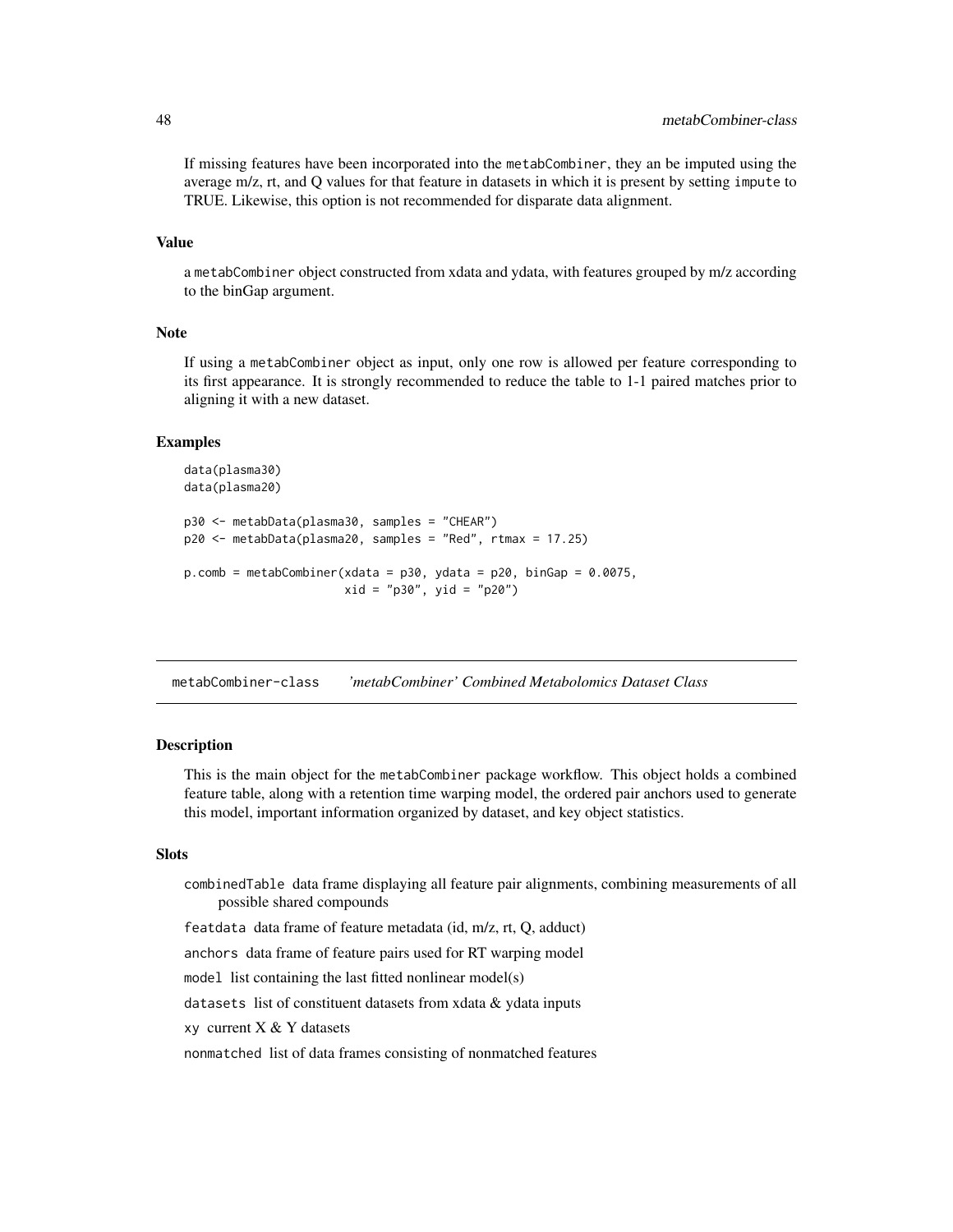If missing features have been incorporated into the metabCombiner, they an be imputed using the average m/z, rt, and Q values for that feature in datasets in which it is present by setting impute to TRUE. Likewise, this option is not recommended for disparate data alignment.

### Value

a metabCombiner object constructed from xdata and ydata, with features grouped by m/z according to the binGap argument.

### Note

If using a metabCombiner object as input, only one row is allowed per feature corresponding to its first appearance. It is strongly recommended to reduce the table to 1-1 paired matches prior to aligning it with a new dataset.

### Examples

```
data(plasma30)
data(plasma20)

p30 <- metabData(plasma30, samples = "CHEAR")
p20 <- metabData(plasma20, samples = "Red", rtmax = 17.25)

p.comb = metabCombiner(xdata = p30, ydata = p20, binGap = 0.0075,
                       xid = "p30", yid = "p20")
```

---

## metabCombiner-class *'metabCombiner' Combined Metabolomics Dataset Class*

### Description

This is the main object for the metabCombiner package workflow. This object holds a combined feature table, along with a retention time warping model, the ordered pair anchors used to generate this model, important information organized by dataset, and key object statistics.

### Slots

combinedTable data frame displaying all feature pair alignments, combining measurements of all possible shared compounds

featdata data frame of feature metadata (id, m/z, rt, Q, adduct)

anchors data frame of feature pairs used for RT warping model

model list containing the last fitted nonlinear model(s)

datasets list of constituent datasets from xdata & ydata inputs

xy current X & Y datasets

nonmatched list of data frames consisting of nonmatched features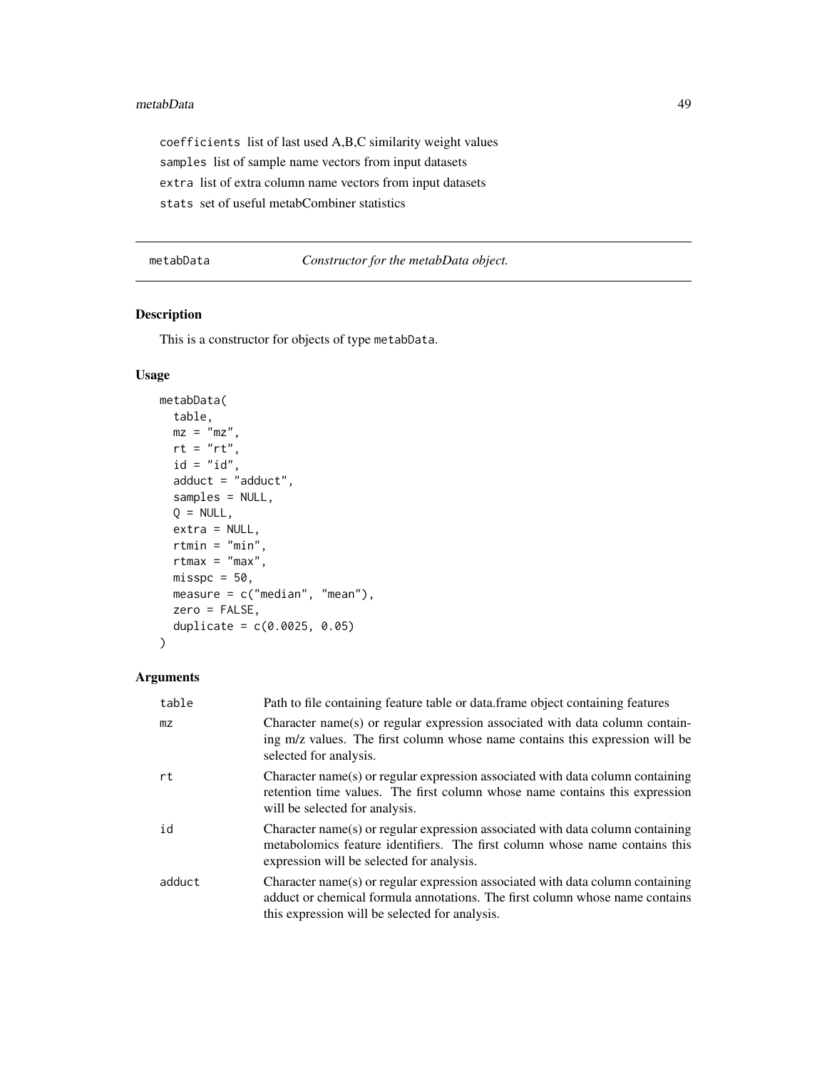`coefficients` list of last used A,B,C similarity weight values

`samples` list of sample name vectors from input datasets

`extra` list of extra column name vectors from input datasets

`stats` set of useful metabCombiner statistics

---

## metabData — *Constructor for the metabData object.*

### Description

This is a constructor for objects of type `metabData`.

### Usage

```
metabData(
  table,
  mz = "mz",
  rt = "rt",
  id = "id",
  adduct = "adduct",
  samples = NULL,
  Q = NULL,
  extra = NULL,
  rtmin = "min",
  rtmax = "max",
  misspc = 50,
  measure = c("median", "mean"),
  zero = FALSE,
  duplicate = c(0.0025, 0.05)
)
```

### Arguments

| | |
|---|---|
| `table` | Path to file containing feature table or data.frame object containing features |
| `mz` | Character name(s) or regular expression associated with data column containing m/z values. The first column whose name contains this expression will be selected for analysis. |
| `rt` | Character name(s) or regular expression associated with data column containing retention time values. The first column whose name contains this expression will be selected for analysis. |
| `id` | Character name(s) or regular expression associated with data column containing metabolomics feature identifiers. The first column whose name contains this expression will be selected for analysis. |
| `adduct` | Character name(s) or regular expression associated with data column containing adduct or chemical formula annotations. The first column whose name contains this expression will be selected for analysis. |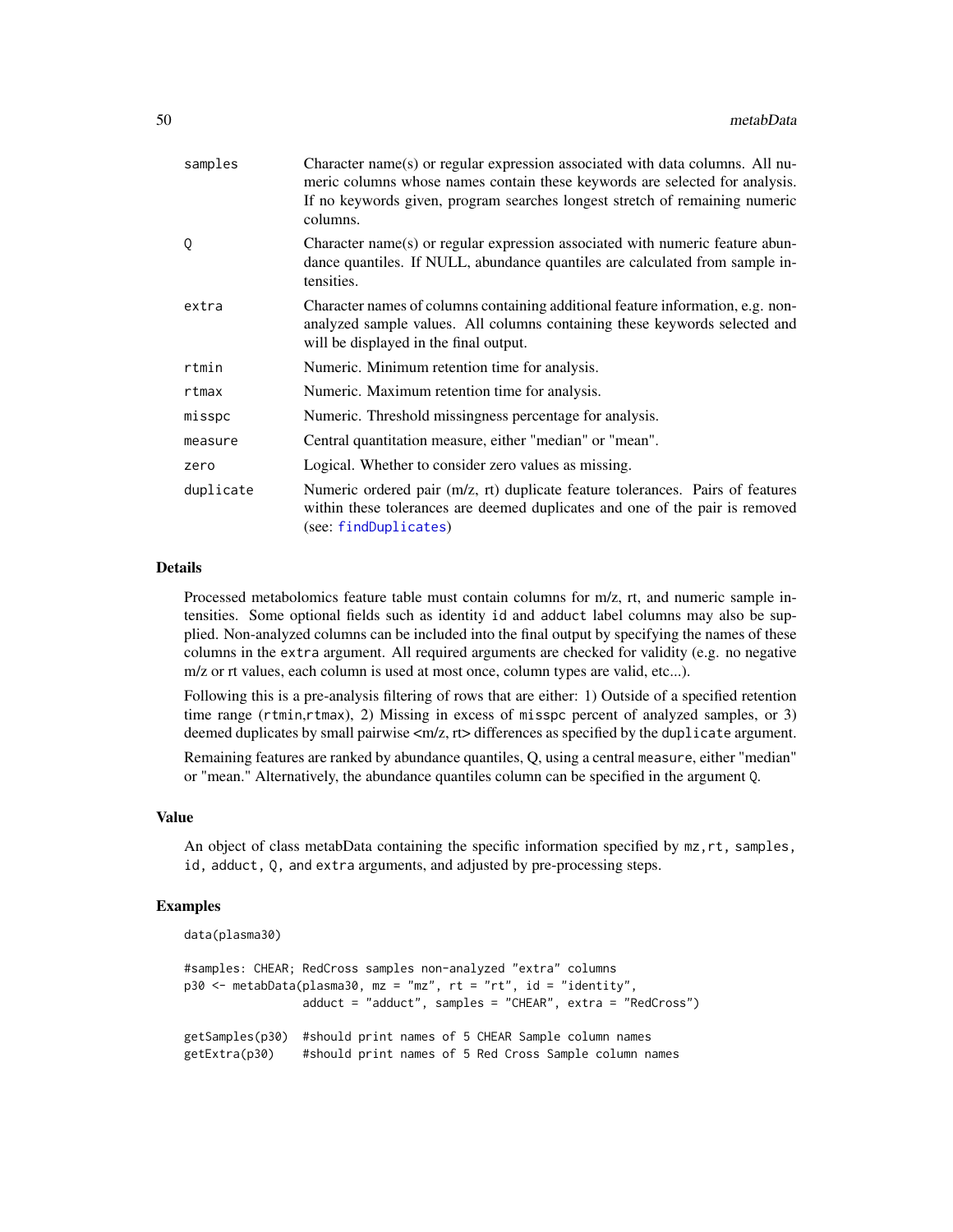| | |
|---|---|
| samples | Character name(s) or regular expression associated with data columns. All numeric columns whose names contain these keywords are selected for analysis. If no keywords given, program searches longest stretch of remaining numeric columns. |
| Q | Character name(s) or regular expression associated with numeric feature abundance quantiles. If NULL, abundance quantiles are calculated from sample intensities. |
| extra | Character names of columns containing additional feature information, e.g. non-analyzed sample values. All columns containing these keywords selected and will be displayed in the final output. |
| rtmin | Numeric. Minimum retention time for analysis. |
| rtmax | Numeric. Maximum retention time for analysis. |
| misspc | Numeric. Threshold missingness percentage for analysis. |
| measure | Central quantitation measure, either "median" or "mean". |
| zero | Logical. Whether to consider zero values as missing. |
| duplicate | Numeric ordered pair (m/z, rt) duplicate feature tolerances. Pairs of features within these tolerances are deemed duplicates and one of the pair is removed (see: findDuplicates) |

## Details

Processed metabolomics feature table must contain columns for m/z, rt, and numeric sample intensities. Some optional fields such as identity id and adduct label columns may also be supplied. Non-analyzed columns can be included into the final output by specifying the names of these columns in the extra argument. All required arguments are checked for validity (e.g. no negative m/z or rt values, each column is used at most once, column types are valid, etc...).

Following this is a pre-analysis filtering of rows that are either: 1) Outside of a specified retention time range (rtmin,rtmax), 2) Missing in excess of misspc percent of analyzed samples, or 3) deemed duplicates by small pairwise <m/z, rt> differences as specified by the duplicate argument.

Remaining features are ranked by abundance quantiles, Q, using a central measure, either "median" or "mean." Alternatively, the abundance quantiles column can be specified in the argument Q.

## Value

An object of class metabData containing the specific information specified by mz,rt, samples, id, adduct, Q, and extra arguments, and adjusted by pre-processing steps.

## Examples

```
data(plasma30)

#samples: CHEAR; RedCross samples non-analyzed "extra" columns
p30 <- metabData(plasma30, mz = "mz", rt = "rt", id = "identity",
                 adduct = "adduct", samples = "CHEAR", extra = "RedCross")

getSamples(p30)  #should print names of 5 CHEAR Sample column names
getExtra(p30)    #should print names of 5 Red Cross Sample column names
```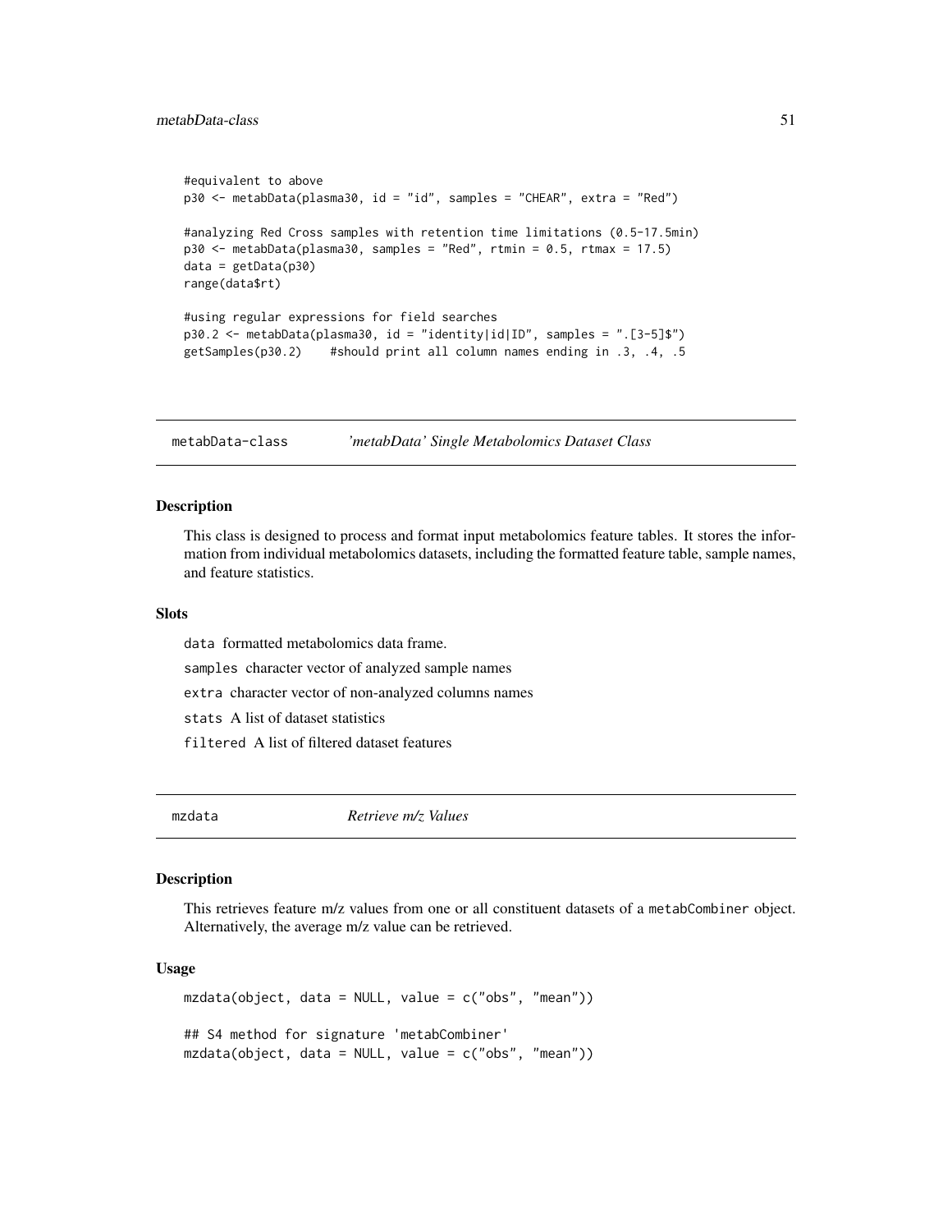```
#equivalent to above
p30 <- metabData(plasma30, id = "id", samples = "CHEAR", extra = "Red")

#analyzing Red Cross samples with retention time limitations (0.5-17.5min)
p30 <- metabData(plasma30, samples = "Red", rtmin = 0.5, rtmax = 17.5)
data = getData(p30)
range(data$rt)

#using regular expressions for field searches
p30.2 <- metabData(plasma30, id = "identity|id|ID", samples = ".[3-5]$")
getSamples(p30.2)    #should print all column names ending in .3, .4, .5
```

## metabData-class    *'metabData' Single Metabolomics Dataset Class*

### Description

This class is designed to process and format input metabolomics feature tables. It stores the information from individual metabolomics datasets, including the formatted feature table, sample names, and feature statistics.

### Slots

`data` formatted metabolomics data frame.

`samples` character vector of analyzed sample names

`extra` character vector of non-analyzed columns names

`stats` A list of dataset statistics

`filtered` A list of filtered dataset features

## mzdata    *Retrieve m/z Values*

### Description

This retrieves feature m/z values from one or all constituent datasets of a `metabCombiner` object. Alternatively, the average m/z value can be retrieved.

### Usage

```
mzdata(object, data = NULL, value = c("obs", "mean"))

## S4 method for signature 'metabCombiner'
mzdata(object, data = NULL, value = c("obs", "mean"))
```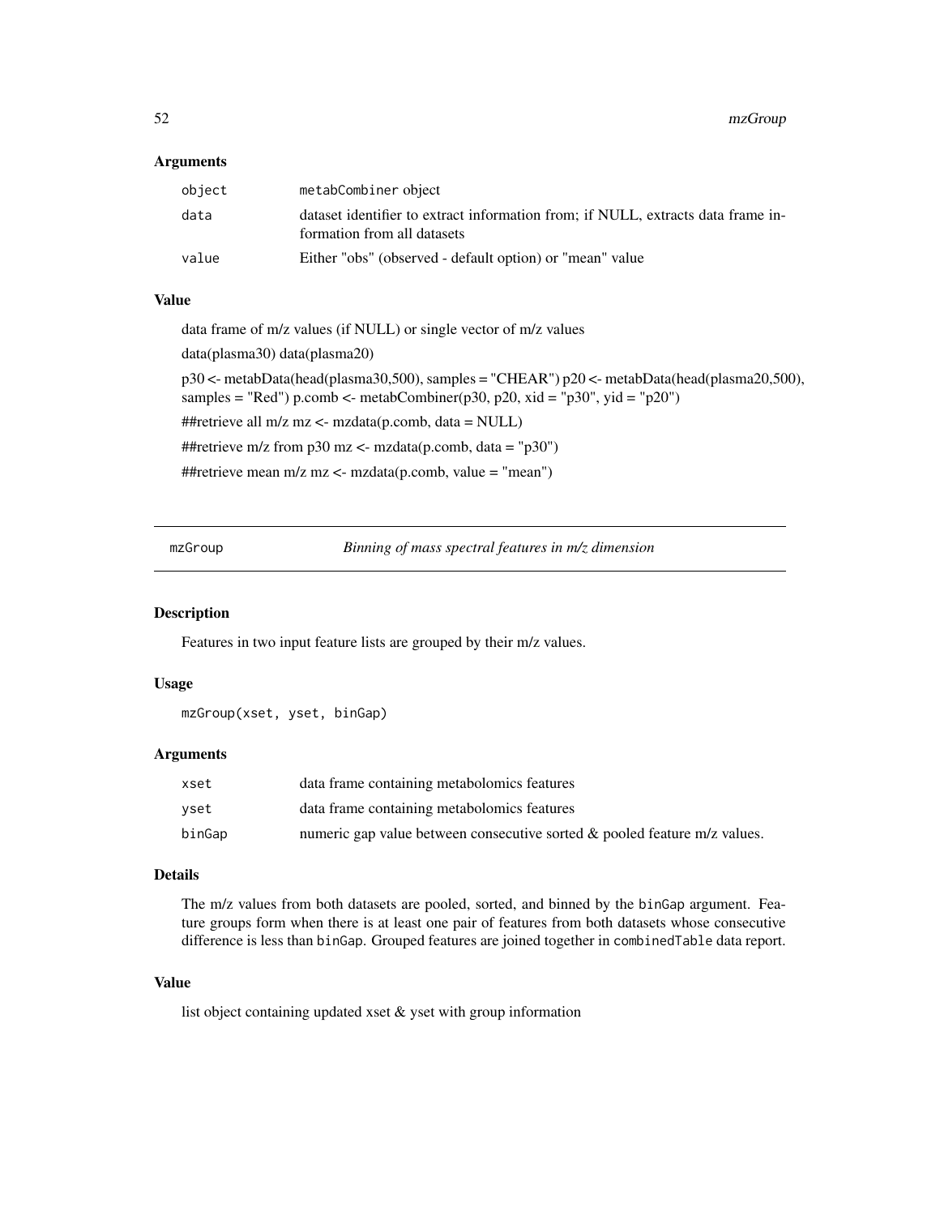### Arguments

| | |
|---|---|
| object | metabCombiner object |
| data | dataset identifier to extract information from; if NULL, extracts data frame information from all datasets |
| value | Either "obs" (observed - default option) or "mean" value |

### Value

data frame of m/z values (if NULL) or single vector of m/z values

data(plasma30) data(plasma20)

p30 <- metabData(head(plasma30,500), samples = "CHEAR") p20 <- metabData(head(plasma20,500), samples = "Red") p.comb <- metabCombiner(p30, p20, xid = "p30", yid = "p20")

##retrieve all m/z mz <- mzdata(p.comb, data = NULL)

##retrieve m/z from p30 mz <- mzdata(p.comb, data = "p30")

##retrieve mean m/z mz <- mzdata(p.comb, value = "mean")

---

## mzGroup — *Binning of mass spectral features in m/z dimension*

### Description

Features in two input feature lists are grouped by their m/z values.

### Usage

```
mzGroup(xset, yset, binGap)
```

### Arguments

| | |
|---|---|
| xset | data frame containing metabolomics features |
| yset | data frame containing metabolomics features |
| binGap | numeric gap value between consecutive sorted & pooled feature m/z values. |

### Details

The m/z values from both datasets are pooled, sorted, and binned by the `binGap` argument. Feature groups form when there is at least one pair of features from both datasets whose consecutive difference is less than `binGap`. Grouped features are joined together in `combinedTable` data report.

### Value

list object containing updated xset & yset with group information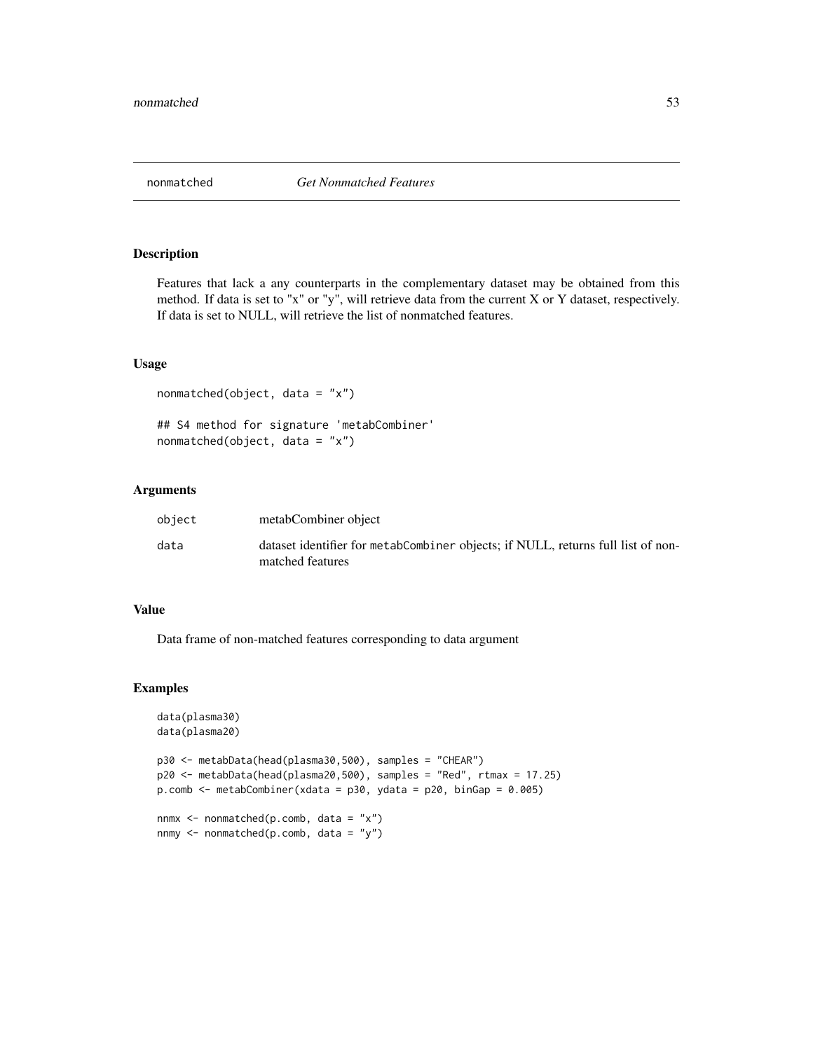## nonmatched *Get Nonmatched Features*

### Description

Features that lack a any counterparts in the complementary dataset may be obtained from this method. If data is set to "x" or "y", will retrieve data from the current X or Y dataset, respectively. If data is set to NULL, will retrieve the list of nonmatched features.

### Usage

```
nonmatched(object, data = "x")

## S4 method for signature 'metabCombiner'
nonmatched(object, data = "x")
```

### Arguments

| | |
|---|---|
| object | metabCombiner object |
| data | dataset identifier for metabCombiner objects; if NULL, returns full list of non-matched features |

### Value

Data frame of non-matched features corresponding to data argument

### Examples

```
data(plasma30)
data(plasma20)

p30 <- metabData(head(plasma30,500), samples = "CHEAR")
p20 <- metabData(head(plasma20,500), samples = "Red", rtmax = 17.25)
p.comb <- metabCombiner(xdata = p30, ydata = p20, binGap = 0.005)

nnmx <- nonmatched(p.comb, data = "x")
nnmy <- nonmatched(p.comb, data = "y")
```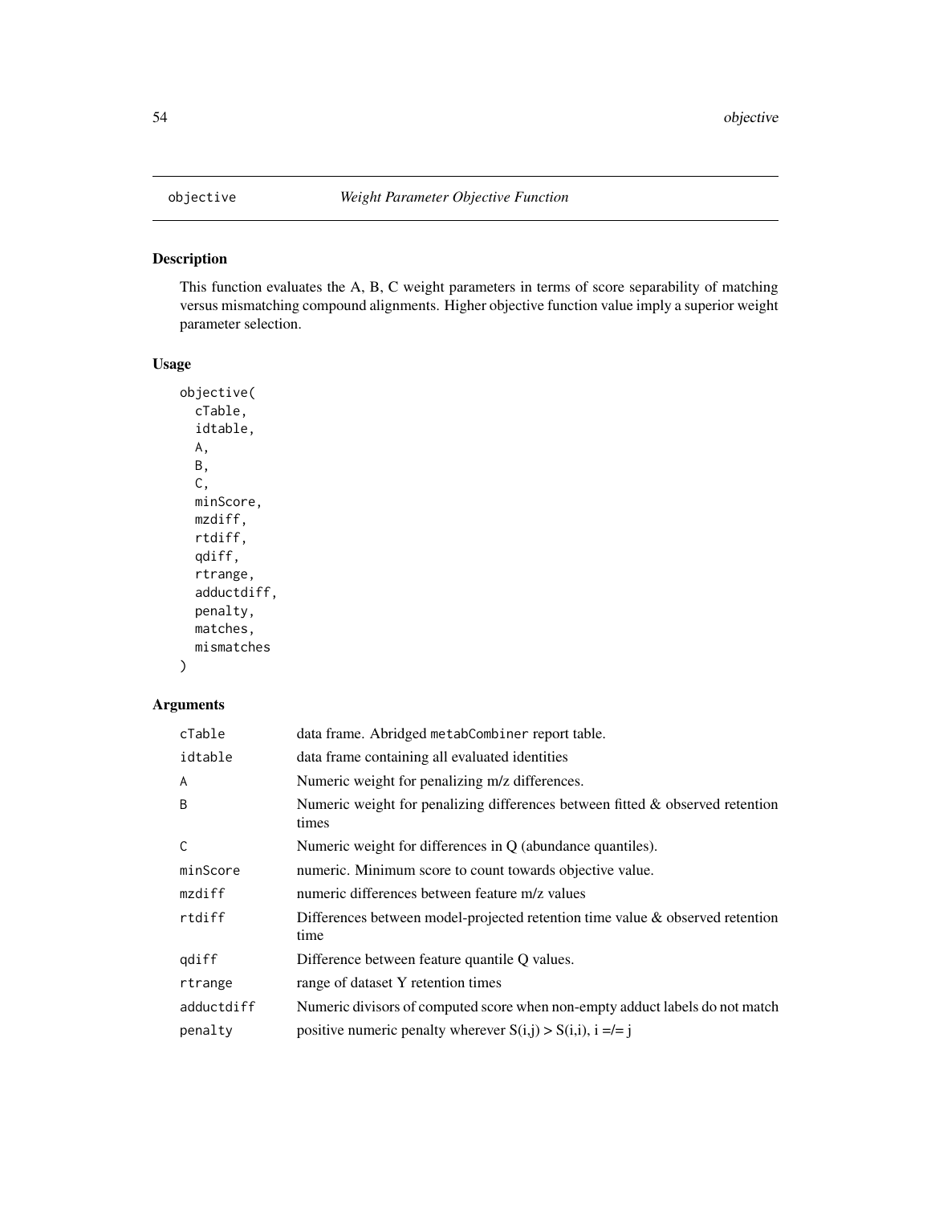## objective *Weight Parameter Objective Function*

### Description

This function evaluates the A, B, C weight parameters in terms of score separability of matching versus mismatching compound alignments. Higher objective function value imply a superior weight parameter selection.

### Usage

```
objective(
  cTable,
  idtable,
  A,
  B,
  C,
  minScore,
  mzdiff,
  rtdiff,
  qdiff,
  rtrange,
  adductdiff,
  penalty,
  matches,
  mismatches
)
```

### Arguments

| | |
|---|---|
| cTable | data frame. Abridged `metabCombiner` report table. |
| idtable | data frame containing all evaluated identities |
| A | Numeric weight for penalizing m/z differences. |
| B | Numeric weight for penalizing differences between fitted & observed retention times |
| C | Numeric weight for differences in Q (abundance quantiles). |
| minScore | numeric. Minimum score to count towards objective value. |
| mzdiff | numeric differences between feature m/z values |
| rtdiff | Differences between model-projected retention time value & observed retention time |
| qdiff | Difference between feature quantile Q values. |
| rtrange | range of dataset Y retention times |
| adductdiff | Numeric divisors of computed score when non-empty adduct labels do not match |
| penalty | positive numeric penalty wherever S(i,j) > S(i,i), i =/= j |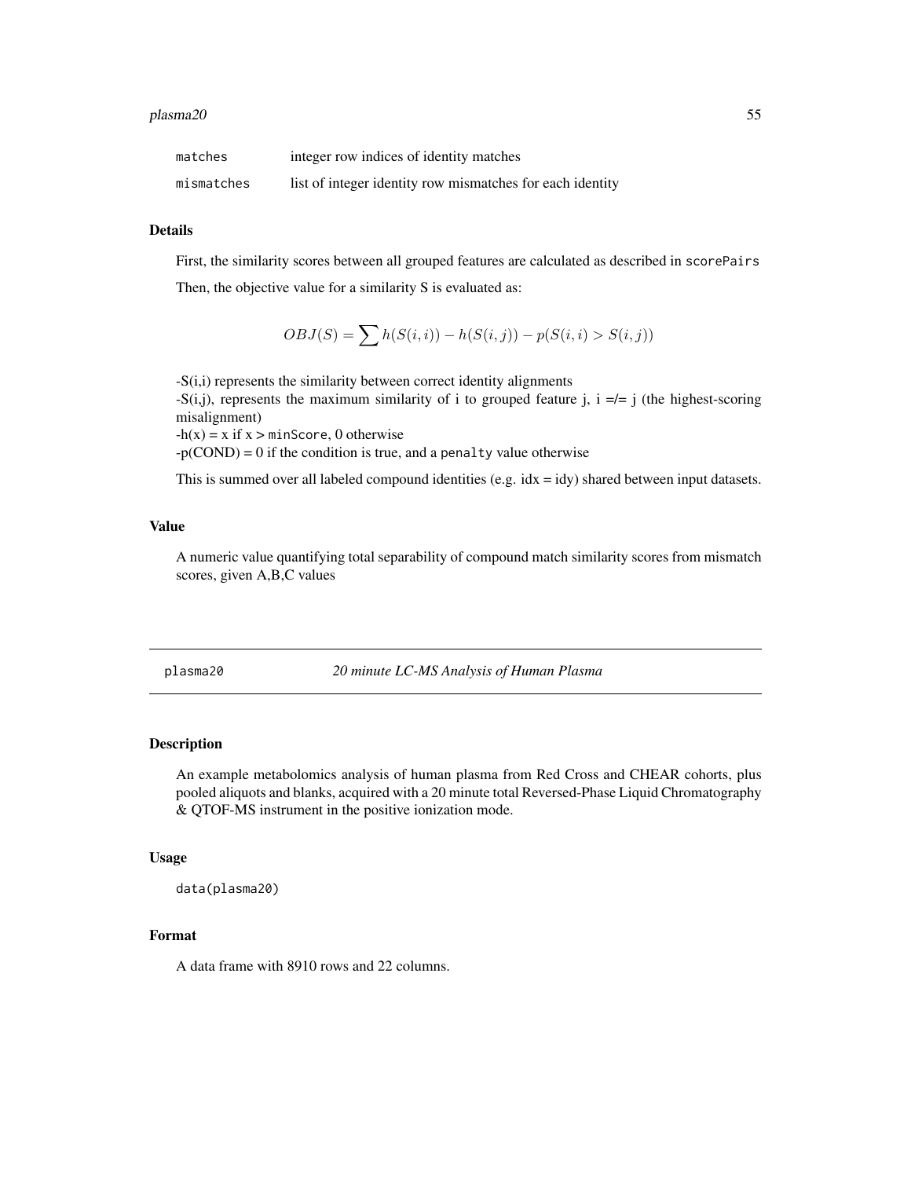| | |
|---|---|
| matches | integer row indices of identity matches |
| mismatches | list of integer identity row mismatches for each identity |

### Details

First, the similarity scores between all grouped features are calculated as described in scorePairs

Then, the objective value for a similarity S is evaluated as:

$$OBJ(S) = \sum h(S(i,i)) - h(S(i,j)) - p(S(i,i) > S(i,j))$$

-S(i,i) represents the similarity between correct identity alignments  
-S(i,j), represents the maximum similarity of i to grouped feature j, i =/= j (the highest-scoring misalignment)  
-h(x) = x if x > minScore, 0 otherwise  
-p(COND) = 0 if the condition is true, and a penalty value otherwise

This is summed over all labeled compound identities (e.g. idx = idy) shared between input datasets.

### Value

A numeric value quantifying total separability of compound match similarity scores from mismatch scores, given A,B,C values

---

## plasma20 — *20 minute LC-MS Analysis of Human Plasma*

### Description

An example metabolomics analysis of human plasma from Red Cross and CHEAR cohorts, plus pooled aliquots and blanks, acquired with a 20 minute total Reversed-Phase Liquid Chromatography & QTOF-MS instrument in the positive ionization mode.

### Usage

```
data(plasma20)
```

### Format

A data frame with 8910 rows and 22 columns.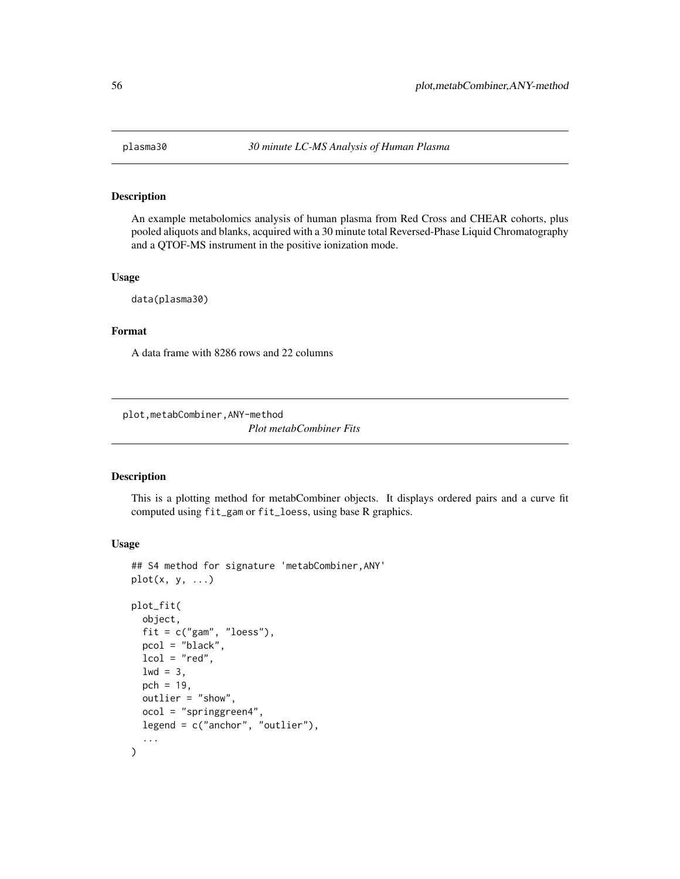## plasma30 — *30 minute LC-MS Analysis of Human Plasma*

### Description

An example metabolomics analysis of human plasma from Red Cross and CHEAR cohorts, plus pooled aliquots and blanks, acquired with a 30 minute total Reversed-Phase Liquid Chromatography and a QTOF-MS instrument in the positive ionization mode.

### Usage

```
data(plasma30)
```

### Format

A data frame with 8286 rows and 22 columns

## plot,metabCombiner,ANY-method — *Plot metabCombiner Fits*

### Description

This is a plotting method for metabCombiner objects. It displays ordered pairs and a curve fit computed using `fit_gam` or `fit_loess`, using base R graphics.

### Usage

```
## S4 method for signature 'metabCombiner,ANY'
plot(x, y, ...)

plot_fit(
  object,
  fit = c("gam", "loess"),
  pcol = "black",
  lcol = "red",
  lwd = 3,
  pch = 19,
  outlier = "show",
  ocol = "springgreen4",
  legend = c("anchor", "outlier"),
  ...
)
```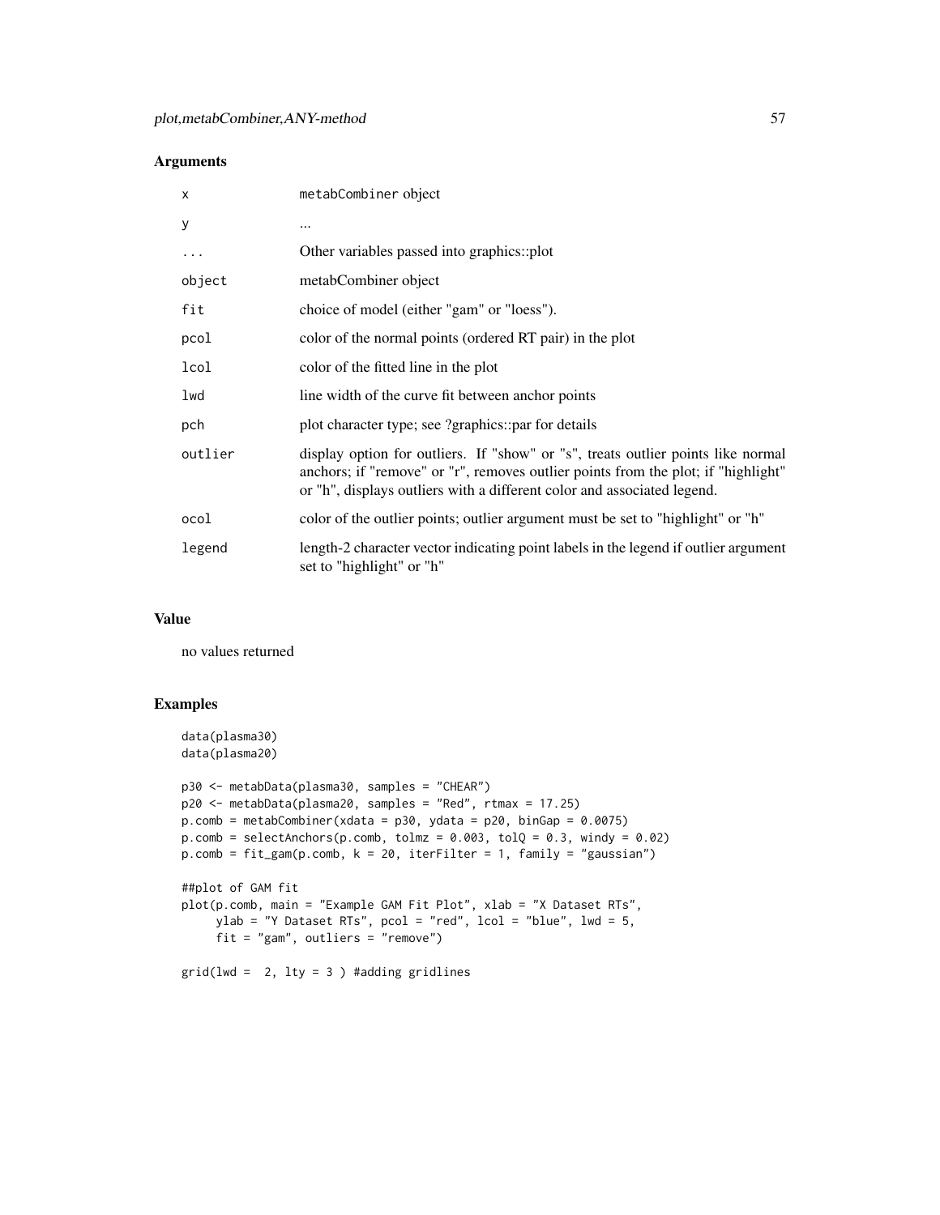## Arguments

| | |
|---|---|
| x | metabCombiner object |
| y | ... |
| ... | Other variables passed into graphics::plot |
| object | metabCombiner object |
| fit | choice of model (either "gam" or "loess"). |
| pcol | color of the normal points (ordered RT pair) in the plot |
| lcol | color of the fitted line in the plot |
| lwd | line width of the curve fit between anchor points |
| pch | plot character type; see ?graphics::par for details |
| outlier | display option for outliers. If "show" or "s", treats outlier points like normal anchors; if "remove" or "r", removes outlier points from the plot; if "highlight" or "h", displays outliers with a different color and associated legend. |
| ocol | color of the outlier points; outlier argument must be set to "highlight" or "h" |
| legend | length-2 character vector indicating point labels in the legend if outlier argument set to "highlight" or "h" |

## Value

no values returned

## Examples

```
data(plasma30)
data(plasma20)

p30 <- metabData(plasma30, samples = "CHEAR")
p20 <- metabData(plasma20, samples = "Red", rtmax = 17.25)
p.comb = metabCombiner(xdata = p30, ydata = p20, binGap = 0.0075)
p.comb = selectAnchors(p.comb, tolmz = 0.003, tolQ = 0.3, windy = 0.02)
p.comb = fit_gam(p.comb, k = 20, iterFilter = 1, family = "gaussian")

##plot of GAM fit
plot(p.comb, main = "Example GAM Fit Plot", xlab = "X Dataset RTs",
     ylab = "Y Dataset RTs", pcol = "red", lcol = "blue", lwd = 5,
     fit = "gam", outliers = "remove")

grid(lwd =  2, lty = 3 ) #adding gridlines
```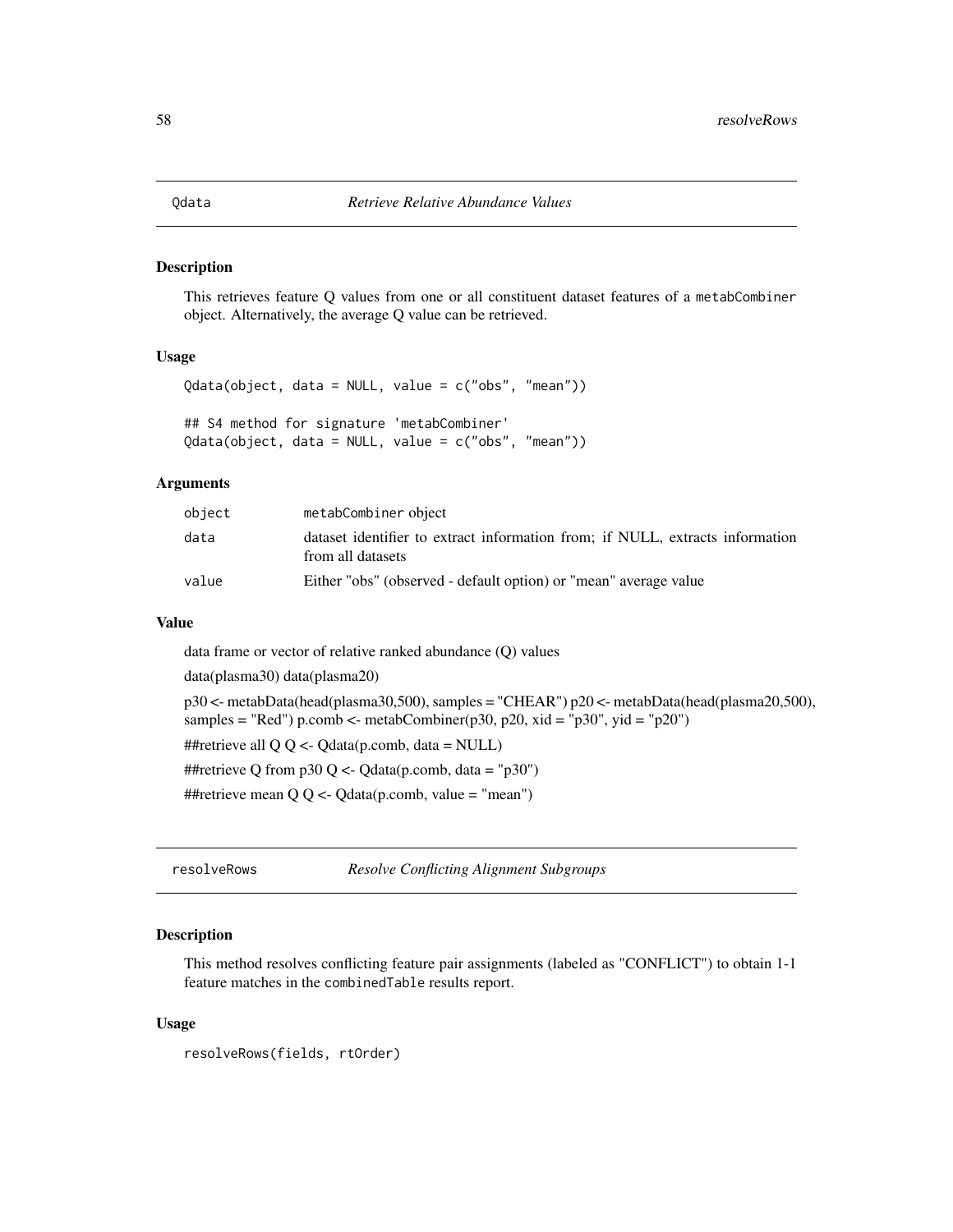## Qdata *Retrieve Relative Abundance Values*

### Description

This retrieves feature Q values from one or all constituent dataset features of a metabCombiner object. Alternatively, the average Q value can be retrieved.

### Usage

```
Qdata(object, data = NULL, value = c("obs", "mean"))

## S4 method for signature 'metabCombiner'
Qdata(object, data = NULL, value = c("obs", "mean"))
```

### Arguments

| | |
|---|---|
| object | metabCombiner object |
| data | dataset identifier to extract information from; if NULL, extracts information from all datasets |
| value | Either "obs" (observed - default option) or "mean" average value |

### Value

data frame or vector of relative ranked abundance (Q) values

data(plasma30) data(plasma20)

p30 <- metabData(head(plasma30,500), samples = "CHEAR") p20 <- metabData(head(plasma20,500), samples = "Red") p.comb <- metabCombiner(p30, p20, xid = "p30", yid = "p20")

##retrieve all Q Q <- Qdata(p.comb, data = NULL)

##retrieve Q from p30 Q <- Qdata(p.comb, data = "p30")

##retrieve mean Q Q <- Qdata(p.comb, value = "mean")

## resolveRows *Resolve Conflicting Alignment Subgroups*

### Description

This method resolves conflicting feature pair assignments (labeled as "CONFLICT") to obtain 1-1 feature matches in the combinedTable results report.

### Usage

```
resolveRows(fields, rtOrder)
```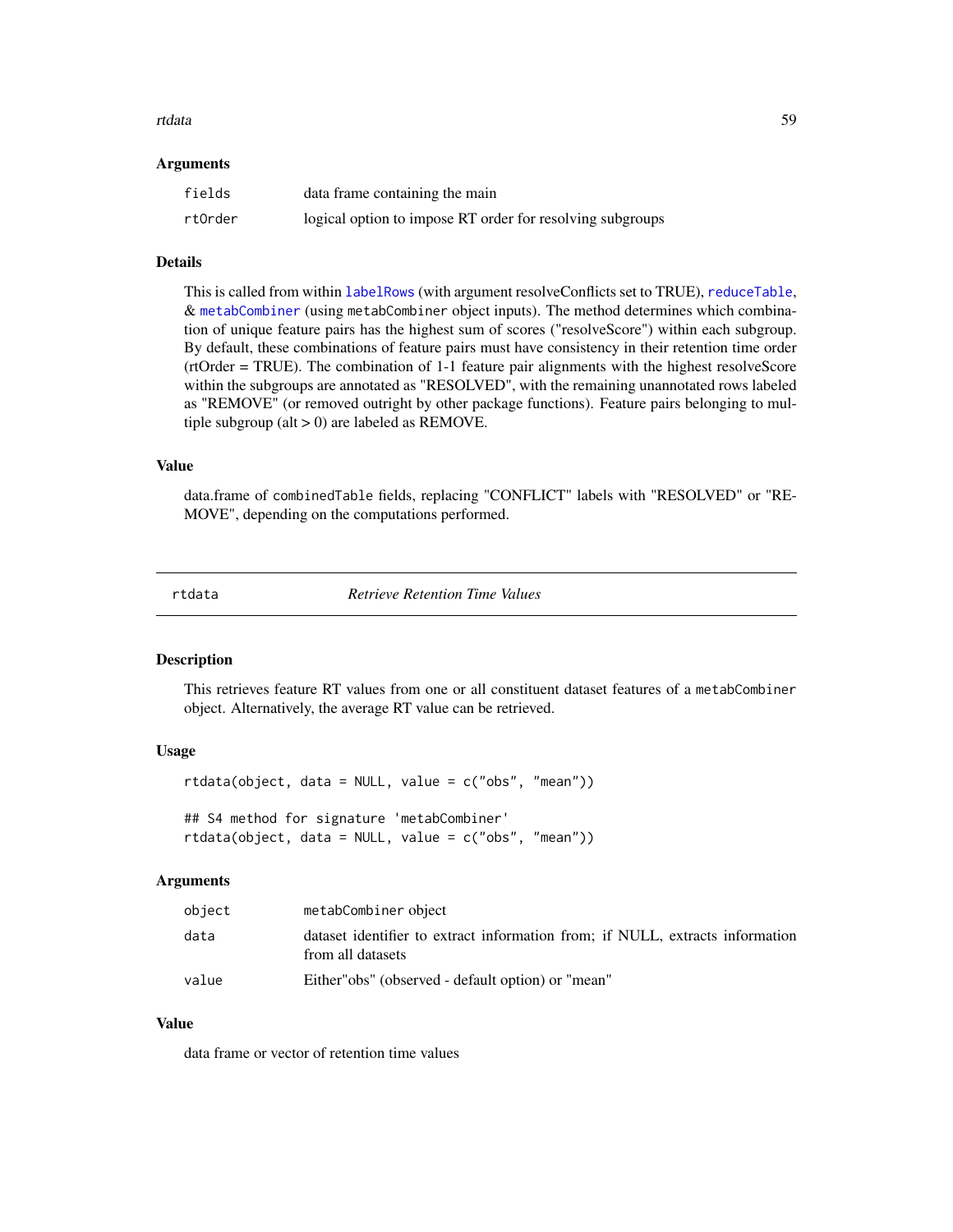### Arguments

| | |
|---|---|
| fields | data frame containing the main |
| rtOrder | logical option to impose RT order for resolving subgroups |

### Details

This is called from within labelRows (with argument resolveConflicts set to TRUE), reduceTable, & metabCombiner (using metabCombiner object inputs). The method determines which combination of unique feature pairs has the highest sum of scores ("resolveScore") within each subgroup. By default, these combinations of feature pairs must have consistency in their retention time order (rtOrder = TRUE). The combination of 1-1 feature pair alignments with the highest resolveScore within the subgroups are annotated as "RESOLVED", with the remaining unannotated rows labeled as "REMOVE" (or removed outright by other package functions). Feature pairs belonging to multiple subgroup (alt > 0) are labeled as REMOVE.

### Value

data.frame of combinedTable fields, replacing "CONFLICT" labels with "RESOLVED" or "REMOVE", depending on the computations performed.

---

## rtdata — *Retrieve Retention Time Values*

---

### Description

This retrieves feature RT values from one or all constituent dataset features of a metabCombiner object. Alternatively, the average RT value can be retrieved.

### Usage

```
rtdata(object, data = NULL, value = c("obs", "mean"))

## S4 method for signature 'metabCombiner'
rtdata(object, data = NULL, value = c("obs", "mean"))
```

### Arguments

| | |
|---|---|
| object | metabCombiner object |
| data | dataset identifier to extract information from; if NULL, extracts information from all datasets |
| value | Either"obs" (observed - default option) or "mean" |

### Value

data frame or vector of retention time values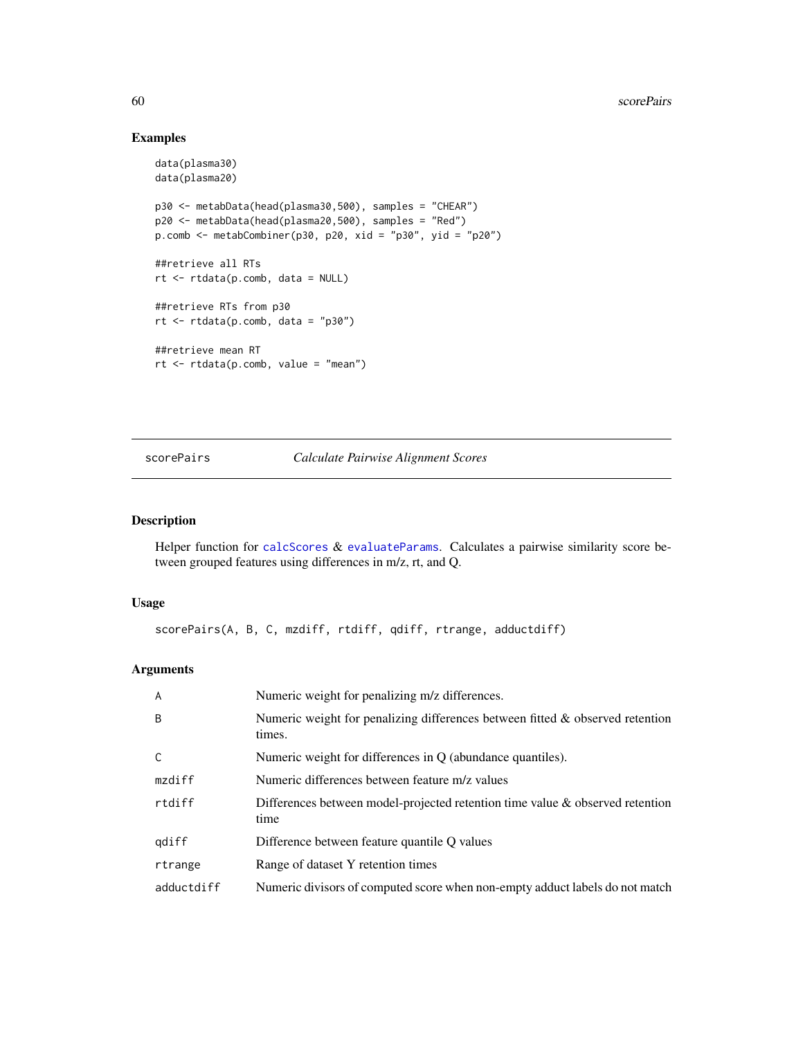## Examples

```
data(plasma30)
data(plasma20)

p30 <- metabData(head(plasma30,500), samples = "CHEAR")
p20 <- metabData(head(plasma20,500), samples = "Red")
p.comb <- metabCombiner(p30, p20, xid = "p30", yid = "p20")

##retrieve all RTs
rt <- rtdata(p.comb, data = NULL)

##retrieve RTs from p30
rt <- rtdata(p.comb, data = "p30")

##retrieve mean RT
rt <- rtdata(p.comb, value = "mean")
```

---

# scorePairs — *Calculate Pairwise Alignment Scores*

---

## Description

Helper function for `calcScores` & `evaluateParams`. Calculates a pairwise similarity score between grouped features using differences in m/z, rt, and Q.

## Usage

```
scorePairs(A, B, C, mzdiff, rtdiff, qdiff, rtrange, adductdiff)
```

## Arguments

| | |
|---|---|
| A | Numeric weight for penalizing m/z differences. |
| B | Numeric weight for penalizing differences between fitted & observed retention times. |
| C | Numeric weight for differences in Q (abundance quantiles). |
| mzdiff | Numeric differences between feature m/z values |
| rtdiff | Differences between model-projected retention time value & observed retention time |
| qdiff | Difference between feature quantile Q values |
| rtrange | Range of dataset Y retention times |
| adductdiff | Numeric divisors of computed score when non-empty adduct labels do not match |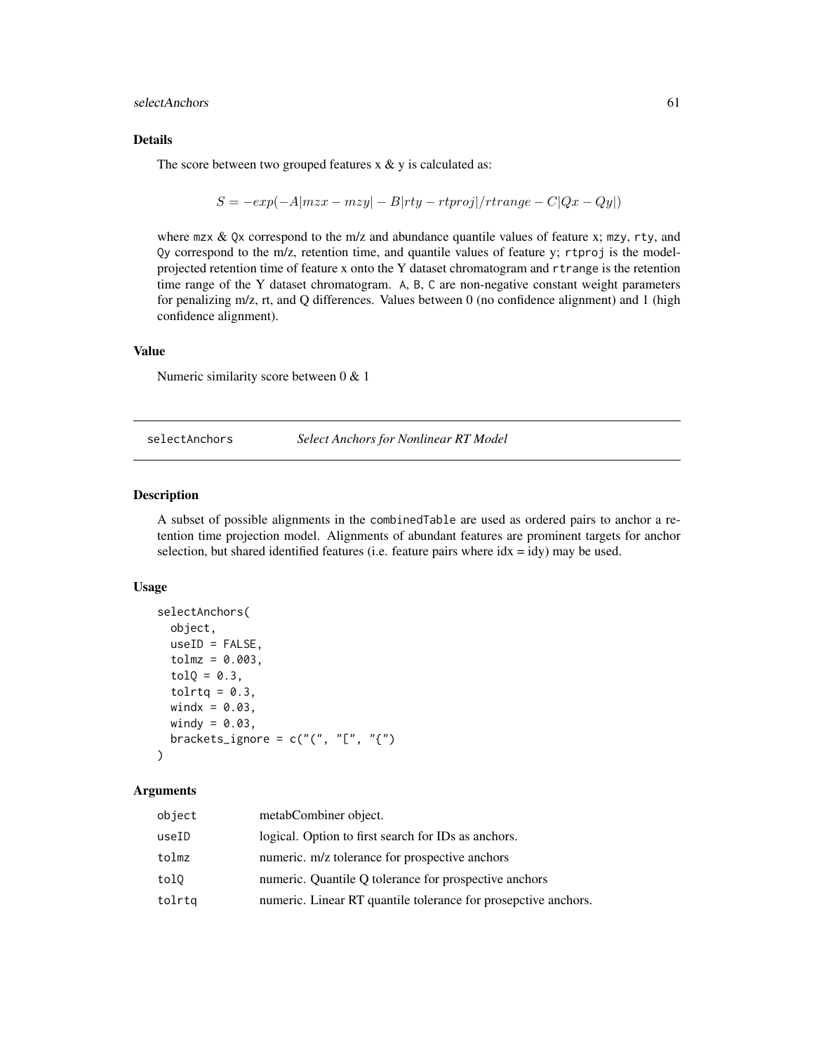### Details

The score between two grouped features x & y is calculated as:

$$S = -exp(-A|mzx - mzy| - B|rty - rtproj|/rtrange - C|Qx - Qy|)$$

where `mzx` & `Qx` correspond to the m/z and abundance quantile values of feature x; `mzy`, `rty`, and `Qy` correspond to the m/z, retention time, and quantile values of feature y; `rtproj` is the model-projected retention time of feature x onto the Y dataset chromatogram and `rtrange` is the retention time range of the Y dataset chromatogram. `A`, `B`, `C` are non-negative constant weight parameters for penalizing m/z, rt, and Q differences. Values between 0 (no confidence alignment) and 1 (high confidence alignment).

### Value

Numeric similarity score between 0 & 1

---

## selectAnchors — *Select Anchors for Nonlinear RT Model*

### Description

A subset of possible alignments in the `combinedTable` are used as ordered pairs to anchor a retention time projection model. Alignments of abundant features are prominent targets for anchor selection, but shared identified features (i.e. feature pairs where idx = idy) may be used.

### Usage

```
selectAnchors(
  object,
  useID = FALSE,
  tolmz = 0.003,
  tolQ = 0.3,
  tolrtq = 0.3,
  windx = 0.03,
  windy = 0.03,
  brackets_ignore = c("(", "[", "{")
)
```

### Arguments

| | |
|---|---|
| `object` | metabCombiner object. |
| `useID` | logical. Option to first search for IDs as anchors. |
| `tolmz` | numeric. m/z tolerance for prospective anchors |
| `tolQ` | numeric. Quantile Q tolerance for prospective anchors |
| `tolrtq` | numeric. Linear RT quantile tolerance for prosepctive anchors. |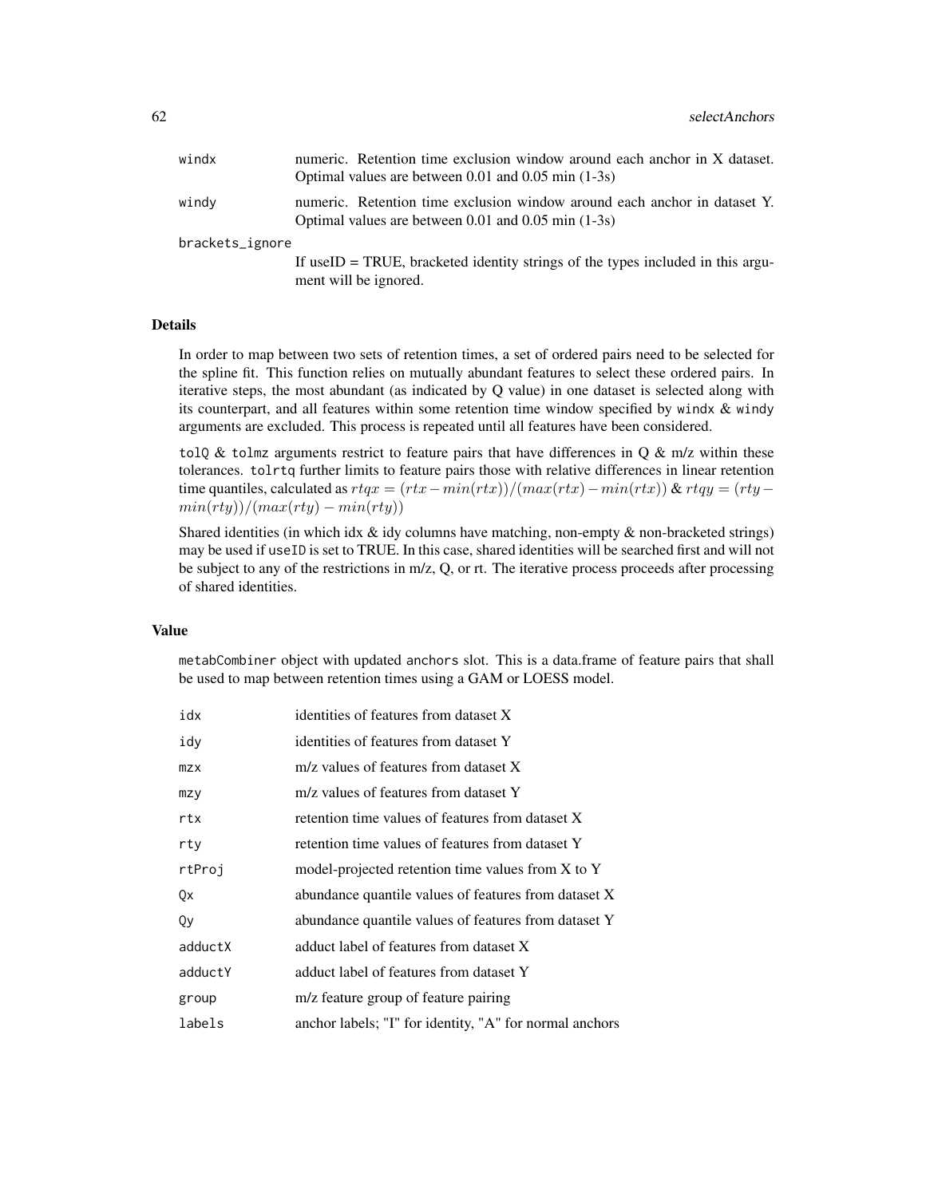| | |
|---|---|
| windx | numeric. Retention time exclusion window around each anchor in X dataset. Optimal values are between 0.01 and 0.05 min (1-3s) |
| windy | numeric. Retention time exclusion window around each anchor in dataset Y. Optimal values are between 0.01 and 0.05 min (1-3s) |
| brackets_ignore | If useID = TRUE, bracketed identity strings of the types included in this argument will be ignored. |

## Details

In order to map between two sets of retention times, a set of ordered pairs need to be selected for the spline fit. This function relies on mutually abundant features to select these ordered pairs. In iterative steps, the most abundant (as indicated by Q value) in one dataset is selected along with its counterpart, and all features within some retention time window specified by windx & windy arguments are excluded. This process is repeated until all features have been considered.

tolQ & tolmz arguments restrict to feature pairs that have differences in Q & m/z within these tolerances. tolrtq further limits to feature pairs those with relative differences in linear retention time quantiles, calculated as $rtqx = (rtx - min(rtx))/(max(rtx) - min(rtx))$ & $rtqy = (rty - min(rty))/(max(rty) - min(rty))$

Shared identities (in which idx & idy columns have matching, non-empty & non-bracketed strings) may be used if useID is set to TRUE. In this case, shared identities will be searched first and will not be subject to any of the restrictions in m/z, Q, or rt. The iterative process proceeds after processing of shared identities.

## Value

metabCombiner object with updated anchors slot. This is a data.frame of feature pairs that shall be used to map between retention times using a GAM or LOESS model.

| | |
|---|---|
| idx | identities of features from dataset X |
| idy | identities of features from dataset Y |
| mzx | m/z values of features from dataset X |
| mzy | m/z values of features from dataset Y |
| rtx | retention time values of features from dataset X |
| rty | retention time values of features from dataset Y |
| rtProj | model-projected retention time values from X to Y |
| Qx | abundance quantile values of features from dataset X |
| Qy | abundance quantile values of features from dataset Y |
| adductX | adduct label of features from dataset X |
| adductY | adduct label of features from dataset Y |
| group | m/z feature group of feature pairing |
| labels | anchor labels; "I" for identity, "A" for normal anchors |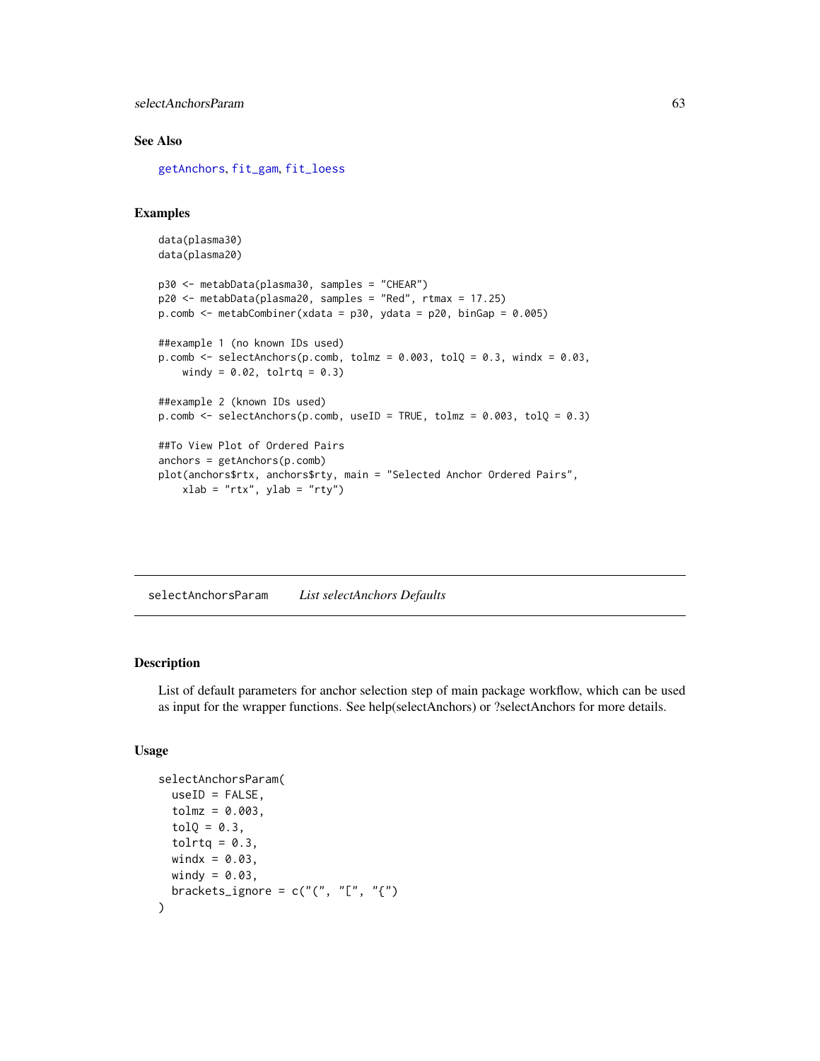## See Also

getAnchors, fit_gam, fit_loess

## Examples

```
data(plasma30)
data(plasma20)

p30 <- metabData(plasma30, samples = "CHEAR")
p20 <- metabData(plasma20, samples = "Red", rtmax = 17.25)
p.comb <- metabCombiner(xdata = p30, ydata = p20, binGap = 0.005)

##example 1 (no known IDs used)
p.comb <- selectAnchors(p.comb, tolmz = 0.003, tolQ = 0.3, windx = 0.03,
    windy = 0.02, tolrtq = 0.3)

##example 2 (known IDs used)
p.comb <- selectAnchors(p.comb, useID = TRUE, tolmz = 0.003, tolQ = 0.3)

##To View Plot of Ordered Pairs
anchors = getAnchors(p.comb)
plot(anchors$rtx, anchors$rty, main = "Selected Anchor Ordered Pairs",
    xlab = "rtx", ylab = "rty")
```

---

# selectAnchorsParam — *List selectAnchors Defaults*

## Description

List of default parameters for anchor selection step of main package workflow, which can be used as input for the wrapper functions. See help(selectAnchors) or ?selectAnchors for more details.

## Usage

```
selectAnchorsParam(
  useID = FALSE,
  tolmz = 0.003,
  tolQ = 0.3,
  tolrtq = 0.3,
  windx = 0.03,
  windy = 0.03,
  brackets_ignore = c("(", "[", "{")
)
```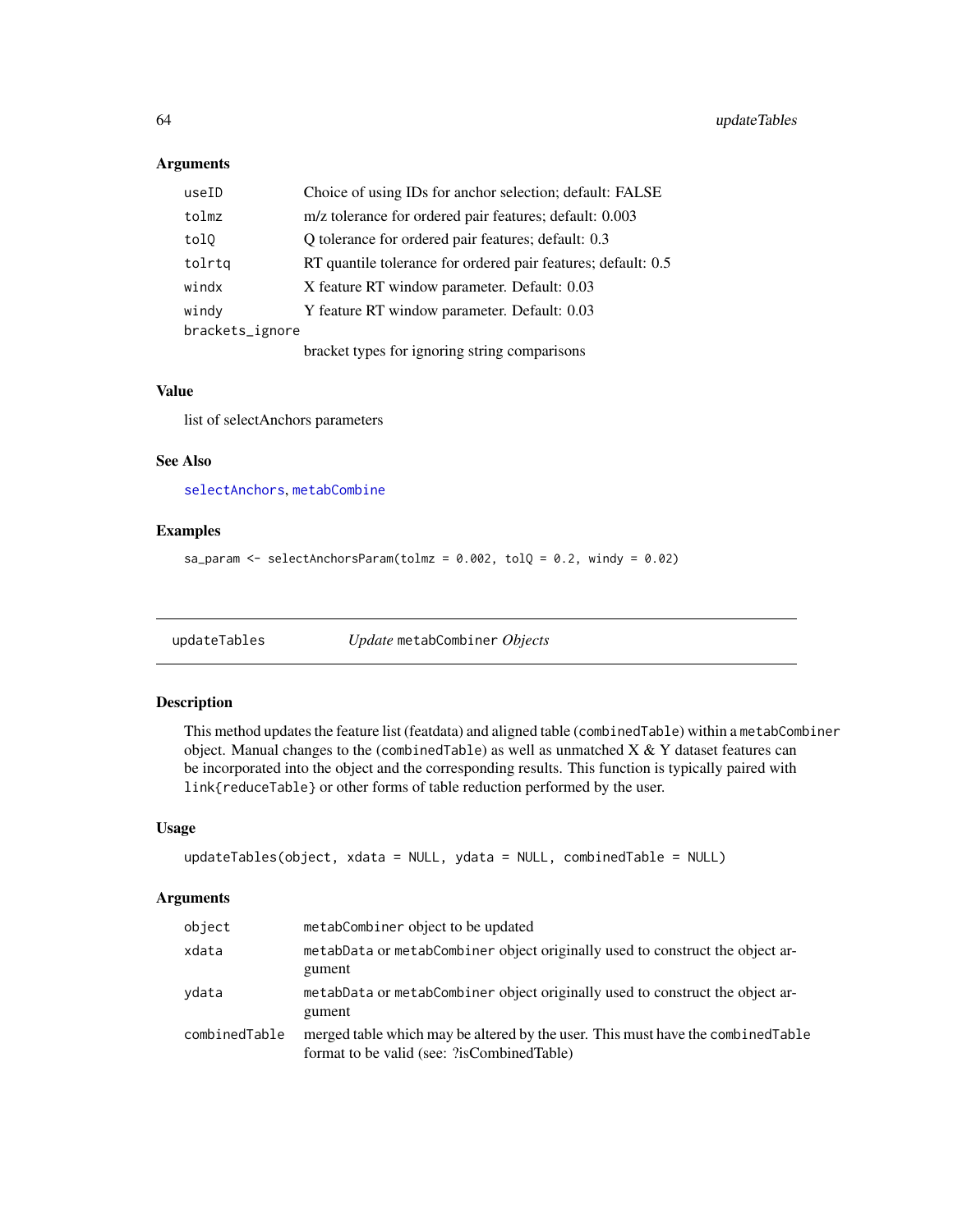### Arguments

| | |
|---|---|
| useID | Choice of using IDs for anchor selection; default: FALSE |
| tolmz | m/z tolerance for ordered pair features; default: 0.003 |
| tolQ | Q tolerance for ordered pair features; default: 0.3 |
| tolrtq | RT quantile tolerance for ordered pair features; default: 0.5 |
| windx | X feature RT window parameter. Default: 0.03 |
| windy | Y feature RT window parameter. Default: 0.03 |
| brackets_ignore | bracket types for ignoring string comparisons |

### Value

list of selectAnchors parameters

### See Also

selectAnchors, metabCombine

### Examples

```
sa_param <- selectAnchorsParam(tolmz = 0.002, tolQ = 0.2, windy = 0.02)
```

---

## updateTables — *Update* `metabCombiner` *Objects*

---

### Description

This method updates the feature list (featdata) and aligned table (`combinedTable`) within a `metabCombiner` object. Manual changes to the (`combinedTable`) as well as unmatched X & Y dataset features can be incorporated into the object and the corresponding results. This function is typically paired with `link{reduceTable}` or other forms of table reduction performed by the user.

### Usage

```
updateTables(object, xdata = NULL, ydata = NULL, combinedTable = NULL)
```

### Arguments

| | |
|---|---|
| object | `metabCombiner` object to be updated |
| xdata | `metabData` or `metabCombiner` object originally used to construct the object argument |
| ydata | `metabData` or `metabCombiner` object originally used to construct the object argument |
| combinedTable | merged table which may be altered by the user. This must have the `combinedTable` format to be valid (see: ?isCombinedTable) |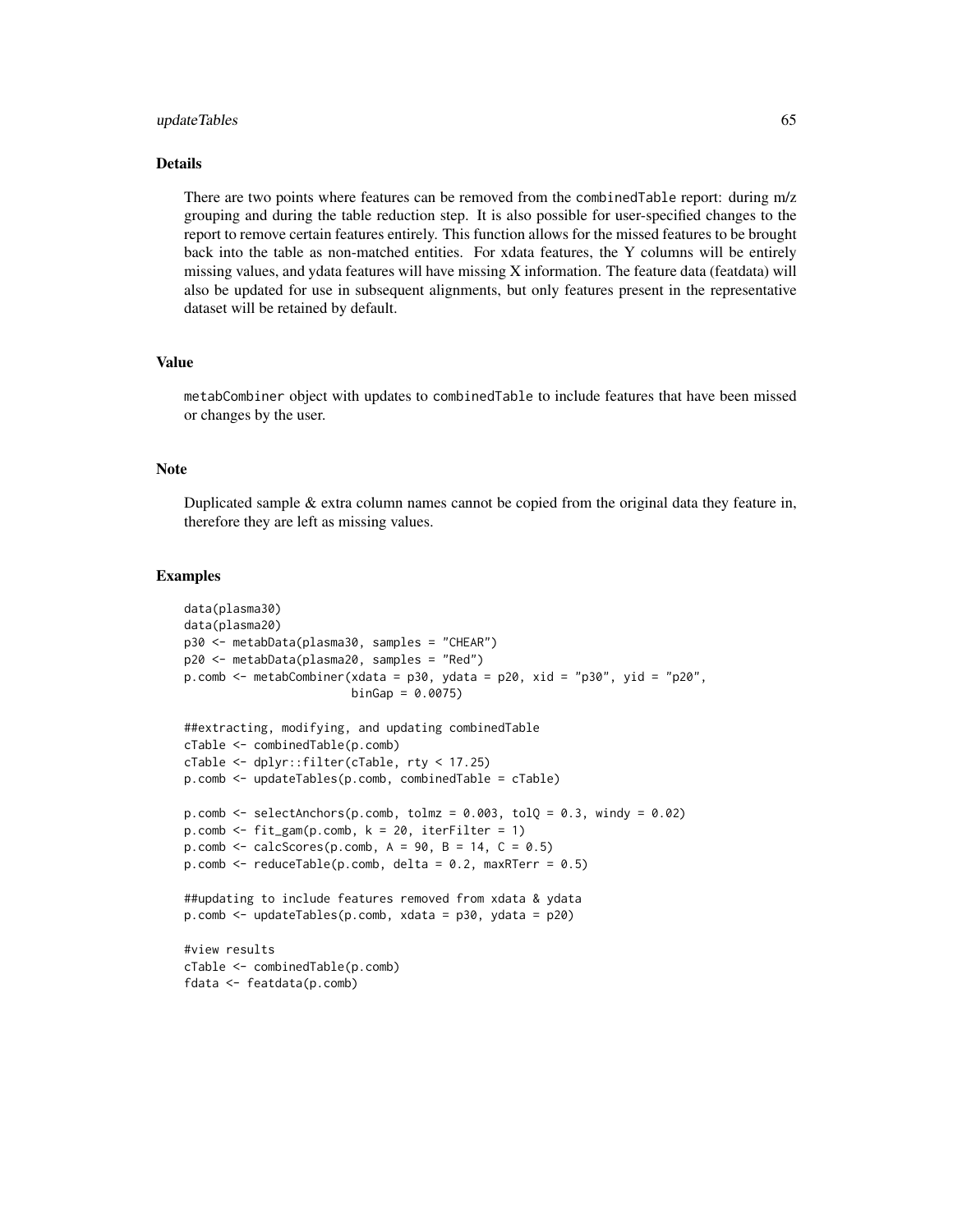## Details

There are two points where features can be removed from the combinedTable report: during m/z grouping and during the table reduction step. It is also possible for user-specified changes to the report to remove certain features entirely. This function allows for the missed features to be brought back into the table as non-matched entities. For xdata features, the Y columns will be entirely missing values, and ydata features will have missing X information. The feature data (featdata) will also be updated for use in subsequent alignments, but only features present in the representative dataset will be retained by default.

## Value

metabCombiner object with updates to combinedTable to include features that have been missed or changes by the user.

## Note

Duplicated sample & extra column names cannot be copied from the original data they feature in, therefore they are left as missing values.

## Examples

```
data(plasma30)
data(plasma20)
p30 <- metabData(plasma30, samples = "CHEAR")
p20 <- metabData(plasma20, samples = "Red")
p.comb <- metabCombiner(xdata = p30, ydata = p20, xid = "p30", yid = "p20",
                        binGap = 0.0075)

##extracting, modifying, and updating combinedTable
cTable <- combinedTable(p.comb)
cTable <- dplyr::filter(cTable, rty < 17.25)
p.comb <- updateTables(p.comb, combinedTable = cTable)

p.comb <- selectAnchors(p.comb, tolmz = 0.003, tolQ = 0.3, windy = 0.02)
p.comb <- fit_gam(p.comb, k = 20, iterFilter = 1)
p.comb <- calcScores(p.comb, A = 90, B = 14, C = 0.5)
p.comb <- reduceTable(p.comb, delta = 0.2, maxRTerr = 0.5)

##updating to include features removed from xdata & ydata
p.comb <- updateTables(p.comb, xdata = p30, ydata = p20)

#view results
cTable <- combinedTable(p.comb)
fdata <- featdata(p.comb)
```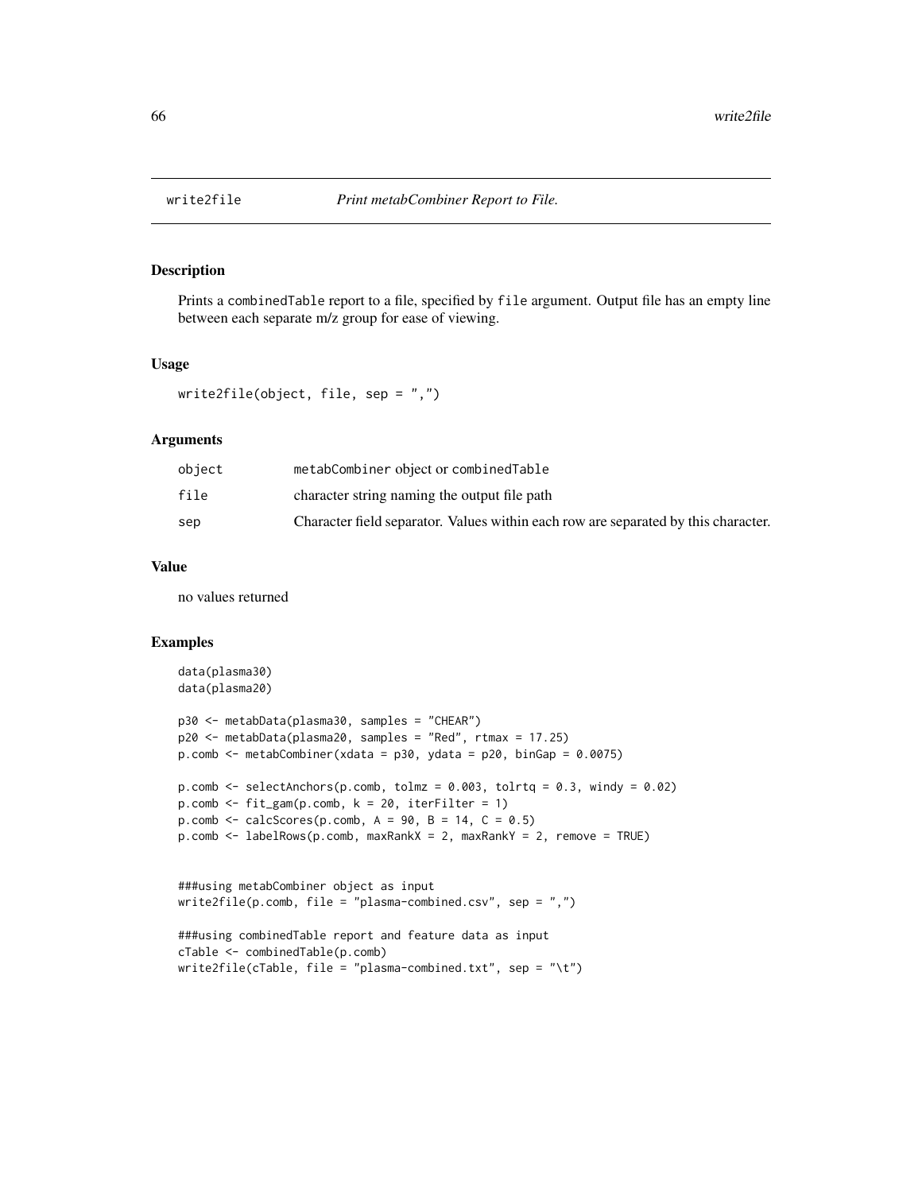# write2file — *Print metabCombiner Report to File.*

## Description

Prints a combinedTable report to a file, specified by file argument. Output file has an empty line between each separate m/z group for ease of viewing.

## Usage

```
write2file(object, file, sep = ",")
```

## Arguments

| | |
|---|---|
| object | metabCombiner object or combinedTable |
| file | character string naming the output file path |
| sep | Character field separator. Values within each row are separated by this character. |

## Value

no values returned

## Examples

```
data(plasma30)
data(plasma20)

p30 <- metabData(plasma30, samples = "CHEAR")
p20 <- metabData(plasma20, samples = "Red", rtmax = 17.25)
p.comb <- metabCombiner(xdata = p30, ydata = p20, binGap = 0.0075)

p.comb <- selectAnchors(p.comb, tolmz = 0.003, tolrtq = 0.3, windy = 0.02)
p.comb <- fit_gam(p.comb, k = 20, iterFilter = 1)
p.comb <- calcScores(p.comb, A = 90, B = 14, C = 0.5)
p.comb <- labelRows(p.comb, maxRankX = 2, maxRankY = 2, remove = TRUE)


###using metabCombiner object as input
write2file(p.comb, file = "plasma-combined.csv", sep = ",")

###using combinedTable report and feature data as input
cTable <- combinedTable(p.comb)
write2file(cTable, file = "plasma-combined.txt", sep = "\t")
```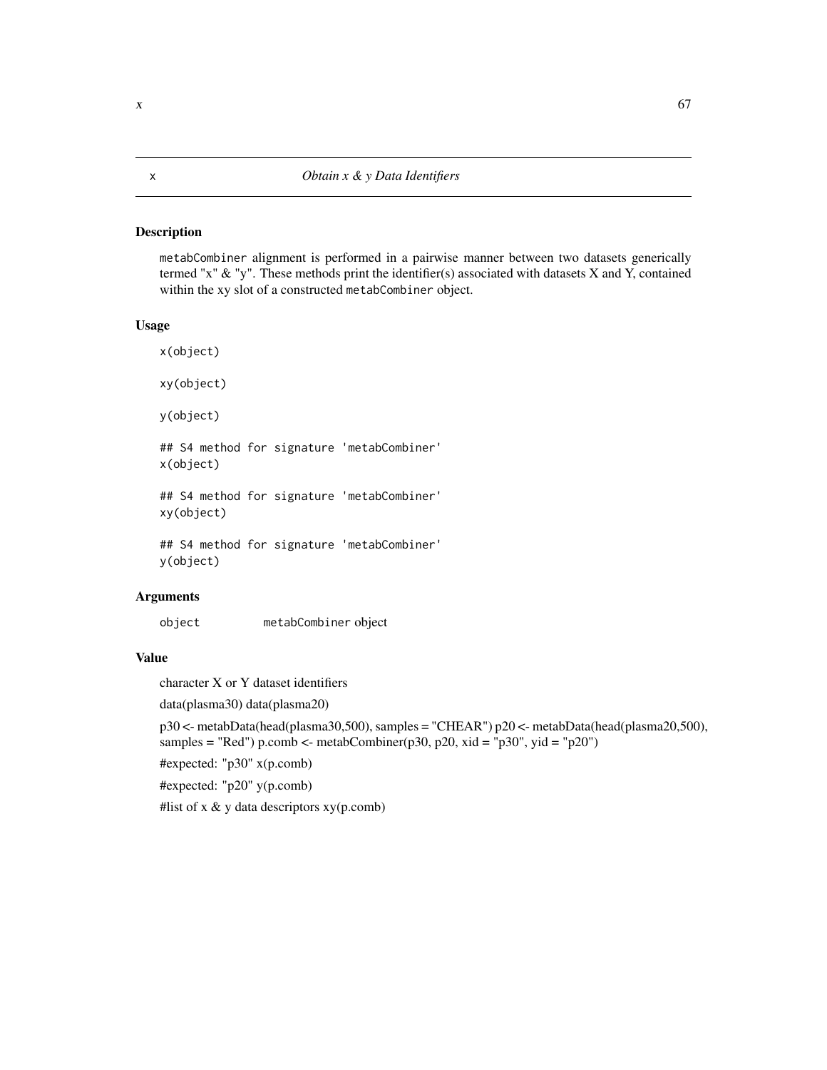## x *Obtain x & y Data Identifiers*

### Description

metabCombiner alignment is performed in a pairwise manner between two datasets generically termed "x" & "y". These methods print the identifier(s) associated with datasets X and Y, contained within the xy slot of a constructed metabCombiner object.

### Usage

```
x(object)

xy(object)

y(object)

## S4 method for signature 'metabCombiner'
x(object)

## S4 method for signature 'metabCombiner'
xy(object)

## S4 method for signature 'metabCombiner'
y(object)
```

### Arguments

| | |
|---|---|
| object | metabCombiner object |

### Value

character X or Y dataset identifiers

data(plasma30) data(plasma20)

p30 <- metabData(head(plasma30,500), samples = "CHEAR") p20 <- metabData(head(plasma20,500), samples = "Red") p.comb <- metabCombiner(p30, p20, xid = "p30", yid = "p20")

#expected: "p30" x(p.comb)

#expected: "p20" y(p.comb)

#list of x & y data descriptors xy(p.comb)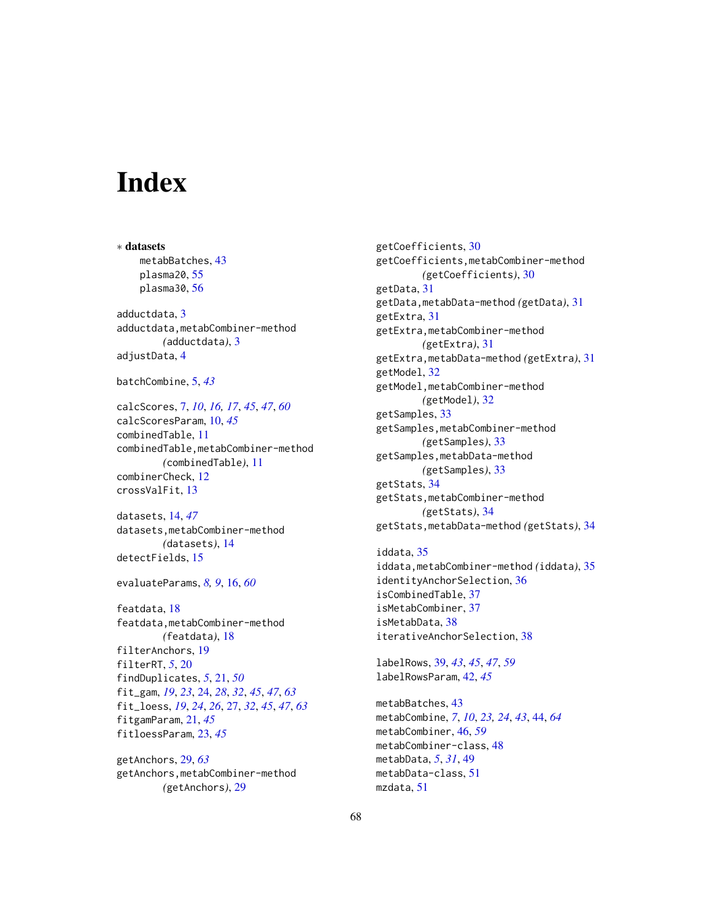# Index

∗ **datasets**
  metabBatches, 43
  plasma20, 55
  plasma30, 56

adductdata, 3
adductdata,metabCombiner-method (adductdata), 3
adjustData, 4

batchCombine, 5, *43*

calcScores, 7, *10*, *16, 17*, *45*, *47*, *60*
calcScoresParam, 10, *45*
combinedTable, 11
combinedTable,metabCombiner-method (combinedTable), 11
combinerCheck, 12
crossValFit, 13

datasets, 14, *47*
datasets,metabCombiner-method (datasets), 14
detectFields, 15

evaluateParams, *8, 9*, 16, *60*

featdata, 18
featdata,metabCombiner-method (featdata), 18
filterAnchors, 19
filterRT, *5*, 20
findDuplicates, *5*, 21, *50*
fit_gam, *19*, *23*, 24, *28*, *32*, *45*, *47*, *63*
fit_loess, *19*, *24*, *26*, 27, *32*, *45*, *47*, *63*
fitgamParam, 21, *45*
fitloessParam, 23, *45*

getAnchors, 29, *63*
getAnchors,metabCombiner-method (getAnchors), 29
getCoefficients, 30
getCoefficients,metabCombiner-method (getCoefficients), 30
getData, 31
getData,metabData-method (getData), 31
getExtra, 31
getExtra,metabCombiner-method (getExtra), 31
getExtra,metabData-method (getExtra), 31
getModel, 32
getModel,metabCombiner-method (getModel), 32
getSamples, 33
getSamples,metabCombiner-method (getSamples), 33
getSamples,metabData-method (getSamples), 33
getStats, 34
getStats,metabCombiner-method (getStats), 34
getStats,metabData-method (getStats), 34

iddata, 35
iddata,metabCombiner-method (iddata), 35
identityAnchorSelection, 36
isCombinedTable, 37
isMetabCombiner, 37
isMetabData, 38
iterativeAnchorSelection, 38

labelRows, 39, *43*, *45*, *47*, *59*
labelRowsParam, 42, *45*

metabBatches, 43
metabCombine, *7*, *10*, *23, 24*, *43*, 44, *64*
metabCombiner, 46, *59*
metabCombiner-class, 48
metabData, *5*, *31*, 49
metabData-class, 51
mzdata, 51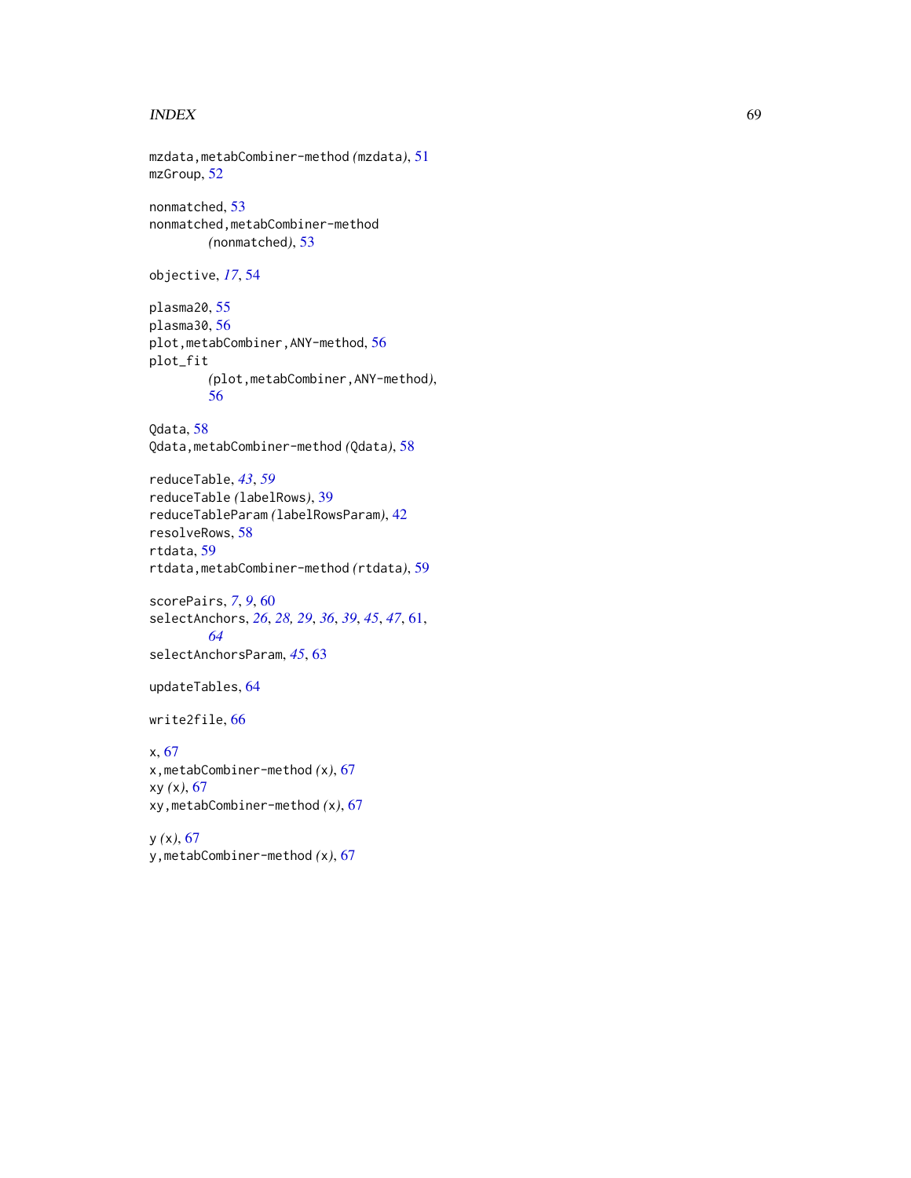mzdata,metabCombiner-method *(*mzdata*)*, 51
mzGroup, 52

nonmatched, 53
nonmatched,metabCombiner-method
        *(*nonmatched*)*, 53

objective, *17*, 54

plasma20, 55
plasma30, 56
plot,metabCombiner,ANY-method, 56
plot_fit
        *(*plot,metabCombiner,ANY-method*)*,
        56

Qdata, 58
Qdata,metabCombiner-method *(*Qdata*)*, 58

reduceTable, *43*, *59*
reduceTable *(*labelRows*)*, 39
reduceTableParam *(*labelRowsParam*)*, 42
resolveRows, 58
rtdata, 59
rtdata,metabCombiner-method *(*rtdata*)*, 59

scorePairs, *7*, *9*, 60
selectAnchors, *26*, *28*, *29*, *36*, *39*, *45*, *47*, 61,
        *64*
selectAnchorsParam, *45*, 63

updateTables, 64

write2file, 66

x, 67
x,metabCombiner-method *(*x*)*, 67
xy *(*x*)*, 67
xy,metabCombiner-method *(*x*)*, 67

y *(*x*)*, 67
y,metabCombiner-method *(*x*)*, 67